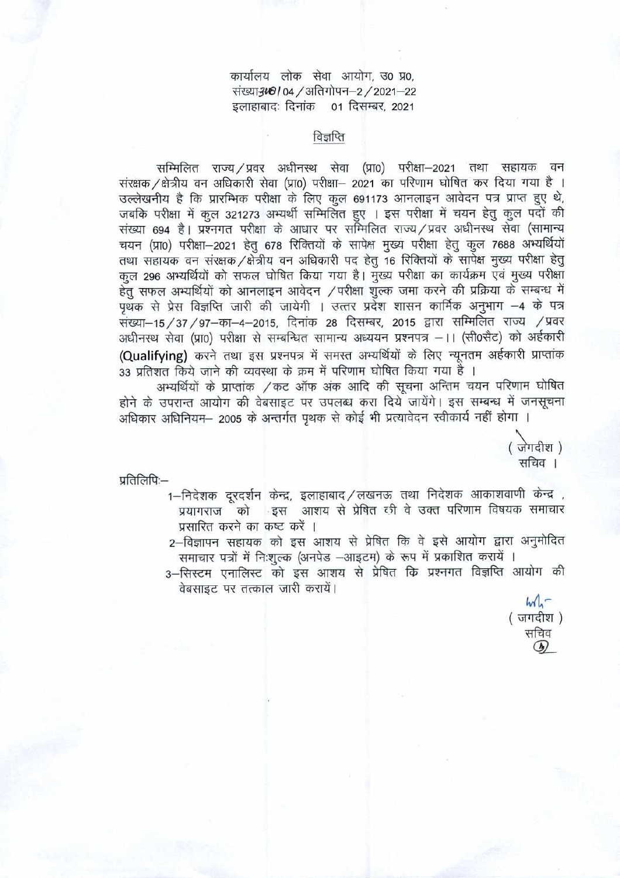कार्यालय लोक सेवा आयोग, उ0 प्र0,
संख्या3उ0/04/अतिगोपन-2/2021-22
इलाहाबादः दिनांक 01 दिसम्बर, 2021

## विज्ञप्ति

सम्मिलित राज्य/प्रवर अधीनस्थ सेवा (प्रा0) परीक्षा-2021 तथा सहायक वन संरक्षक/क्षेत्रीय वन अधिकारी सेवा (प्रा0) परीक्षा- 2021 का परिणाम घोषित कर दिया गया है । उल्लेखनीय है कि प्रारम्भिक परीक्षा के लिए कुल 691173 आनलाइन आवेदन पत्र प्राप्त हुए थे, जबकि परीक्षा में कुल 321273 अभ्यर्थी सम्मिलित हुए । इस परीक्षा में चयन हेतु कुल पदों की संख्या 694 है। प्रश्नगत परीक्षा के आधार पर सम्मिलित राज्य/प्रवर अधीनस्थ सेवा (सामान्य चयन (प्रा0) परीक्षा-2021 हेतु 678 रिक्तियों के सापेक्ष मुख्य परीक्षा हेतु कुल 7688 अभ्यर्थियों तथा सहायक वन संरक्षक/क्षेत्रीय वन अधिकारी पद हेतु 16 रिक्तियों के सापेक्ष मुख्य परीक्षा हेतु कुल 296 अभ्यर्थियों को सफल घोषित किया गया है। मुख्य परीक्षा का कार्यक्रम एवं मुख्य परीक्षा हेतु सफल अभ्यर्थियों को आनलाइन आवेदन /परीक्षा शुल्क जमा करने की प्रक्रिया के सम्बन्ध में पृथक से प्रेस विज्ञप्ति जारी की जायेगी । उत्तर प्रदेश शासन कार्मिक अनुभाग -4 के पत्र संख्या-15/37/97-का-4-2015, दिनांक 28 दिसम्बर, 2015 द्वारा सम्मिलित राज्य /प्रवर अधीनस्थ सेवा (प्रा0) परीक्षा से सम्बन्धित सामान्य अध्ययन प्रश्नपत्र -।। (सी0सैट) को अर्हकारी (Qualifying) करने तथा इस प्रश्नपत्र में समस्त अभ्यर्थियों के लिए न्यूनतम अर्हकारी प्राप्तांक 33 प्रतिशत किये जाने की व्यवस्था के क्रम में परिणाम घोषित किया गया है ।

अभ्यर्थियों के प्राप्तांक /कट ऑफ अंक आदि की सूचना अन्तिम चयन परिणाम घोषित होने के उपरान्त आयोग की वेबसाइट पर उपलब्ध करा दिये जायेंगे। इस सम्बन्ध में जनसूचना अधिकार अधिनियम- 2005 के अन्तर्गत पृथक से कोई भी प्रत्यावेदन स्वीकार्य नहीं होगा ।

( जगदीश )
सचिव ।

प्रतिलिपिः-

1-निदेशक दूरदर्शन केन्द्र, इलाहाबाद/लखनऊ तथा निदेशक आकाशवाणी केन्द्र , प्रयागराज को इस आशय से प्रेषित की वे उक्त परिणाम विषयक समाचार प्रसारित करने का कष्ट करें ।

2-विज्ञापन सहायक को इस आशय से प्रेषित कि वे इसे आयोग द्वारा अनुमोदित समाचार पत्रों में निःशुल्क (अनपेड -आइटम) के रूप में प्रकाशित करायें ।

3-सिस्टम एनालिस्ट को इस आशय से प्रेषित कि प्रश्नगत विज्ञप्ति आयोग की वेबसाइट पर तत्काल जारी करायें।

( जगदीश )
सचिव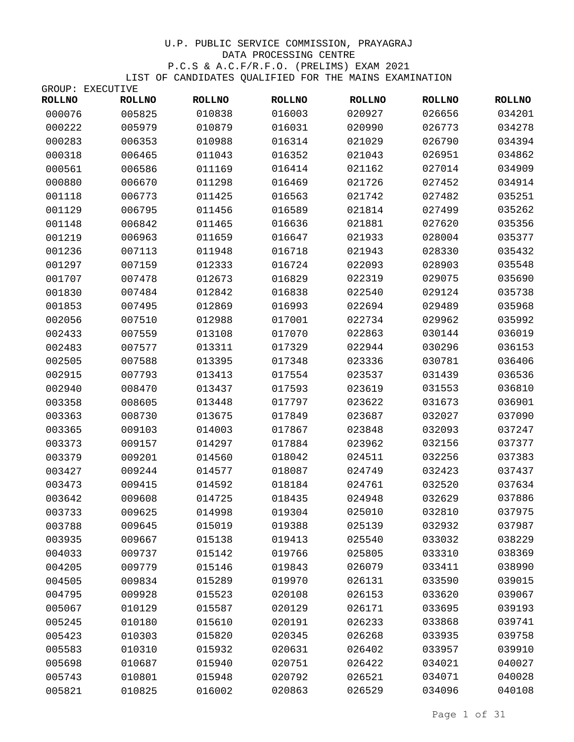U.P. PUBLIC SERVICE COMMISSION, PRAYAGRAJ

DATA PROCESSING CENTRE

P.C.S & A.C.F/R.F.O. (PRELIMS) EXAM 2021

LIST OF CANDIDATES QUALIFIED FOR THE MAINS EXAMINATION

GROUP: EXECUTIVE

| ROLLNO | ROLLNO | ROLLNO | ROLLNO | ROLLNO | ROLLNO | ROLLNO |
|---|---|---|---|---|---|---|
| 000076 | 005825 | 010838 | 016003 | 020927 | 026656 | 034201 |
| 000222 | 005979 | 010879 | 016031 | 020990 | 026773 | 034278 |
| 000283 | 006353 | 010988 | 016314 | 021029 | 026790 | 034394 |
| 000318 | 006465 | 011043 | 016352 | 021043 | 026951 | 034862 |
| 000561 | 006586 | 011169 | 016414 | 021162 | 027014 | 034909 |
| 000880 | 006670 | 011298 | 016469 | 021726 | 027452 | 034914 |
| 001118 | 006773 | 011425 | 016563 | 021742 | 027482 | 035251 |
| 001129 | 006795 | 011456 | 016589 | 021814 | 027499 | 035262 |
| 001148 | 006842 | 011465 | 016636 | 021881 | 027620 | 035356 |
| 001219 | 006963 | 011659 | 016647 | 021933 | 028004 | 035377 |
| 001236 | 007113 | 011948 | 016718 | 021943 | 028330 | 035432 |
| 001297 | 007159 | 012333 | 016724 | 022093 | 028903 | 035548 |
| 001707 | 007478 | 012673 | 016829 | 022319 | 029075 | 035690 |
| 001830 | 007484 | 012842 | 016838 | 022540 | 029124 | 035738 |
| 001853 | 007495 | 012869 | 016993 | 022694 | 029489 | 035968 |
| 002056 | 007510 | 012988 | 017001 | 022734 | 029962 | 035992 |
| 002433 | 007559 | 013108 | 017070 | 022863 | 030144 | 036019 |
| 002483 | 007577 | 013311 | 017329 | 022944 | 030296 | 036153 |
| 002505 | 007588 | 013395 | 017348 | 023336 | 030781 | 036406 |
| 002915 | 007793 | 013413 | 017554 | 023537 | 031439 | 036536 |
| 002940 | 008470 | 013437 | 017593 | 023619 | 031553 | 036810 |
| 003358 | 008605 | 013448 | 017797 | 023622 | 031673 | 036901 |
| 003363 | 008730 | 013675 | 017849 | 023687 | 032027 | 037090 |
| 003365 | 009103 | 014003 | 017867 | 023848 | 032093 | 037247 |
| 003373 | 009157 | 014297 | 017884 | 023962 | 032156 | 037377 |
| 003379 | 009201 | 014560 | 018042 | 024511 | 032256 | 037383 |
| 003427 | 009244 | 014577 | 018087 | 024749 | 032423 | 037437 |
| 003473 | 009415 | 014592 | 018184 | 024761 | 032520 | 037634 |
| 003642 | 009608 | 014725 | 018435 | 024948 | 032629 | 037886 |
| 003733 | 009625 | 014998 | 019304 | 025010 | 032810 | 037975 |
| 003788 | 009645 | 015019 | 019388 | 025139 | 032932 | 037987 |
| 003935 | 009667 | 015138 | 019413 | 025540 | 033032 | 038229 |
| 004033 | 009737 | 015142 | 019766 | 025805 | 033310 | 038369 |
| 004205 | 009779 | 015146 | 019843 | 026079 | 033411 | 038990 |
| 004505 | 009834 | 015289 | 019970 | 026131 | 033590 | 039015 |
| 004795 | 009928 | 015523 | 020108 | 026153 | 033620 | 039067 |
| 005067 | 010129 | 015587 | 020129 | 026171 | 033695 | 039193 |
| 005245 | 010180 | 015610 | 020191 | 026233 | 033868 | 039741 |
| 005423 | 010303 | 015820 | 020345 | 026268 | 033935 | 039758 |
| 005583 | 010310 | 015932 | 020631 | 026402 | 033957 | 039910 |
| 005698 | 010687 | 015940 | 020751 | 026422 | 034021 | 040027 |
| 005743 | 010801 | 015948 | 020792 | 026521 | 034071 | 040028 |
| 005821 | 010825 | 016002 | 020863 | 026529 | 034096 | 040108 |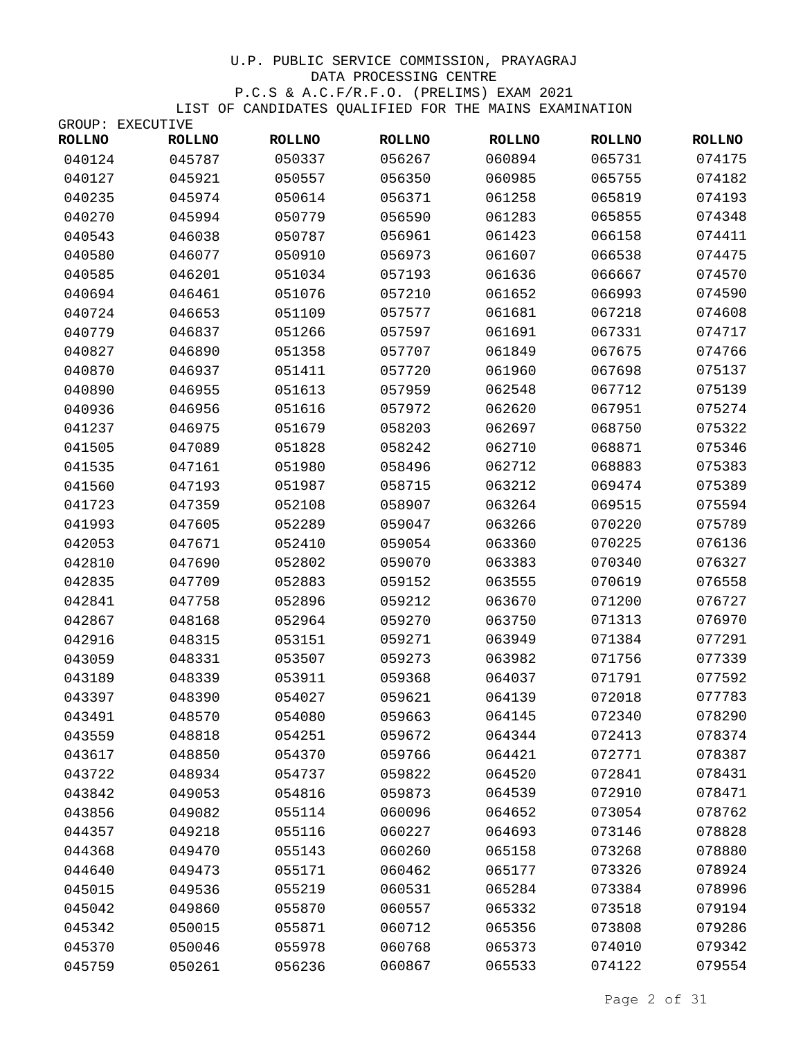U.P. PUBLIC SERVICE COMMISSION, PRAYAGRAJ
DATA PROCESSING CENTRE
P.C.S & A.C.F/R.F.O. (PRELIMS) EXAM 2021
LIST OF CANDIDATES QUALIFIED FOR THE MAINS EXAMINATION

GROUP: EXECUTIVE

| ROLLNO | ROLLNO | ROLLNO | ROLLNO | ROLLNO | ROLLNO | ROLLNO |
|---|---|---|---|---|---|---|
| 040124 | 045787 | 050337 | 056267 | 060894 | 065731 | 074175 |
| 040127 | 045921 | 050557 | 056350 | 060985 | 065755 | 074182 |
| 040235 | 045974 | 050614 | 056371 | 061258 | 065819 | 074193 |
| 040270 | 045994 | 050779 | 056590 | 061283 | 065855 | 074348 |
| 040543 | 046038 | 050787 | 056961 | 061423 | 066158 | 074411 |
| 040580 | 046077 | 050910 | 056973 | 061607 | 066538 | 074475 |
| 040585 | 046201 | 051034 | 057193 | 061636 | 066667 | 074570 |
| 040694 | 046461 | 051076 | 057210 | 061652 | 066993 | 074590 |
| 040724 | 046653 | 051109 | 057577 | 061681 | 067218 | 074608 |
| 040779 | 046837 | 051266 | 057597 | 061691 | 067331 | 074717 |
| 040827 | 046890 | 051358 | 057707 | 061849 | 067675 | 074766 |
| 040870 | 046937 | 051411 | 057720 | 061960 | 067698 | 075137 |
| 040890 | 046955 | 051613 | 057959 | 062548 | 067712 | 075139 |
| 040936 | 046956 | 051616 | 057972 | 062620 | 067951 | 075274 |
| 041237 | 046975 | 051679 | 058203 | 062697 | 068750 | 075322 |
| 041505 | 047089 | 051828 | 058242 | 062710 | 068871 | 075346 |
| 041535 | 047161 | 051980 | 058496 | 062712 | 068883 | 075383 |
| 041560 | 047193 | 051987 | 058715 | 063212 | 069474 | 075389 |
| 041723 | 047359 | 052108 | 058907 | 063264 | 069515 | 075594 |
| 041993 | 047605 | 052289 | 059047 | 063266 | 070220 | 075789 |
| 042053 | 047671 | 052410 | 059054 | 063360 | 070225 | 076136 |
| 042810 | 047690 | 052802 | 059070 | 063383 | 070340 | 076327 |
| 042835 | 047709 | 052883 | 059152 | 063555 | 070619 | 076558 |
| 042841 | 047758 | 052896 | 059212 | 063670 | 071200 | 076727 |
| 042867 | 048168 | 052964 | 059270 | 063750 | 071313 | 076970 |
| 042916 | 048315 | 053151 | 059271 | 063949 | 071384 | 077291 |
| 043059 | 048331 | 053507 | 059273 | 063982 | 071756 | 077339 |
| 043189 | 048339 | 053911 | 059368 | 064037 | 071791 | 077592 |
| 043397 | 048390 | 054027 | 059621 | 064139 | 072018 | 077783 |
| 043491 | 048570 | 054080 | 059663 | 064145 | 072340 | 078290 |
| 043559 | 048818 | 054251 | 059672 | 064344 | 072413 | 078374 |
| 043617 | 048850 | 054370 | 059766 | 064421 | 072771 | 078387 |
| 043722 | 048934 | 054737 | 059822 | 064520 | 072841 | 078431 |
| 043842 | 049053 | 054816 | 059873 | 064539 | 072910 | 078471 |
| 043856 | 049082 | 055114 | 060096 | 064652 | 073054 | 078762 |
| 044357 | 049218 | 055116 | 060227 | 064693 | 073146 | 078828 |
| 044368 | 049470 | 055143 | 060260 | 065158 | 073268 | 078880 |
| 044640 | 049473 | 055171 | 060462 | 065177 | 073326 | 078924 |
| 045015 | 049536 | 055219 | 060531 | 065284 | 073384 | 078996 |
| 045042 | 049860 | 055870 | 060557 | 065332 | 073518 | 079194 |
| 045342 | 050015 | 055871 | 060712 | 065356 | 073808 | 079286 |
| 045370 | 050046 | 055978 | 060768 | 065373 | 074010 | 079342 |
| 045759 | 050261 | 056236 | 060867 | 065533 | 074122 | 079554 |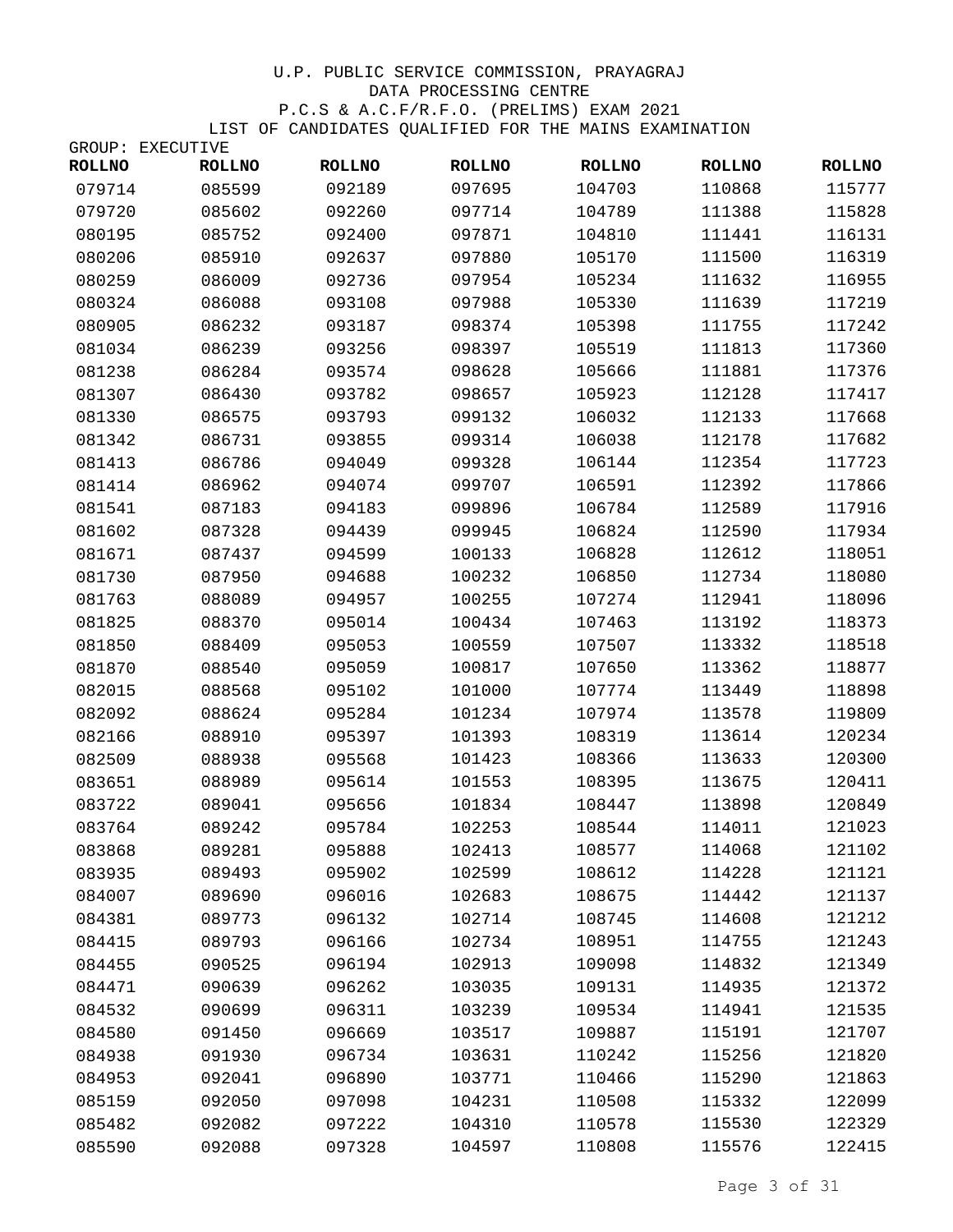U.P. PUBLIC SERVICE COMMISSION, PRAYAGRAJ

DATA PROCESSING CENTRE

P.C.S & A.C.F/R.F.O. (PRELIMS) EXAM 2021

LIST OF CANDIDATES QUALIFIED FOR THE MAINS EXAMINATION

GROUP: EXECUTIVE

| ROLLNO | ROLLNO | ROLLNO | ROLLNO | ROLLNO | ROLLNO | ROLLNO |
|---|---|---|---|---|---|---|
| 079714 | 085599 | 092189 | 097695 | 104703 | 110868 | 115777 |
| 079720 | 085602 | 092260 | 097714 | 104789 | 111388 | 115828 |
| 080195 | 085752 | 092400 | 097871 | 104810 | 111441 | 116131 |
| 080206 | 085910 | 092637 | 097880 | 105170 | 111500 | 116319 |
| 080259 | 086009 | 092736 | 097954 | 105234 | 111632 | 116955 |
| 080324 | 086088 | 093108 | 097988 | 105330 | 111639 | 117219 |
| 080905 | 086232 | 093187 | 098374 | 105398 | 111755 | 117242 |
| 081034 | 086239 | 093256 | 098397 | 105519 | 111813 | 117360 |
| 081238 | 086284 | 093574 | 098628 | 105666 | 111881 | 117376 |
| 081307 | 086430 | 093782 | 098657 | 105923 | 112128 | 117417 |
| 081330 | 086575 | 093793 | 099132 | 106032 | 112133 | 117668 |
| 081342 | 086731 | 093855 | 099314 | 106038 | 112178 | 117682 |
| 081413 | 086786 | 094049 | 099328 | 106144 | 112354 | 117723 |
| 081414 | 086962 | 094074 | 099707 | 106591 | 112392 | 117866 |
| 081541 | 087183 | 094183 | 099896 | 106784 | 112589 | 117916 |
| 081602 | 087328 | 094439 | 099945 | 106824 | 112590 | 117934 |
| 081671 | 087437 | 094599 | 100133 | 106828 | 112612 | 118051 |
| 081730 | 087950 | 094688 | 100232 | 106850 | 112734 | 118080 |
| 081763 | 088089 | 094957 | 100255 | 107274 | 112941 | 118096 |
| 081825 | 088370 | 095014 | 100434 | 107463 | 113192 | 118373 |
| 081850 | 088409 | 095053 | 100559 | 107507 | 113332 | 118518 |
| 081870 | 088540 | 095059 | 100817 | 107650 | 113362 | 118877 |
| 082015 | 088568 | 095102 | 101000 | 107774 | 113449 | 118898 |
| 082092 | 088624 | 095284 | 101234 | 107974 | 113578 | 119809 |
| 082166 | 088910 | 095397 | 101393 | 108319 | 113614 | 120234 |
| 082509 | 088938 | 095568 | 101423 | 108366 | 113633 | 120300 |
| 083651 | 088989 | 095614 | 101553 | 108395 | 113675 | 120411 |
| 083722 | 089041 | 095656 | 101834 | 108447 | 113898 | 120849 |
| 083764 | 089242 | 095784 | 102253 | 108544 | 114011 | 121023 |
| 083868 | 089281 | 095888 | 102413 | 108577 | 114068 | 121102 |
| 083935 | 089493 | 095902 | 102599 | 108612 | 114228 | 121121 |
| 084007 | 089690 | 096016 | 102683 | 108675 | 114442 | 121137 |
| 084381 | 089773 | 096132 | 102714 | 108745 | 114608 | 121212 |
| 084415 | 089793 | 096166 | 102734 | 108951 | 114755 | 121243 |
| 084455 | 090525 | 096194 | 102913 | 109098 | 114832 | 121349 |
| 084471 | 090639 | 096262 | 103035 | 109131 | 114935 | 121372 |
| 084532 | 090699 | 096311 | 103239 | 109534 | 114941 | 121535 |
| 084580 | 091450 | 096669 | 103517 | 109887 | 115191 | 121707 |
| 084938 | 091930 | 096734 | 103631 | 110242 | 115256 | 121820 |
| 084953 | 092041 | 096890 | 103771 | 110466 | 115290 | 121863 |
| 085159 | 092050 | 097098 | 104231 | 110508 | 115332 | 122099 |
| 085482 | 092082 | 097222 | 104310 | 110578 | 115530 | 122329 |
| 085590 | 092088 | 097328 | 104597 | 110808 | 115576 | 122415 |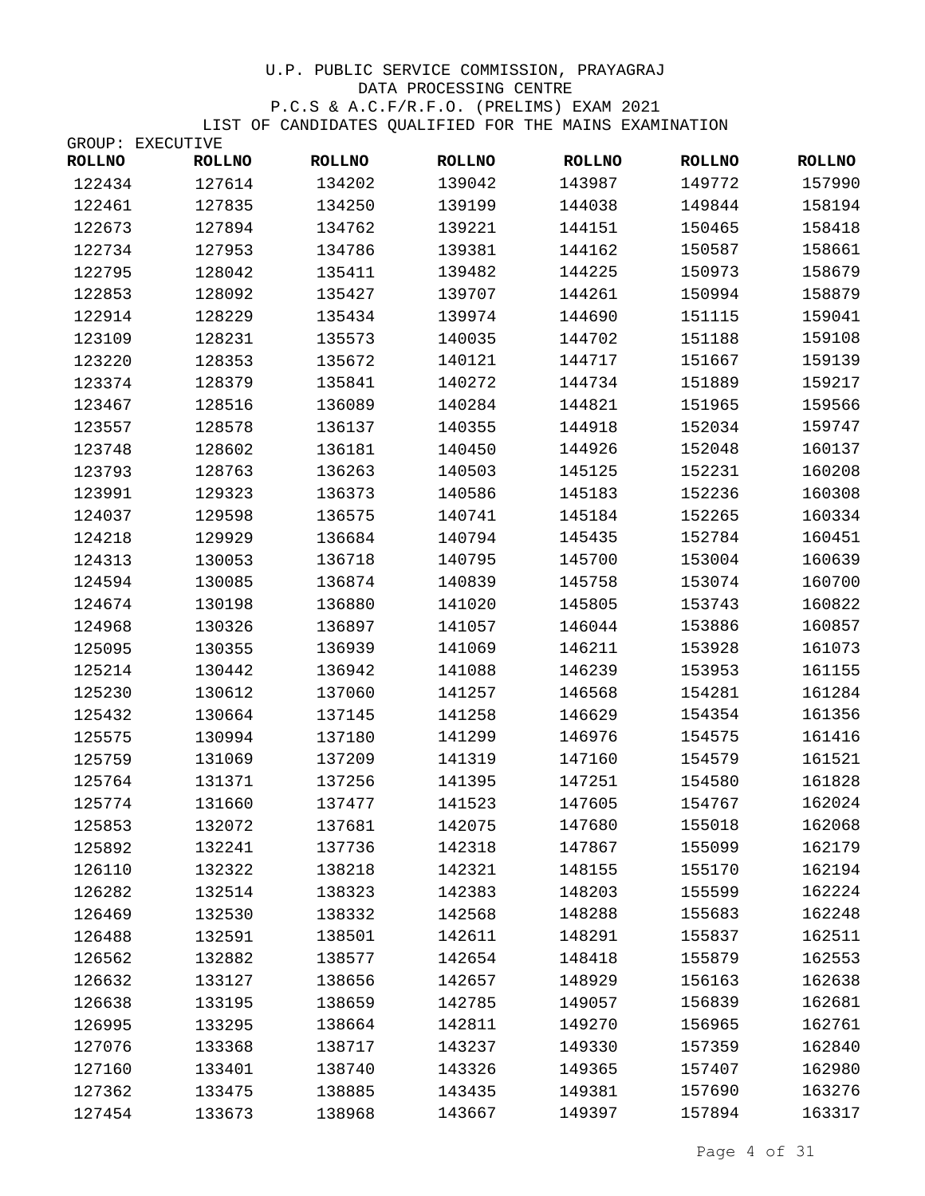U.P. PUBLIC SERVICE COMMISSION, PRAYAGRAJ
DATA PROCESSING CENTRE
P.C.S & A.C.F/R.F.O. (PRELIMS) EXAM 2021
LIST OF CANDIDATES QUALIFIED FOR THE MAINS EXAMINATION

GROUP: EXECUTIVE

| ROLLNO | ROLLNO | ROLLNO | ROLLNO | ROLLNO | ROLLNO | ROLLNO |
|---|---|---|---|---|---|---|
| 122434 | 127614 | 134202 | 139042 | 143987 | 149772 | 157990 |
| 122461 | 127835 | 134250 | 139199 | 144038 | 149844 | 158194 |
| 122673 | 127894 | 134762 | 139221 | 144151 | 150465 | 158418 |
| 122734 | 127953 | 134786 | 139381 | 144162 | 150587 | 158661 |
| 122795 | 128042 | 135411 | 139482 | 144225 | 150973 | 158679 |
| 122853 | 128092 | 135427 | 139707 | 144261 | 150994 | 158879 |
| 122914 | 128229 | 135434 | 139974 | 144690 | 151115 | 159041 |
| 123109 | 128231 | 135573 | 140035 | 144702 | 151188 | 159108 |
| 123220 | 128353 | 135672 | 140121 | 144717 | 151667 | 159139 |
| 123374 | 128379 | 135841 | 140272 | 144734 | 151889 | 159217 |
| 123467 | 128516 | 136089 | 140284 | 144821 | 151965 | 159566 |
| 123557 | 128578 | 136137 | 140355 | 144918 | 152034 | 159747 |
| 123748 | 128602 | 136181 | 140450 | 144926 | 152048 | 160137 |
| 123793 | 128763 | 136263 | 140503 | 145125 | 152231 | 160208 |
| 123991 | 129323 | 136373 | 140586 | 145183 | 152236 | 160308 |
| 124037 | 129598 | 136575 | 140741 | 145184 | 152265 | 160334 |
| 124218 | 129929 | 136684 | 140794 | 145435 | 152784 | 160451 |
| 124313 | 130053 | 136718 | 140795 | 145700 | 153004 | 160639 |
| 124594 | 130085 | 136874 | 140839 | 145758 | 153074 | 160700 |
| 124674 | 130198 | 136880 | 141020 | 145805 | 153743 | 160822 |
| 124968 | 130326 | 136897 | 141057 | 146044 | 153886 | 160857 |
| 125095 | 130355 | 136939 | 141069 | 146211 | 153928 | 161073 |
| 125214 | 130442 | 136942 | 141088 | 146239 | 153953 | 161155 |
| 125230 | 130612 | 137060 | 141257 | 146568 | 154281 | 161284 |
| 125432 | 130664 | 137145 | 141258 | 146629 | 154354 | 161356 |
| 125575 | 130994 | 137180 | 141299 | 146976 | 154575 | 161416 |
| 125759 | 131069 | 137209 | 141319 | 147160 | 154579 | 161521 |
| 125764 | 131371 | 137256 | 141395 | 147251 | 154580 | 161828 |
| 125774 | 131660 | 137477 | 141523 | 147605 | 154767 | 162024 |
| 125853 | 132072 | 137681 | 142075 | 147680 | 155018 | 162068 |
| 125892 | 132241 | 137736 | 142318 | 147867 | 155099 | 162179 |
| 126110 | 132322 | 138218 | 142321 | 148155 | 155170 | 162194 |
| 126282 | 132514 | 138323 | 142383 | 148203 | 155599 | 162224 |
| 126469 | 132530 | 138332 | 142568 | 148288 | 155683 | 162248 |
| 126488 | 132591 | 138501 | 142611 | 148291 | 155837 | 162511 |
| 126562 | 132882 | 138577 | 142654 | 148418 | 155879 | 162553 |
| 126632 | 133127 | 138656 | 142657 | 148929 | 156163 | 162638 |
| 126638 | 133195 | 138659 | 142785 | 149057 | 156839 | 162681 |
| 126995 | 133295 | 138664 | 142811 | 149270 | 156965 | 162761 |
| 127076 | 133368 | 138717 | 143237 | 149330 | 157359 | 162840 |
| 127160 | 133401 | 138740 | 143326 | 149365 | 157407 | 162980 |
| 127362 | 133475 | 138885 | 143435 | 149381 | 157690 | 163276 |
| 127454 | 133673 | 138968 | 143667 | 149397 | 157894 | 163317 |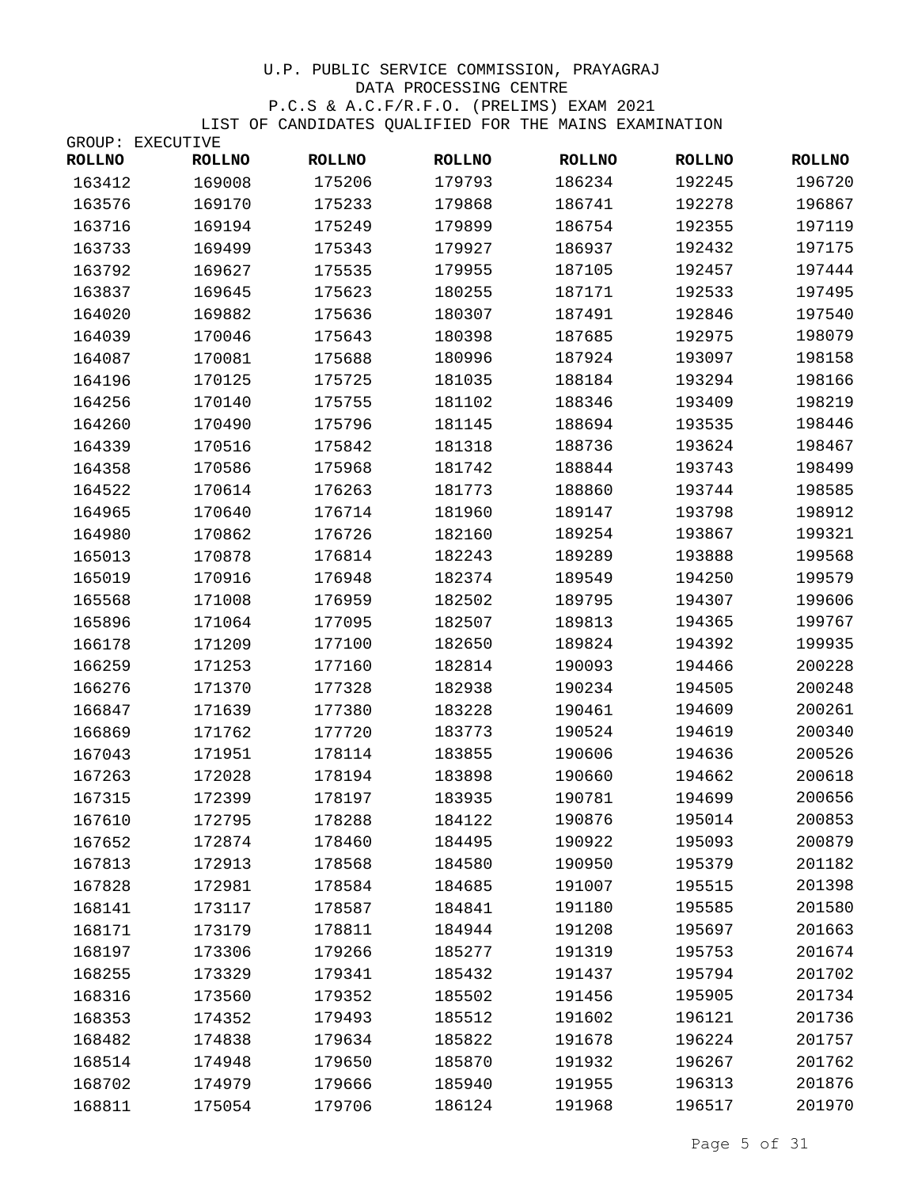U.P. PUBLIC SERVICE COMMISSION, PRAYAGRAJ

DATA PROCESSING CENTRE

P.C.S & A.C.F/R.F.O. (PRELIMS) EXAM 2021

LIST OF CANDIDATES QUALIFIED FOR THE MAINS EXAMINATION

GROUP: EXECUTIVE

| ROLLNO | ROLLNO | ROLLNO | ROLLNO | ROLLNO | ROLLNO | ROLLNO |
|---|---|---|---|---|---|---|
| 163412 | 169008 | 175206 | 179793 | 186234 | 192245 | 196720 |
| 163576 | 169170 | 175233 | 179868 | 186741 | 192278 | 196867 |
| 163716 | 169194 | 175249 | 179899 | 186754 | 192355 | 197119 |
| 163733 | 169499 | 175343 | 179927 | 186937 | 192432 | 197175 |
| 163792 | 169627 | 175535 | 179955 | 187105 | 192457 | 197444 |
| 163837 | 169645 | 175623 | 180255 | 187171 | 192533 | 197495 |
| 164020 | 169882 | 175636 | 180307 | 187491 | 192846 | 197540 |
| 164039 | 170046 | 175643 | 180398 | 187685 | 192975 | 198079 |
| 164087 | 170081 | 175688 | 180996 | 187924 | 193097 | 198158 |
| 164196 | 170125 | 175725 | 181035 | 188184 | 193294 | 198166 |
| 164256 | 170140 | 175755 | 181102 | 188346 | 193409 | 198219 |
| 164260 | 170490 | 175796 | 181145 | 188694 | 193535 | 198446 |
| 164339 | 170516 | 175842 | 181318 | 188736 | 193624 | 198467 |
| 164358 | 170586 | 175968 | 181742 | 188844 | 193743 | 198499 |
| 164522 | 170614 | 176263 | 181773 | 188860 | 193744 | 198585 |
| 164965 | 170640 | 176714 | 181960 | 189147 | 193798 | 198912 |
| 164980 | 170862 | 176726 | 182160 | 189254 | 193867 | 199321 |
| 165013 | 170878 | 176814 | 182243 | 189289 | 193888 | 199568 |
| 165019 | 170916 | 176948 | 182374 | 189549 | 194250 | 199579 |
| 165568 | 171008 | 176959 | 182502 | 189795 | 194307 | 199606 |
| 165896 | 171064 | 177095 | 182507 | 189813 | 194365 | 199767 |
| 166178 | 171209 | 177100 | 182650 | 189824 | 194392 | 199935 |
| 166259 | 171253 | 177160 | 182814 | 190093 | 194466 | 200228 |
| 166276 | 171370 | 177328 | 182938 | 190234 | 194505 | 200248 |
| 166847 | 171639 | 177380 | 183228 | 190461 | 194609 | 200261 |
| 166869 | 171762 | 177720 | 183773 | 190524 | 194619 | 200340 |
| 167043 | 171951 | 178114 | 183855 | 190606 | 194636 | 200526 |
| 167263 | 172028 | 178194 | 183898 | 190660 | 194662 | 200618 |
| 167315 | 172399 | 178197 | 183935 | 190781 | 194699 | 200656 |
| 167610 | 172795 | 178288 | 184122 | 190876 | 195014 | 200853 |
| 167652 | 172874 | 178460 | 184495 | 190922 | 195093 | 200879 |
| 167813 | 172913 | 178568 | 184580 | 190950 | 195379 | 201182 |
| 167828 | 172981 | 178584 | 184685 | 191007 | 195515 | 201398 |
| 168141 | 173117 | 178587 | 184841 | 191180 | 195585 | 201580 |
| 168171 | 173179 | 178811 | 184944 | 191208 | 195697 | 201663 |
| 168197 | 173306 | 179266 | 185277 | 191319 | 195753 | 201674 |
| 168255 | 173329 | 179341 | 185432 | 191437 | 195794 | 201702 |
| 168316 | 173560 | 179352 | 185502 | 191456 | 195905 | 201734 |
| 168353 | 174352 | 179493 | 185512 | 191602 | 196121 | 201736 |
| 168482 | 174838 | 179634 | 185822 | 191678 | 196224 | 201757 |
| 168514 | 174948 | 179650 | 185870 | 191932 | 196267 | 201762 |
| 168702 | 174979 | 179666 | 185940 | 191955 | 196313 | 201876 |
| 168811 | 175054 | 179706 | 186124 | 191968 | 196517 | 201970 |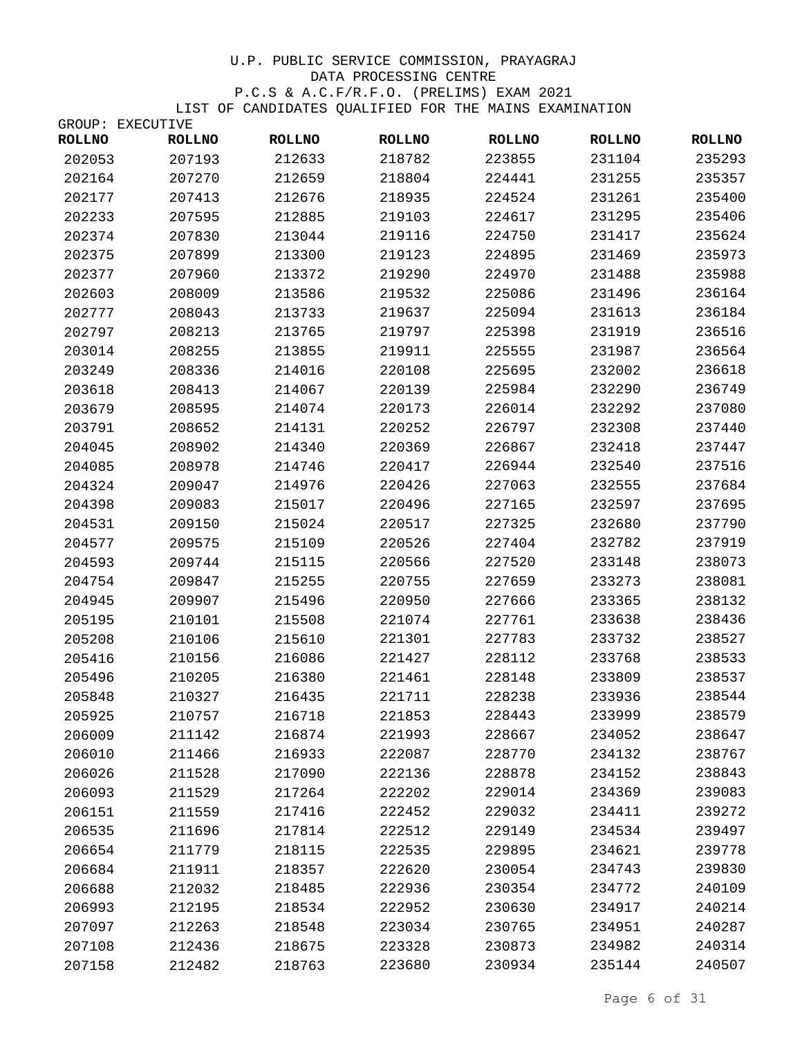U.P. PUBLIC SERVICE COMMISSION, PRAYAGRAJ

DATA PROCESSING CENTRE

P.C.S & A.C.F/R.F.O. (PRELIMS) EXAM 2021

LIST OF CANDIDATES QUALIFIED FOR THE MAINS EXAMINATION

GROUP: EXECUTIVE

| ROLLNO | ROLLNO | ROLLNO | ROLLNO | ROLLNO | ROLLNO | ROLLNO |
|---|---|---|---|---|---|---|
| 202053 | 207193 | 212633 | 218782 | 223855 | 231104 | 235293 |
| 202164 | 207270 | 212659 | 218804 | 224441 | 231255 | 235357 |
| 202177 | 207413 | 212676 | 218935 | 224524 | 231261 | 235400 |
| 202233 | 207595 | 212885 | 219103 | 224617 | 231295 | 235406 |
| 202374 | 207830 | 213044 | 219116 | 224750 | 231417 | 235624 |
| 202375 | 207899 | 213300 | 219123 | 224895 | 231469 | 235973 |
| 202377 | 207960 | 213372 | 219290 | 224970 | 231488 | 235988 |
| 202603 | 208009 | 213586 | 219532 | 225086 | 231496 | 236164 |
| 202777 | 208043 | 213733 | 219637 | 225094 | 231613 | 236184 |
| 202797 | 208213 | 213765 | 219797 | 225398 | 231919 | 236516 |
| 203014 | 208255 | 213855 | 219911 | 225555 | 231987 | 236564 |
| 203249 | 208336 | 214016 | 220108 | 225695 | 232002 | 236618 |
| 203618 | 208413 | 214067 | 220139 | 225984 | 232290 | 236749 |
| 203679 | 208595 | 214074 | 220173 | 226014 | 232292 | 237080 |
| 203791 | 208652 | 214131 | 220252 | 226797 | 232308 | 237440 |
| 204045 | 208902 | 214340 | 220369 | 226867 | 232418 | 237447 |
| 204085 | 208978 | 214746 | 220417 | 226944 | 232540 | 237516 |
| 204324 | 209047 | 214976 | 220426 | 227063 | 232555 | 237684 |
| 204398 | 209083 | 215017 | 220496 | 227165 | 232597 | 237695 |
| 204531 | 209150 | 215024 | 220517 | 227325 | 232680 | 237790 |
| 204577 | 209575 | 215109 | 220526 | 227404 | 232782 | 237919 |
| 204593 | 209744 | 215115 | 220566 | 227520 | 233148 | 238073 |
| 204754 | 209847 | 215255 | 220755 | 227659 | 233273 | 238081 |
| 204945 | 209907 | 215496 | 220950 | 227666 | 233365 | 238132 |
| 205195 | 210101 | 215508 | 221074 | 227761 | 233638 | 238436 |
| 205208 | 210106 | 215610 | 221301 | 227783 | 233732 | 238527 |
| 205416 | 210156 | 216086 | 221427 | 228112 | 233768 | 238533 |
| 205496 | 210205 | 216380 | 221461 | 228148 | 233809 | 238537 |
| 205848 | 210327 | 216435 | 221711 | 228238 | 233936 | 238544 |
| 205925 | 210757 | 216718 | 221853 | 228443 | 233999 | 238579 |
| 206009 | 211142 | 216874 | 221993 | 228667 | 234052 | 238647 |
| 206010 | 211466 | 216933 | 222087 | 228770 | 234132 | 238767 |
| 206026 | 211528 | 217090 | 222136 | 228878 | 234152 | 238843 |
| 206093 | 211529 | 217264 | 222202 | 229014 | 234369 | 239083 |
| 206151 | 211559 | 217416 | 222452 | 229032 | 234411 | 239272 |
| 206535 | 211696 | 217814 | 222512 | 229149 | 234534 | 239497 |
| 206654 | 211779 | 218115 | 222535 | 229895 | 234621 | 239778 |
| 206684 | 211911 | 218357 | 222620 | 230054 | 234743 | 239830 |
| 206688 | 212032 | 218485 | 222936 | 230354 | 234772 | 240109 |
| 206993 | 212195 | 218534 | 222952 | 230630 | 234917 | 240214 |
| 207097 | 212263 | 218548 | 223034 | 230765 | 234951 | 240287 |
| 207108 | 212436 | 218675 | 223328 | 230873 | 234982 | 240314 |
| 207158 | 212482 | 218763 | 223680 | 230934 | 235144 | 240507 |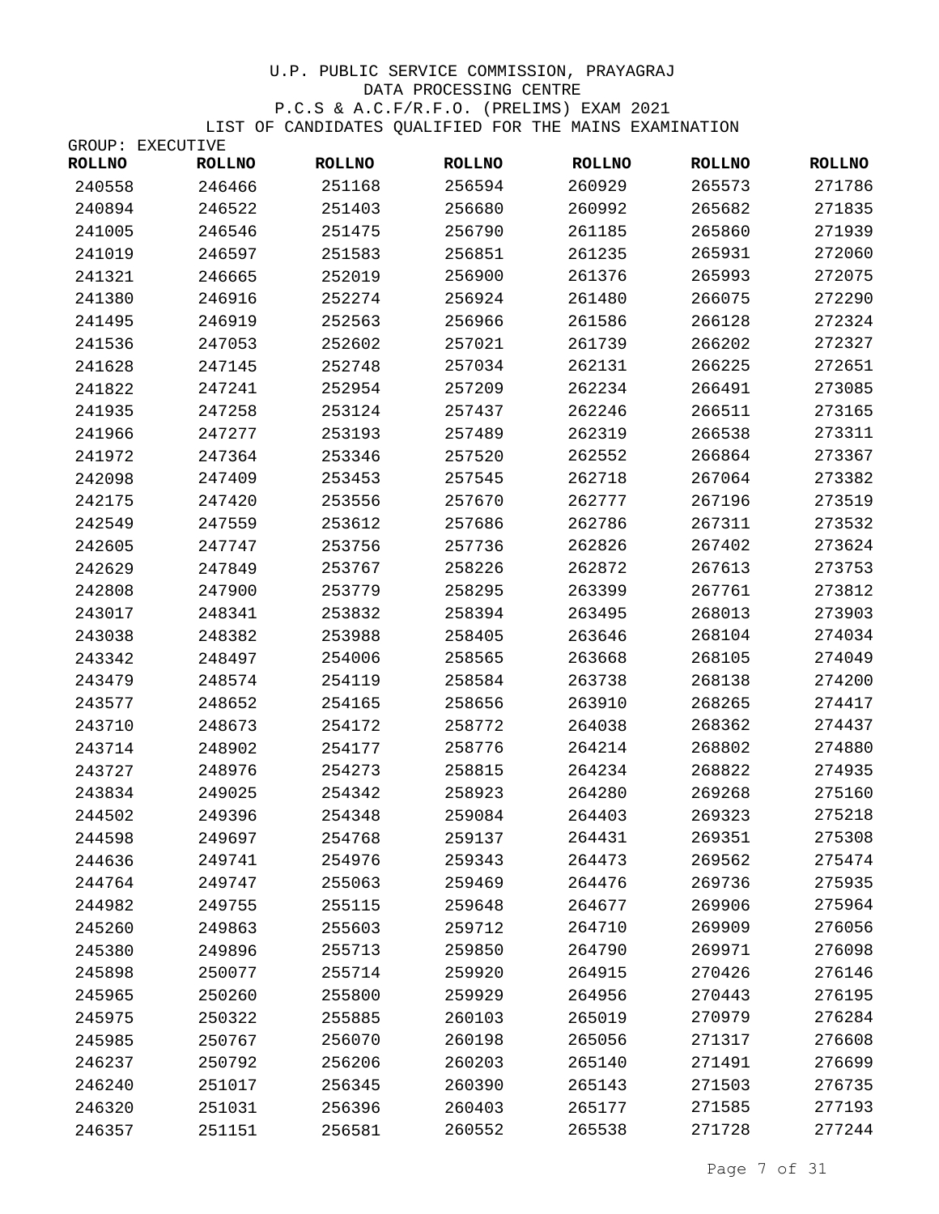U.P. PUBLIC SERVICE COMMISSION, PRAYAGRAJ
DATA PROCESSING CENTRE
P.C.S & A.C.F/R.F.O. (PRELIMS) EXAM 2021
LIST OF CANDIDATES QUALIFIED FOR THE MAINS EXAMINATION

GROUP: EXECUTIVE

| ROLLNO | ROLLNO | ROLLNO | ROLLNO | ROLLNO | ROLLNO | ROLLNO |
|---|---|---|---|---|---|---|
| 240558 | 246466 | 251168 | 256594 | 260929 | 265573 | 271786 |
| 240894 | 246522 | 251403 | 256680 | 260992 | 265682 | 271835 |
| 241005 | 246546 | 251475 | 256790 | 261185 | 265860 | 271939 |
| 241019 | 246597 | 251583 | 256851 | 261235 | 265931 | 272060 |
| 241321 | 246665 | 252019 | 256900 | 261376 | 265993 | 272075 |
| 241380 | 246916 | 252274 | 256924 | 261480 | 266075 | 272290 |
| 241495 | 246919 | 252563 | 256966 | 261586 | 266128 | 272324 |
| 241536 | 247053 | 252602 | 257021 | 261739 | 266202 | 272327 |
| 241628 | 247145 | 252748 | 257034 | 262131 | 266225 | 272651 |
| 241822 | 247241 | 252954 | 257209 | 262234 | 266491 | 273085 |
| 241935 | 247258 | 253124 | 257437 | 262246 | 266511 | 273165 |
| 241966 | 247277 | 253193 | 257489 | 262319 | 266538 | 273311 |
| 241972 | 247364 | 253346 | 257520 | 262552 | 266864 | 273367 |
| 242098 | 247409 | 253453 | 257545 | 262718 | 267064 | 273382 |
| 242175 | 247420 | 253556 | 257670 | 262777 | 267196 | 273519 |
| 242549 | 247559 | 253612 | 257686 | 262786 | 267311 | 273532 |
| 242605 | 247747 | 253756 | 257736 | 262826 | 267402 | 273624 |
| 242629 | 247849 | 253767 | 258226 | 262872 | 267613 | 273753 |
| 242808 | 247900 | 253779 | 258295 | 263399 | 267761 | 273812 |
| 243017 | 248341 | 253832 | 258394 | 263495 | 268013 | 273903 |
| 243038 | 248382 | 253988 | 258405 | 263646 | 268104 | 274034 |
| 243342 | 248497 | 254006 | 258565 | 263668 | 268105 | 274049 |
| 243479 | 248574 | 254119 | 258584 | 263738 | 268138 | 274200 |
| 243577 | 248652 | 254165 | 258656 | 263910 | 268265 | 274417 |
| 243710 | 248673 | 254172 | 258772 | 264038 | 268362 | 274437 |
| 243714 | 248902 | 254177 | 258776 | 264214 | 268802 | 274880 |
| 243727 | 248976 | 254273 | 258815 | 264234 | 268822 | 274935 |
| 243834 | 249025 | 254342 | 258923 | 264280 | 269268 | 275160 |
| 244502 | 249396 | 254348 | 259084 | 264403 | 269323 | 275218 |
| 244598 | 249697 | 254768 | 259137 | 264431 | 269351 | 275308 |
| 244636 | 249741 | 254976 | 259343 | 264473 | 269562 | 275474 |
| 244764 | 249747 | 255063 | 259469 | 264476 | 269736 | 275935 |
| 244982 | 249755 | 255115 | 259648 | 264677 | 269906 | 275964 |
| 245260 | 249863 | 255603 | 259712 | 264710 | 269909 | 276056 |
| 245380 | 249896 | 255713 | 259850 | 264790 | 269971 | 276098 |
| 245898 | 250077 | 255714 | 259920 | 264915 | 270426 | 276146 |
| 245965 | 250260 | 255800 | 259929 | 264956 | 270443 | 276195 |
| 245975 | 250322 | 255885 | 260103 | 265019 | 270979 | 276284 |
| 245985 | 250767 | 256070 | 260198 | 265056 | 271317 | 276608 |
| 246237 | 250792 | 256206 | 260203 | 265140 | 271491 | 276699 |
| 246240 | 251017 | 256345 | 260390 | 265143 | 271503 | 276735 |
| 246320 | 251031 | 256396 | 260403 | 265177 | 271585 | 277193 |
| 246357 | 251151 | 256581 | 260552 | 265538 | 271728 | 277244 |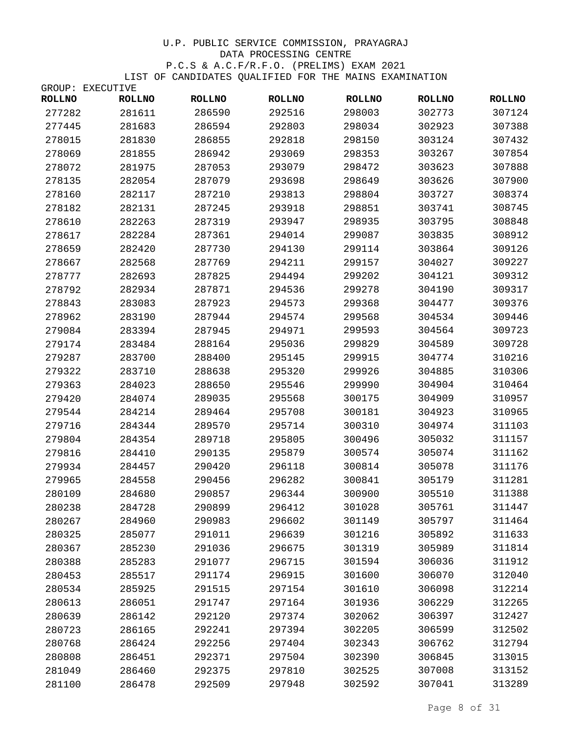U.P. PUBLIC SERVICE COMMISSION, PRAYAGRAJ
DATA PROCESSING CENTRE
P.C.S & A.C.F/R.F.O. (PRELIMS) EXAM 2021
LIST OF CANDIDATES QUALIFIED FOR THE MAINS EXAMINATION

GROUP: EXECUTIVE

| ROLLNO | ROLLNO | ROLLNO | ROLLNO | ROLLNO | ROLLNO | ROLLNO |
|---|---|---|---|---|---|---|
| 277282 | 281611 | 286590 | 292516 | 298003 | 302773 | 307124 |
| 277445 | 281683 | 286594 | 292803 | 298034 | 302923 | 307388 |
| 278015 | 281830 | 286855 | 292818 | 298150 | 303124 | 307432 |
| 278069 | 281855 | 286942 | 293069 | 298353 | 303267 | 307854 |
| 278072 | 281975 | 287053 | 293079 | 298472 | 303623 | 307888 |
| 278135 | 282054 | 287079 | 293698 | 298649 | 303626 | 307900 |
| 278160 | 282117 | 287210 | 293813 | 298804 | 303727 | 308374 |
| 278182 | 282131 | 287245 | 293918 | 298851 | 303741 | 308745 |
| 278610 | 282263 | 287319 | 293947 | 298935 | 303795 | 308848 |
| 278617 | 282284 | 287361 | 294014 | 299087 | 303835 | 308912 |
| 278659 | 282420 | 287730 | 294130 | 299114 | 303864 | 309126 |
| 278667 | 282568 | 287769 | 294211 | 299157 | 304027 | 309227 |
| 278777 | 282693 | 287825 | 294494 | 299202 | 304121 | 309312 |
| 278792 | 282934 | 287871 | 294536 | 299278 | 304190 | 309317 |
| 278843 | 283083 | 287923 | 294573 | 299368 | 304477 | 309376 |
| 278962 | 283190 | 287944 | 294574 | 299568 | 304534 | 309446 |
| 279084 | 283394 | 287945 | 294971 | 299593 | 304564 | 309723 |
| 279174 | 283484 | 288164 | 295036 | 299829 | 304589 | 309728 |
| 279287 | 283700 | 288400 | 295145 | 299915 | 304774 | 310216 |
| 279322 | 283710 | 288638 | 295320 | 299926 | 304885 | 310306 |
| 279363 | 284023 | 288650 | 295546 | 299990 | 304904 | 310464 |
| 279420 | 284074 | 289035 | 295568 | 300175 | 304909 | 310957 |
| 279544 | 284214 | 289464 | 295708 | 300181 | 304923 | 310965 |
| 279716 | 284344 | 289570 | 295714 | 300310 | 304974 | 311103 |
| 279804 | 284354 | 289718 | 295805 | 300496 | 305032 | 311157 |
| 279816 | 284410 | 290135 | 295879 | 300574 | 305074 | 311162 |
| 279934 | 284457 | 290420 | 296118 | 300814 | 305078 | 311176 |
| 279965 | 284558 | 290456 | 296282 | 300841 | 305179 | 311281 |
| 280109 | 284680 | 290857 | 296344 | 300900 | 305510 | 311388 |
| 280238 | 284728 | 290899 | 296412 | 301028 | 305761 | 311447 |
| 280267 | 284960 | 290983 | 296602 | 301149 | 305797 | 311464 |
| 280325 | 285077 | 291011 | 296639 | 301216 | 305892 | 311633 |
| 280367 | 285230 | 291036 | 296675 | 301319 | 305989 | 311814 |
| 280388 | 285283 | 291077 | 296715 | 301594 | 306036 | 311912 |
| 280453 | 285517 | 291174 | 296915 | 301600 | 306070 | 312040 |
| 280534 | 285925 | 291515 | 297154 | 301610 | 306098 | 312214 |
| 280613 | 286051 | 291747 | 297164 | 301936 | 306229 | 312265 |
| 280639 | 286142 | 292120 | 297374 | 302062 | 306397 | 312427 |
| 280723 | 286165 | 292241 | 297394 | 302205 | 306599 | 312502 |
| 280768 | 286424 | 292256 | 297404 | 302343 | 306762 | 312794 |
| 280808 | 286451 | 292371 | 297504 | 302390 | 306845 | 313015 |
| 281049 | 286460 | 292375 | 297810 | 302525 | 307008 | 313152 |
| 281100 | 286478 | 292509 | 297948 | 302592 | 307041 | 313289 |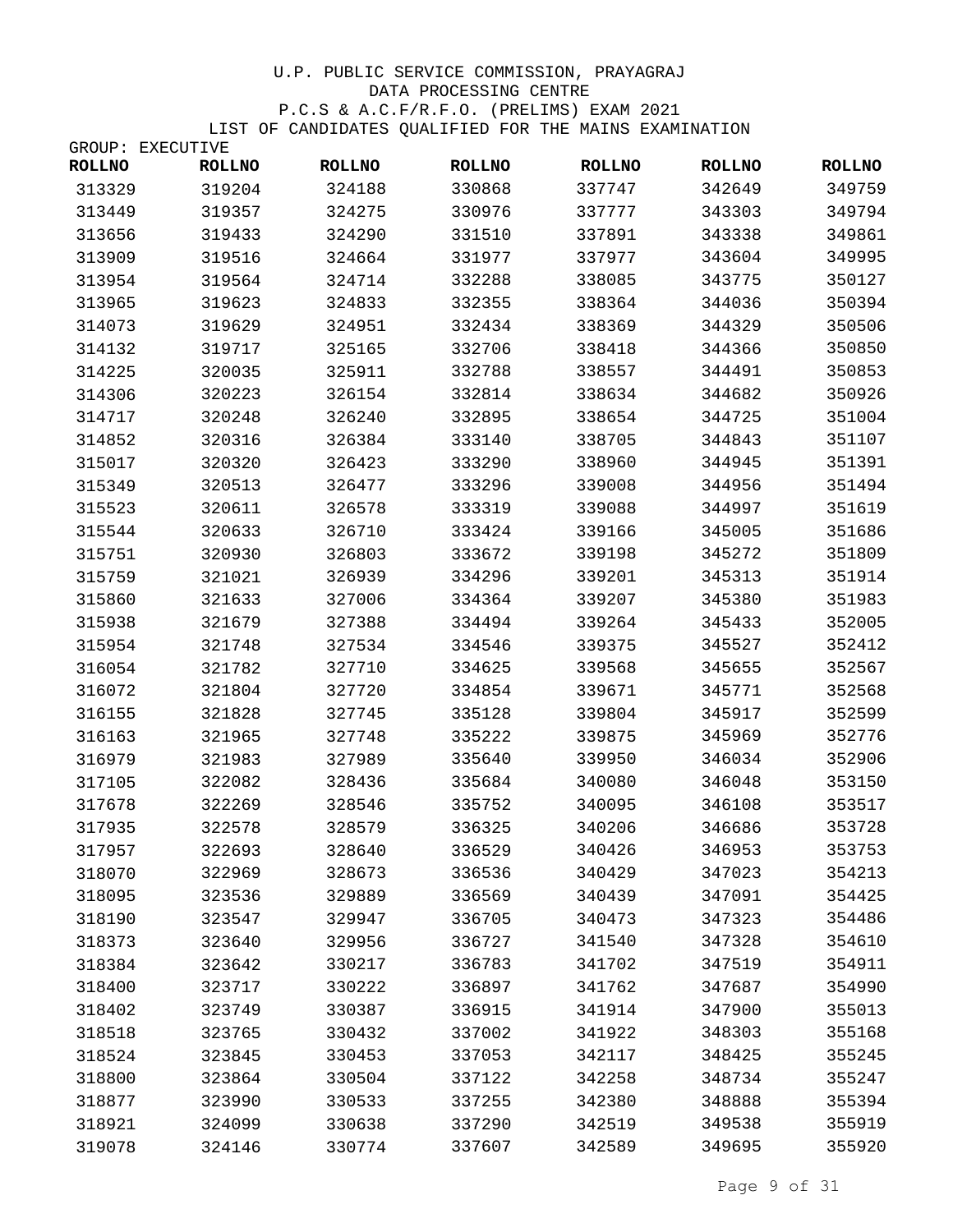U.P. PUBLIC SERVICE COMMISSION, PRAYAGRAJ

DATA PROCESSING CENTRE

P.C.S & A.C.F/R.F.O. (PRELIMS) EXAM 2021

LIST OF CANDIDATES QUALIFIED FOR THE MAINS EXAMINATION

GROUP: EXECUTIVE

| ROLLNO | ROLLNO | ROLLNO | ROLLNO | ROLLNO | ROLLNO | ROLLNO |
|---|---|---|---|---|---|---|
| 313329 | 319204 | 324188 | 330868 | 337747 | 342649 | 349759 |
| 313449 | 319357 | 324275 | 330976 | 337777 | 343303 | 349794 |
| 313656 | 319433 | 324290 | 331510 | 337891 | 343338 | 349861 |
| 313909 | 319516 | 324664 | 331977 | 337977 | 343604 | 349995 |
| 313954 | 319564 | 324714 | 332288 | 338085 | 343775 | 350127 |
| 313965 | 319623 | 324833 | 332355 | 338364 | 344036 | 350394 |
| 314073 | 319629 | 324951 | 332434 | 338369 | 344329 | 350506 |
| 314132 | 319717 | 325165 | 332706 | 338418 | 344366 | 350850 |
| 314225 | 320035 | 325911 | 332788 | 338557 | 344491 | 350853 |
| 314306 | 320223 | 326154 | 332814 | 338634 | 344682 | 350926 |
| 314717 | 320248 | 326240 | 332895 | 338654 | 344725 | 351004 |
| 314852 | 320316 | 326384 | 333140 | 338705 | 344843 | 351107 |
| 315017 | 320320 | 326423 | 333290 | 338960 | 344945 | 351391 |
| 315349 | 320513 | 326477 | 333296 | 339008 | 344956 | 351494 |
| 315523 | 320611 | 326578 | 333319 | 339088 | 344997 | 351619 |
| 315544 | 320633 | 326710 | 333424 | 339166 | 345005 | 351686 |
| 315751 | 320930 | 326803 | 333672 | 339198 | 345272 | 351809 |
| 315759 | 321021 | 326939 | 334296 | 339201 | 345313 | 351914 |
| 315860 | 321633 | 327006 | 334364 | 339207 | 345380 | 351983 |
| 315938 | 321679 | 327388 | 334494 | 339264 | 345433 | 352005 |
| 315954 | 321748 | 327534 | 334546 | 339375 | 345527 | 352412 |
| 316054 | 321782 | 327710 | 334625 | 339568 | 345655 | 352567 |
| 316072 | 321804 | 327720 | 334854 | 339671 | 345771 | 352568 |
| 316155 | 321828 | 327745 | 335128 | 339804 | 345917 | 352599 |
| 316163 | 321965 | 327748 | 335222 | 339875 | 345969 | 352776 |
| 316979 | 321983 | 327989 | 335640 | 339950 | 346034 | 352906 |
| 317105 | 322082 | 328436 | 335684 | 340080 | 346048 | 353150 |
| 317678 | 322269 | 328546 | 335752 | 340095 | 346108 | 353517 |
| 317935 | 322578 | 328579 | 336325 | 340206 | 346686 | 353728 |
| 317957 | 322693 | 328640 | 336529 | 340426 | 346953 | 353753 |
| 318070 | 322969 | 328673 | 336536 | 340429 | 347023 | 354213 |
| 318095 | 323536 | 329889 | 336569 | 340439 | 347091 | 354425 |
| 318190 | 323547 | 329947 | 336705 | 340473 | 347323 | 354486 |
| 318373 | 323640 | 329956 | 336727 | 341540 | 347328 | 354610 |
| 318384 | 323642 | 330217 | 336783 | 341702 | 347519 | 354911 |
| 318400 | 323717 | 330222 | 336897 | 341762 | 347687 | 354990 |
| 318402 | 323749 | 330387 | 336915 | 341914 | 347900 | 355013 |
| 318518 | 323765 | 330432 | 337002 | 341922 | 348303 | 355168 |
| 318524 | 323845 | 330453 | 337053 | 342117 | 348425 | 355245 |
| 318800 | 323864 | 330504 | 337122 | 342258 | 348734 | 355247 |
| 318877 | 323990 | 330533 | 337255 | 342380 | 348888 | 355394 |
| 318921 | 324099 | 330638 | 337290 | 342519 | 349538 | 355919 |
| 319078 | 324146 | 330774 | 337607 | 342589 | 349695 | 355920 |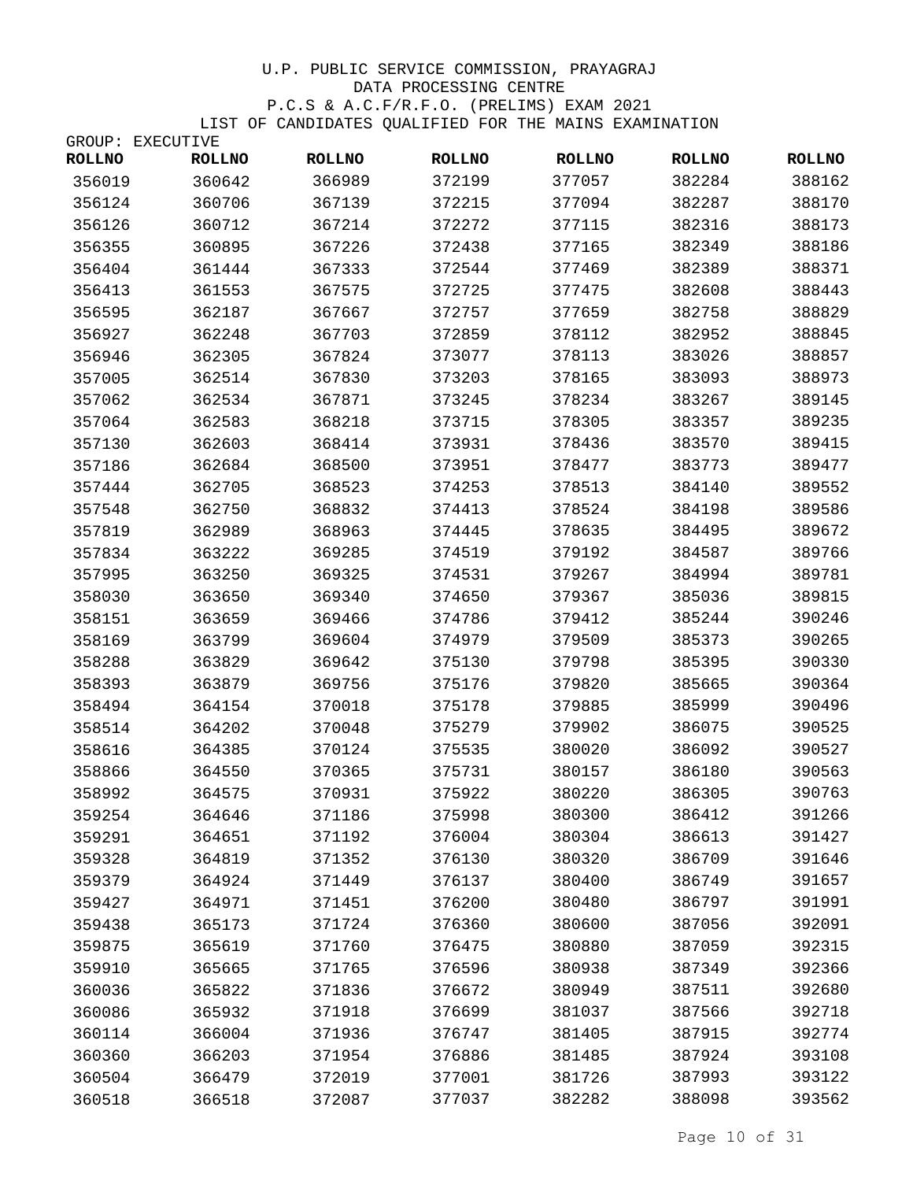U.P. PUBLIC SERVICE COMMISSION, PRAYAGRAJ
DATA PROCESSING CENTRE
P.C.S & A.C.F/R.F.O. (PRELIMS) EXAM 2021
LIST OF CANDIDATES QUALIFIED FOR THE MAINS EXAMINATION

GROUP: EXECUTIVE

| ROLLNO | ROLLNO | ROLLNO | ROLLNO | ROLLNO | ROLLNO | ROLLNO |
|---|---|---|---|---|---|---|
| 356019 | 360642 | 366989 | 372199 | 377057 | 382284 | 388162 |
| 356124 | 360706 | 367139 | 372215 | 377094 | 382287 | 388170 |
| 356126 | 360712 | 367214 | 372272 | 377115 | 382316 | 388173 |
| 356355 | 360895 | 367226 | 372438 | 377165 | 382349 | 388186 |
| 356404 | 361444 | 367333 | 372544 | 377469 | 382389 | 388371 |
| 356413 | 361553 | 367575 | 372725 | 377475 | 382608 | 388443 |
| 356595 | 362187 | 367667 | 372757 | 377659 | 382758 | 388829 |
| 356927 | 362248 | 367703 | 372859 | 378112 | 382952 | 388845 |
| 356946 | 362305 | 367824 | 373077 | 378113 | 383026 | 388857 |
| 357005 | 362514 | 367830 | 373203 | 378165 | 383093 | 388973 |
| 357062 | 362534 | 367871 | 373245 | 378234 | 383267 | 389145 |
| 357064 | 362583 | 368218 | 373715 | 378305 | 383357 | 389235 |
| 357130 | 362603 | 368414 | 373931 | 378436 | 383570 | 389415 |
| 357186 | 362684 | 368500 | 373951 | 378477 | 383773 | 389477 |
| 357444 | 362705 | 368523 | 374253 | 378513 | 384140 | 389552 |
| 357548 | 362750 | 368832 | 374413 | 378524 | 384198 | 389586 |
| 357819 | 362989 | 368963 | 374445 | 378635 | 384495 | 389672 |
| 357834 | 363222 | 369285 | 374519 | 379192 | 384587 | 389766 |
| 357995 | 363250 | 369325 | 374531 | 379267 | 384994 | 389781 |
| 358030 | 363650 | 369340 | 374650 | 379367 | 385036 | 389815 |
| 358151 | 363659 | 369466 | 374786 | 379412 | 385244 | 390246 |
| 358169 | 363799 | 369604 | 374979 | 379509 | 385373 | 390265 |
| 358288 | 363829 | 369642 | 375130 | 379798 | 385395 | 390330 |
| 358393 | 363879 | 369756 | 375176 | 379820 | 385665 | 390364 |
| 358494 | 364154 | 370018 | 375178 | 379885 | 385999 | 390496 |
| 358514 | 364202 | 370048 | 375279 | 379902 | 386075 | 390525 |
| 358616 | 364385 | 370124 | 375535 | 380020 | 386092 | 390527 |
| 358866 | 364550 | 370365 | 375731 | 380157 | 386180 | 390563 |
| 358992 | 364575 | 370931 | 375922 | 380220 | 386305 | 390763 |
| 359254 | 364646 | 371186 | 375998 | 380300 | 386412 | 391266 |
| 359291 | 364651 | 371192 | 376004 | 380304 | 386613 | 391427 |
| 359328 | 364819 | 371352 | 376130 | 380320 | 386709 | 391646 |
| 359379 | 364924 | 371449 | 376137 | 380400 | 386749 | 391657 |
| 359427 | 364971 | 371451 | 376200 | 380480 | 386797 | 391991 |
| 359438 | 365173 | 371724 | 376360 | 380600 | 387056 | 392091 |
| 359875 | 365619 | 371760 | 376475 | 380880 | 387059 | 392315 |
| 359910 | 365665 | 371765 | 376596 | 380938 | 387349 | 392366 |
| 360036 | 365822 | 371836 | 376672 | 380949 | 387511 | 392680 |
| 360086 | 365932 | 371918 | 376699 | 381037 | 387566 | 392718 |
| 360114 | 366004 | 371936 | 376747 | 381405 | 387915 | 392774 |
| 360360 | 366203 | 371954 | 376886 | 381485 | 387924 | 393108 |
| 360504 | 366479 | 372019 | 377001 | 381726 | 387993 | 393122 |
| 360518 | 366518 | 372087 | 377037 | 382282 | 388098 | 393562 |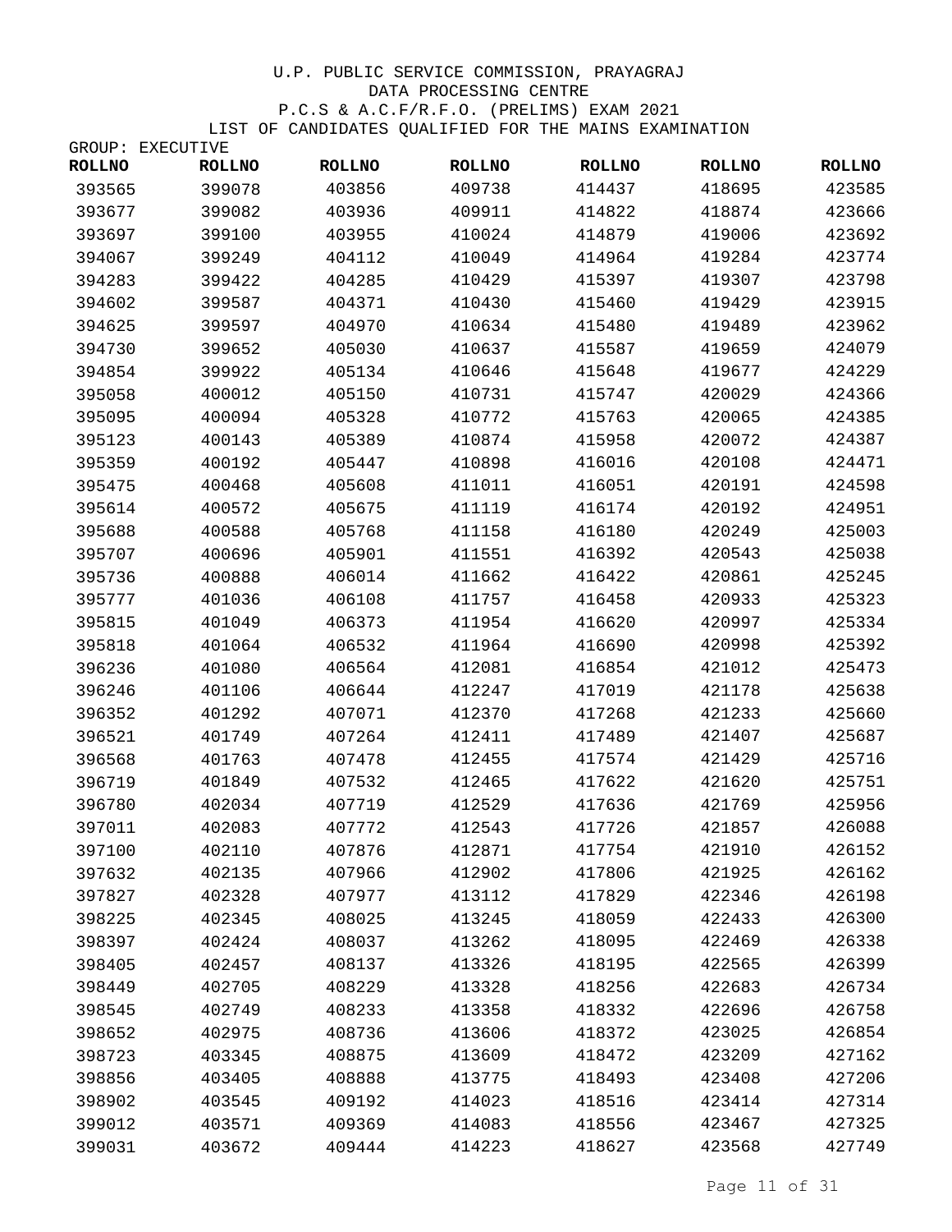U.P. PUBLIC SERVICE COMMISSION, PRAYAGRAJ
DATA PROCESSING CENTRE
P.C.S & A.C.F/R.F.O. (PRELIMS) EXAM 2021
LIST OF CANDIDATES QUALIFIED FOR THE MAINS EXAMINATION

GROUP: EXECUTIVE

| ROLLNO | ROLLNO | ROLLNO | ROLLNO | ROLLNO | ROLLNO | ROLLNO |
|---|---|---|---|---|---|---|
| 393565 | 399078 | 403856 | 409738 | 414437 | 418695 | 423585 |
| 393677 | 399082 | 403936 | 409911 | 414822 | 418874 | 423666 |
| 393697 | 399100 | 403955 | 410024 | 414879 | 419006 | 423692 |
| 394067 | 399249 | 404112 | 410049 | 414964 | 419284 | 423774 |
| 394283 | 399422 | 404285 | 410429 | 415397 | 419307 | 423798 |
| 394602 | 399587 | 404371 | 410430 | 415460 | 419429 | 423915 |
| 394625 | 399597 | 404970 | 410634 | 415480 | 419489 | 423962 |
| 394730 | 399652 | 405030 | 410637 | 415587 | 419659 | 424079 |
| 394854 | 399922 | 405134 | 410646 | 415648 | 419677 | 424229 |
| 395058 | 400012 | 405150 | 410731 | 415747 | 420029 | 424366 |
| 395095 | 400094 | 405328 | 410772 | 415763 | 420065 | 424385 |
| 395123 | 400143 | 405389 | 410874 | 415958 | 420072 | 424387 |
| 395359 | 400192 | 405447 | 410898 | 416016 | 420108 | 424471 |
| 395475 | 400468 | 405608 | 411011 | 416051 | 420191 | 424598 |
| 395614 | 400572 | 405675 | 411119 | 416174 | 420192 | 424951 |
| 395688 | 400588 | 405768 | 411158 | 416180 | 420249 | 425003 |
| 395707 | 400696 | 405901 | 411551 | 416392 | 420543 | 425038 |
| 395736 | 400888 | 406014 | 411662 | 416422 | 420861 | 425245 |
| 395777 | 401036 | 406108 | 411757 | 416458 | 420933 | 425323 |
| 395815 | 401049 | 406373 | 411954 | 416620 | 420997 | 425334 |
| 395818 | 401064 | 406532 | 411964 | 416690 | 420998 | 425392 |
| 396236 | 401080 | 406564 | 412081 | 416854 | 421012 | 425473 |
| 396246 | 401106 | 406644 | 412247 | 417019 | 421178 | 425638 |
| 396352 | 401292 | 407071 | 412370 | 417268 | 421233 | 425660 |
| 396521 | 401749 | 407264 | 412411 | 417489 | 421407 | 425687 |
| 396568 | 401763 | 407478 | 412455 | 417574 | 421429 | 425716 |
| 396719 | 401849 | 407532 | 412465 | 417622 | 421620 | 425751 |
| 396780 | 402034 | 407719 | 412529 | 417636 | 421769 | 425956 |
| 397011 | 402083 | 407772 | 412543 | 417726 | 421857 | 426088 |
| 397100 | 402110 | 407876 | 412871 | 417754 | 421910 | 426152 |
| 397632 | 402135 | 407966 | 412902 | 417806 | 421925 | 426162 |
| 397827 | 402328 | 407977 | 413112 | 417829 | 422346 | 426198 |
| 398225 | 402345 | 408025 | 413245 | 418059 | 422433 | 426300 |
| 398397 | 402424 | 408037 | 413262 | 418095 | 422469 | 426338 |
| 398405 | 402457 | 408137 | 413326 | 418195 | 422565 | 426399 |
| 398449 | 402705 | 408229 | 413328 | 418256 | 422683 | 426734 |
| 398545 | 402749 | 408233 | 413358 | 418332 | 422696 | 426758 |
| 398652 | 402975 | 408736 | 413606 | 418372 | 423025 | 426854 |
| 398723 | 403345 | 408875 | 413609 | 418472 | 423209 | 427162 |
| 398856 | 403405 | 408888 | 413775 | 418493 | 423408 | 427206 |
| 398902 | 403545 | 409192 | 414023 | 418516 | 423414 | 427314 |
| 399012 | 403571 | 409369 | 414083 | 418556 | 423467 | 427325 |
| 399031 | 403672 | 409444 | 414223 | 418627 | 423568 | 427749 |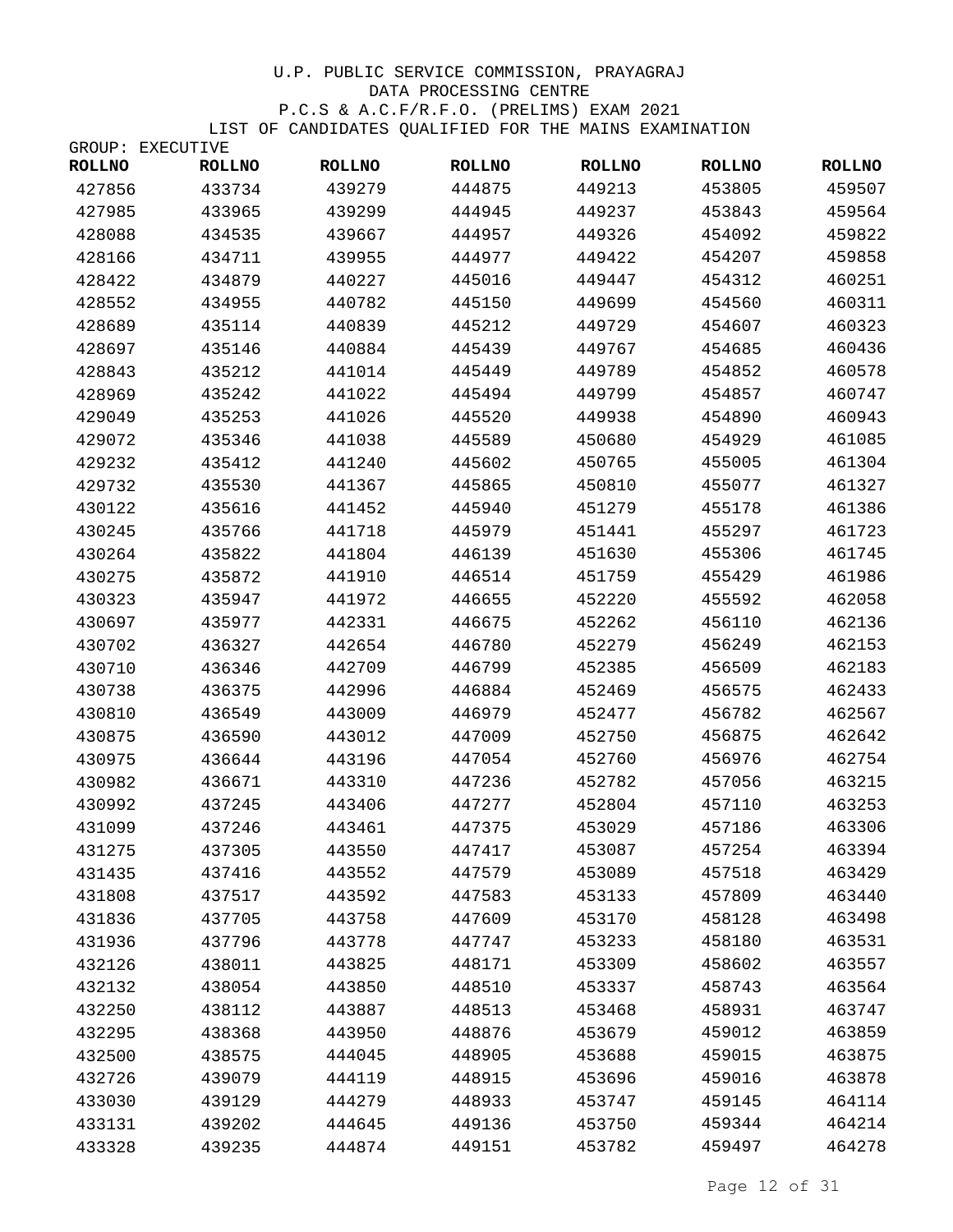U.P. PUBLIC SERVICE COMMISSION, PRAYAGRAJ
DATA PROCESSING CENTRE
P.C.S & A.C.F/R.F.O. (PRELIMS) EXAM 2021
LIST OF CANDIDATES QUALIFIED FOR THE MAINS EXAMINATION

GROUP: EXECUTIVE

| ROLLNO | ROLLNO | ROLLNO | ROLLNO | ROLLNO | ROLLNO | ROLLNO |
|---|---|---|---|---|---|---|
| 427856 | 433734 | 439279 | 444875 | 449213 | 453805 | 459507 |
| 427985 | 433965 | 439299 | 444945 | 449237 | 453843 | 459564 |
| 428088 | 434535 | 439667 | 444957 | 449326 | 454092 | 459822 |
| 428166 | 434711 | 439955 | 444977 | 449422 | 454207 | 459858 |
| 428422 | 434879 | 440227 | 445016 | 449447 | 454312 | 460251 |
| 428552 | 434955 | 440782 | 445150 | 449699 | 454560 | 460311 |
| 428689 | 435114 | 440839 | 445212 | 449729 | 454607 | 460323 |
| 428697 | 435146 | 440884 | 445439 | 449767 | 454685 | 460436 |
| 428843 | 435212 | 441014 | 445449 | 449789 | 454852 | 460578 |
| 428969 | 435242 | 441022 | 445494 | 449799 | 454857 | 460747 |
| 429049 | 435253 | 441026 | 445520 | 449938 | 454890 | 460943 |
| 429072 | 435346 | 441038 | 445589 | 450680 | 454929 | 461085 |
| 429232 | 435412 | 441240 | 445602 | 450765 | 455005 | 461304 |
| 429732 | 435530 | 441367 | 445865 | 450810 | 455077 | 461327 |
| 430122 | 435616 | 441452 | 445940 | 451279 | 455178 | 461386 |
| 430245 | 435766 | 441718 | 445979 | 451441 | 455297 | 461723 |
| 430264 | 435822 | 441804 | 446139 | 451630 | 455306 | 461745 |
| 430275 | 435872 | 441910 | 446514 | 451759 | 455429 | 461986 |
| 430323 | 435947 | 441972 | 446655 | 452220 | 455592 | 462058 |
| 430697 | 435977 | 442331 | 446675 | 452262 | 456110 | 462136 |
| 430702 | 436327 | 442654 | 446780 | 452279 | 456249 | 462153 |
| 430710 | 436346 | 442709 | 446799 | 452385 | 456509 | 462183 |
| 430738 | 436375 | 442996 | 446884 | 452469 | 456575 | 462433 |
| 430810 | 436549 | 443009 | 446979 | 452477 | 456782 | 462567 |
| 430875 | 436590 | 443012 | 447009 | 452750 | 456875 | 462642 |
| 430975 | 436644 | 443196 | 447054 | 452760 | 456976 | 462754 |
| 430982 | 436671 | 443310 | 447236 | 452782 | 457056 | 463215 |
| 430992 | 437245 | 443406 | 447277 | 452804 | 457110 | 463253 |
| 431099 | 437246 | 443461 | 447375 | 453029 | 457186 | 463306 |
| 431275 | 437305 | 443550 | 447417 | 453087 | 457254 | 463394 |
| 431435 | 437416 | 443552 | 447579 | 453089 | 457518 | 463429 |
| 431808 | 437517 | 443592 | 447583 | 453133 | 457809 | 463440 |
| 431836 | 437705 | 443758 | 447609 | 453170 | 458128 | 463498 |
| 431936 | 437796 | 443778 | 447747 | 453233 | 458180 | 463531 |
| 432126 | 438011 | 443825 | 448171 | 453309 | 458602 | 463557 |
| 432132 | 438054 | 443850 | 448510 | 453337 | 458743 | 463564 |
| 432250 | 438112 | 443887 | 448513 | 453468 | 458931 | 463747 |
| 432295 | 438368 | 443950 | 448876 | 453679 | 459012 | 463859 |
| 432500 | 438575 | 444045 | 448905 | 453688 | 459015 | 463875 |
| 432726 | 439079 | 444119 | 448915 | 453696 | 459016 | 463878 |
| 433030 | 439129 | 444279 | 448933 | 453747 | 459145 | 464114 |
| 433131 | 439202 | 444645 | 449136 | 453750 | 459344 | 464214 |
| 433328 | 439235 | 444874 | 449151 | 453782 | 459497 | 464278 |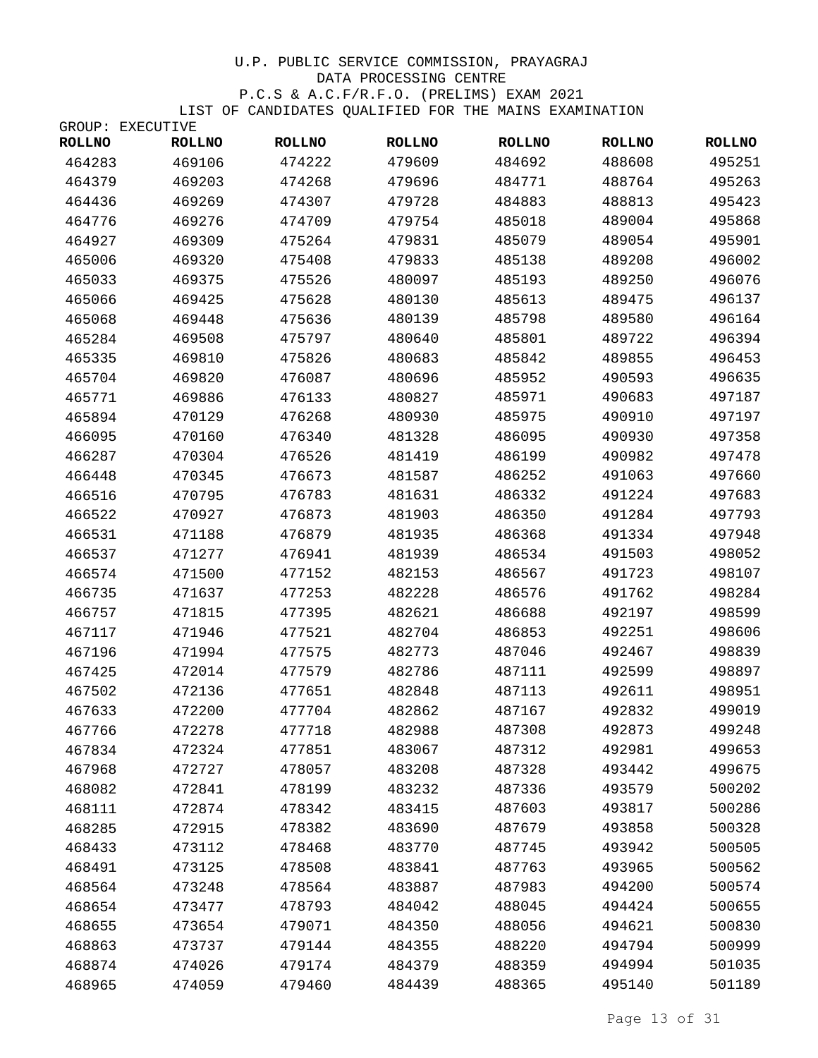U.P. PUBLIC SERVICE COMMISSION, PRAYAGRAJ

DATA PROCESSING CENTRE

P.C.S & A.C.F/R.F.O. (PRELIMS) EXAM 2021

LIST OF CANDIDATES QUALIFIED FOR THE MAINS EXAMINATION

GROUP: EXECUTIVE

| ROLLNO | ROLLNO | ROLLNO | ROLLNO | ROLLNO | ROLLNO | ROLLNO |
|---|---|---|---|---|---|---|
| 464283 | 469106 | 474222 | 479609 | 484692 | 488608 | 495251 |
| 464379 | 469203 | 474268 | 479696 | 484771 | 488764 | 495263 |
| 464436 | 469269 | 474307 | 479728 | 484883 | 488813 | 495423 |
| 464776 | 469276 | 474709 | 479754 | 485018 | 489004 | 495868 |
| 464927 | 469309 | 475264 | 479831 | 485079 | 489054 | 495901 |
| 465006 | 469320 | 475408 | 479833 | 485138 | 489208 | 496002 |
| 465033 | 469375 | 475526 | 480097 | 485193 | 489250 | 496076 |
| 465066 | 469425 | 475628 | 480130 | 485613 | 489475 | 496137 |
| 465068 | 469448 | 475636 | 480139 | 485798 | 489580 | 496164 |
| 465284 | 469508 | 475797 | 480640 | 485801 | 489722 | 496394 |
| 465335 | 469810 | 475826 | 480683 | 485842 | 489855 | 496453 |
| 465704 | 469820 | 476087 | 480696 | 485952 | 490593 | 496635 |
| 465771 | 469886 | 476133 | 480827 | 485971 | 490683 | 497187 |
| 465894 | 470129 | 476268 | 480930 | 485975 | 490910 | 497197 |
| 466095 | 470160 | 476340 | 481328 | 486095 | 490930 | 497358 |
| 466287 | 470304 | 476526 | 481419 | 486199 | 490982 | 497478 |
| 466448 | 470345 | 476673 | 481587 | 486252 | 491063 | 497660 |
| 466516 | 470795 | 476783 | 481631 | 486332 | 491224 | 497683 |
| 466522 | 470927 | 476873 | 481903 | 486350 | 491284 | 497793 |
| 466531 | 471188 | 476879 | 481935 | 486368 | 491334 | 497948 |
| 466537 | 471277 | 476941 | 481939 | 486534 | 491503 | 498052 |
| 466574 | 471500 | 477152 | 482153 | 486567 | 491723 | 498107 |
| 466735 | 471637 | 477253 | 482228 | 486576 | 491762 | 498284 |
| 466757 | 471815 | 477395 | 482621 | 486688 | 492197 | 498599 |
| 467117 | 471946 | 477521 | 482704 | 486853 | 492251 | 498606 |
| 467196 | 471994 | 477575 | 482773 | 487046 | 492467 | 498839 |
| 467425 | 472014 | 477579 | 482786 | 487111 | 492599 | 498897 |
| 467502 | 472136 | 477651 | 482848 | 487113 | 492611 | 498951 |
| 467633 | 472200 | 477704 | 482862 | 487167 | 492832 | 499019 |
| 467766 | 472278 | 477718 | 482988 | 487308 | 492873 | 499248 |
| 467834 | 472324 | 477851 | 483067 | 487312 | 492981 | 499653 |
| 467968 | 472727 | 478057 | 483208 | 487328 | 493442 | 499675 |
| 468082 | 472841 | 478199 | 483232 | 487336 | 493579 | 500202 |
| 468111 | 472874 | 478342 | 483415 | 487603 | 493817 | 500286 |
| 468285 | 472915 | 478382 | 483690 | 487679 | 493858 | 500328 |
| 468433 | 473112 | 478468 | 483770 | 487745 | 493942 | 500505 |
| 468491 | 473125 | 478508 | 483841 | 487763 | 493965 | 500562 |
| 468564 | 473248 | 478564 | 483887 | 487983 | 494200 | 500574 |
| 468654 | 473477 | 478793 | 484042 | 488045 | 494424 | 500655 |
| 468655 | 473654 | 479071 | 484350 | 488056 | 494621 | 500830 |
| 468863 | 473737 | 479144 | 484355 | 488220 | 494794 | 500999 |
| 468874 | 474026 | 479174 | 484379 | 488359 | 494994 | 501035 |
| 468965 | 474059 | 479460 | 484439 | 488365 | 495140 | 501189 |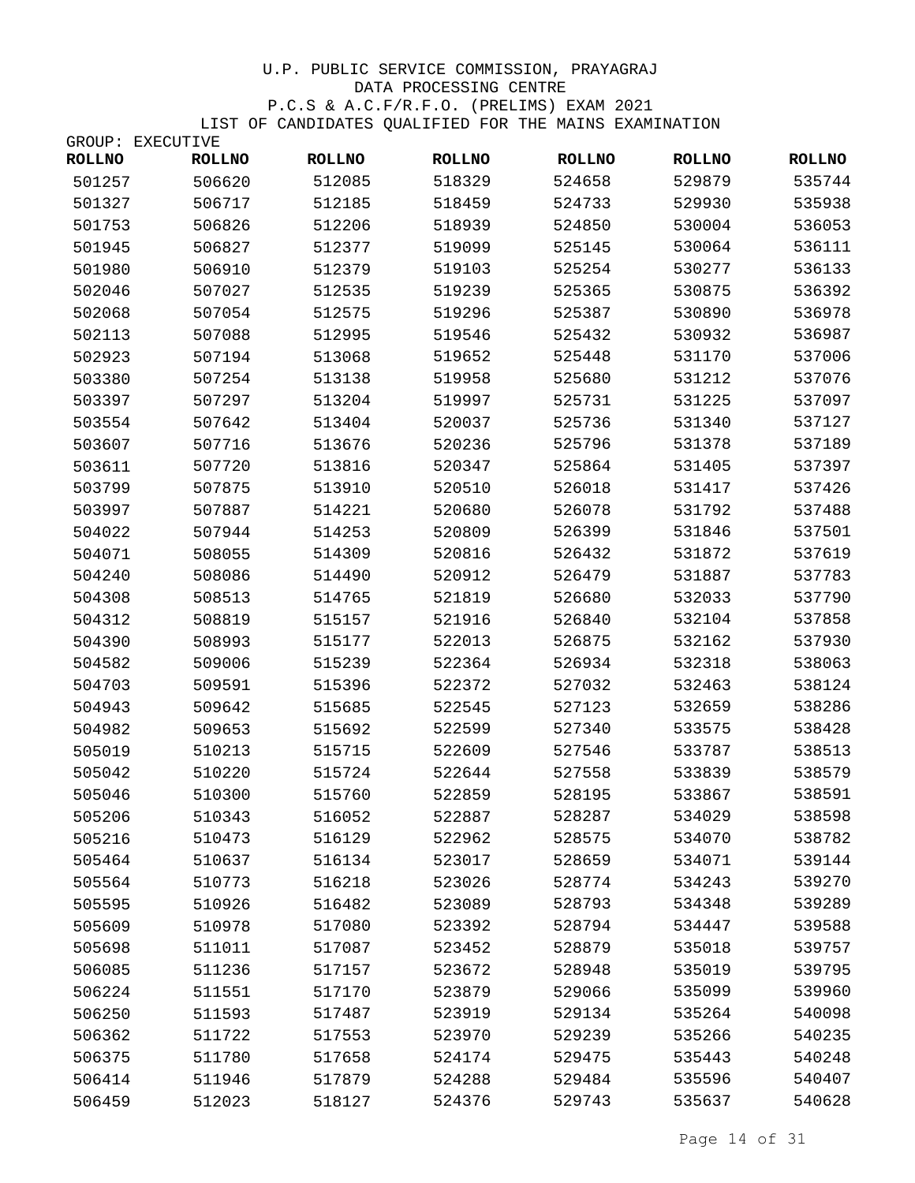U.P. PUBLIC SERVICE COMMISSION, PRAYAGRAJ

DATA PROCESSING CENTRE

P.C.S & A.C.F/R.F.O. (PRELIMS) EXAM 2021

LIST OF CANDIDATES QUALIFIED FOR THE MAINS EXAMINATION

GROUP: EXECUTIVE

| ROLLNO | ROLLNO | ROLLNO | ROLLNO | ROLLNO | ROLLNO | ROLLNO |
|---|---|---|---|---|---|---|
| 501257 | 506620 | 512085 | 518329 | 524658 | 529879 | 535744 |
| 501327 | 506717 | 512185 | 518459 | 524733 | 529930 | 535938 |
| 501753 | 506826 | 512206 | 518939 | 524850 | 530004 | 536053 |
| 501945 | 506827 | 512377 | 519099 | 525145 | 530064 | 536111 |
| 501980 | 506910 | 512379 | 519103 | 525254 | 530277 | 536133 |
| 502046 | 507027 | 512535 | 519239 | 525365 | 530875 | 536392 |
| 502068 | 507054 | 512575 | 519296 | 525387 | 530890 | 536978 |
| 502113 | 507088 | 512995 | 519546 | 525432 | 530932 | 536987 |
| 502923 | 507194 | 513068 | 519652 | 525448 | 531170 | 537006 |
| 503380 | 507254 | 513138 | 519958 | 525680 | 531212 | 537076 |
| 503397 | 507297 | 513204 | 519997 | 525731 | 531225 | 537097 |
| 503554 | 507642 | 513404 | 520037 | 525736 | 531340 | 537127 |
| 503607 | 507716 | 513676 | 520236 | 525796 | 531378 | 537189 |
| 503611 | 507720 | 513816 | 520347 | 525864 | 531405 | 537397 |
| 503799 | 507875 | 513910 | 520510 | 526018 | 531417 | 537426 |
| 503997 | 507887 | 514221 | 520680 | 526078 | 531792 | 537488 |
| 504022 | 507944 | 514253 | 520809 | 526399 | 531846 | 537501 |
| 504071 | 508055 | 514309 | 520816 | 526432 | 531872 | 537619 |
| 504240 | 508086 | 514490 | 520912 | 526479 | 531887 | 537783 |
| 504308 | 508513 | 514765 | 521819 | 526680 | 532033 | 537790 |
| 504312 | 508819 | 515157 | 521916 | 526840 | 532104 | 537858 |
| 504390 | 508993 | 515177 | 522013 | 526875 | 532162 | 537930 |
| 504582 | 509006 | 515239 | 522364 | 526934 | 532318 | 538063 |
| 504703 | 509591 | 515396 | 522372 | 527032 | 532463 | 538124 |
| 504943 | 509642 | 515685 | 522545 | 527123 | 532659 | 538286 |
| 504982 | 509653 | 515692 | 522599 | 527340 | 533575 | 538428 |
| 505019 | 510213 | 515715 | 522609 | 527546 | 533787 | 538513 |
| 505042 | 510220 | 515724 | 522644 | 527558 | 533839 | 538579 |
| 505046 | 510300 | 515760 | 522859 | 528195 | 533867 | 538591 |
| 505206 | 510343 | 516052 | 522887 | 528287 | 534029 | 538598 |
| 505216 | 510473 | 516129 | 522962 | 528575 | 534070 | 538782 |
| 505464 | 510637 | 516134 | 523017 | 528659 | 534071 | 539144 |
| 505564 | 510773 | 516218 | 523026 | 528774 | 534243 | 539270 |
| 505595 | 510926 | 516482 | 523089 | 528793 | 534348 | 539289 |
| 505609 | 510978 | 517080 | 523392 | 528794 | 534447 | 539588 |
| 505698 | 511011 | 517087 | 523452 | 528879 | 535018 | 539757 |
| 506085 | 511236 | 517157 | 523672 | 528948 | 535019 | 539795 |
| 506224 | 511551 | 517170 | 523879 | 529066 | 535099 | 539960 |
| 506250 | 511593 | 517487 | 523919 | 529134 | 535264 | 540098 |
| 506362 | 511722 | 517553 | 523970 | 529239 | 535266 | 540235 |
| 506375 | 511780 | 517658 | 524174 | 529475 | 535443 | 540248 |
| 506414 | 511946 | 517879 | 524288 | 529484 | 535596 | 540407 |
| 506459 | 512023 | 518127 | 524376 | 529743 | 535637 | 540628 |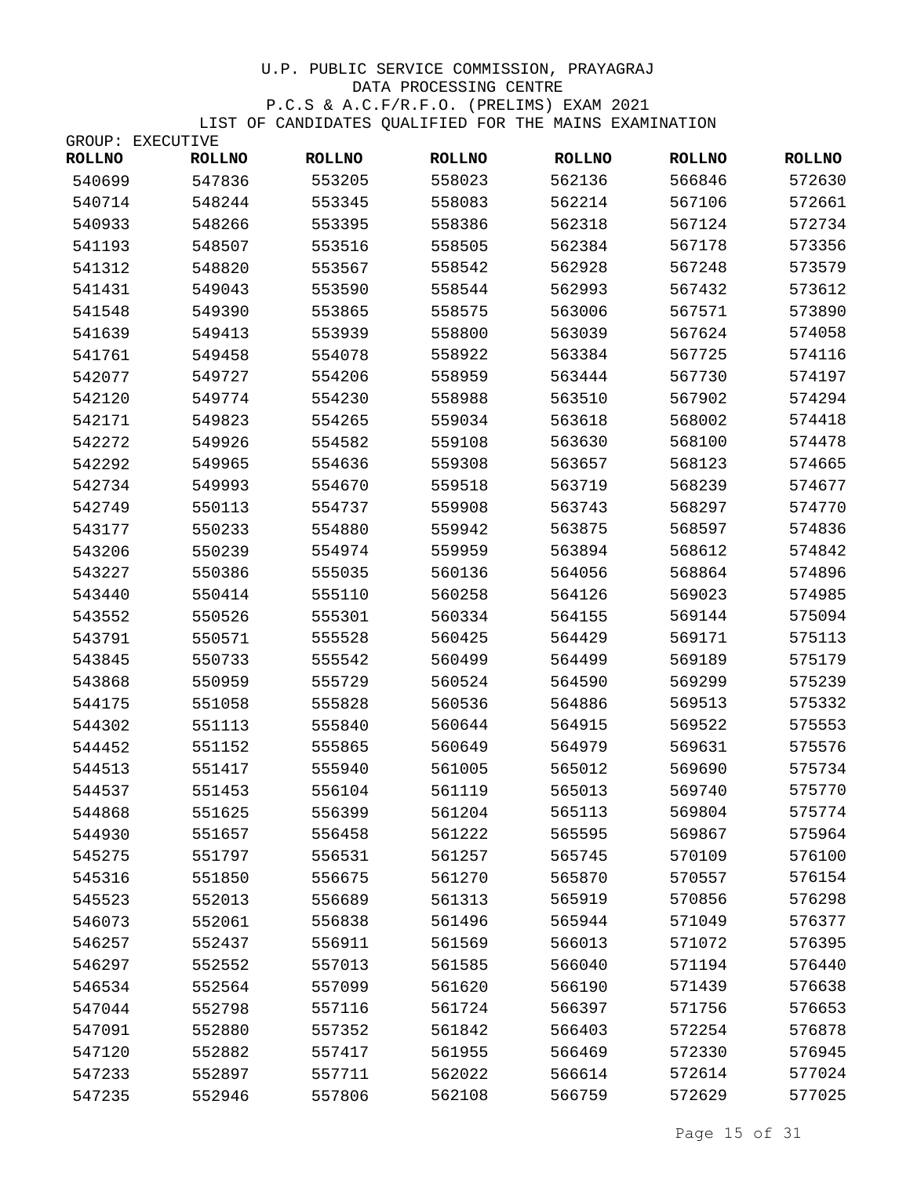U.P. PUBLIC SERVICE COMMISSION, PRAYAGRAJ
DATA PROCESSING CENTRE
P.C.S & A.C.F/R.F.O. (PRELIMS) EXAM 2021
LIST OF CANDIDATES QUALIFIED FOR THE MAINS EXAMINATION

GROUP: EXECUTIVE

| ROLLNO | ROLLNO | ROLLNO | ROLLNO | ROLLNO | ROLLNO | ROLLNO |
|---|---|---|---|---|---|---|
| 540699 | 547836 | 553205 | 558023 | 562136 | 566846 | 572630 |
| 540714 | 548244 | 553345 | 558083 | 562214 | 567106 | 572661 |
| 540933 | 548266 | 553395 | 558386 | 562318 | 567124 | 572734 |
| 541193 | 548507 | 553516 | 558505 | 562384 | 567178 | 573356 |
| 541312 | 548820 | 553567 | 558542 | 562928 | 567248 | 573579 |
| 541431 | 549043 | 553590 | 558544 | 562993 | 567432 | 573612 |
| 541548 | 549390 | 553865 | 558575 | 563006 | 567571 | 573890 |
| 541639 | 549413 | 553939 | 558800 | 563039 | 567624 | 574058 |
| 541761 | 549458 | 554078 | 558922 | 563384 | 567725 | 574116 |
| 542077 | 549727 | 554206 | 558959 | 563444 | 567730 | 574197 |
| 542120 | 549774 | 554230 | 558988 | 563510 | 567902 | 574294 |
| 542171 | 549823 | 554265 | 559034 | 563618 | 568002 | 574418 |
| 542272 | 549926 | 554582 | 559108 | 563630 | 568100 | 574478 |
| 542292 | 549965 | 554636 | 559308 | 563657 | 568123 | 574665 |
| 542734 | 549993 | 554670 | 559518 | 563719 | 568239 | 574677 |
| 542749 | 550113 | 554737 | 559908 | 563743 | 568297 | 574770 |
| 543177 | 550233 | 554880 | 559942 | 563875 | 568597 | 574836 |
| 543206 | 550239 | 554974 | 559959 | 563894 | 568612 | 574842 |
| 543227 | 550386 | 555035 | 560136 | 564056 | 568864 | 574896 |
| 543440 | 550414 | 555110 | 560258 | 564126 | 569023 | 574985 |
| 543552 | 550526 | 555301 | 560334 | 564155 | 569144 | 575094 |
| 543791 | 550571 | 555528 | 560425 | 564429 | 569171 | 575113 |
| 543845 | 550733 | 555542 | 560499 | 564499 | 569189 | 575179 |
| 543868 | 550959 | 555729 | 560524 | 564590 | 569299 | 575239 |
| 544175 | 551058 | 555828 | 560536 | 564886 | 569513 | 575332 |
| 544302 | 551113 | 555840 | 560644 | 564915 | 569522 | 575553 |
| 544452 | 551152 | 555865 | 560649 | 564979 | 569631 | 575576 |
| 544513 | 551417 | 555940 | 561005 | 565012 | 569690 | 575734 |
| 544537 | 551453 | 556104 | 561119 | 565013 | 569740 | 575770 |
| 544868 | 551625 | 556399 | 561204 | 565113 | 569804 | 575774 |
| 544930 | 551657 | 556458 | 561222 | 565595 | 569867 | 575964 |
| 545275 | 551797 | 556531 | 561257 | 565745 | 570109 | 576100 |
| 545316 | 551850 | 556675 | 561270 | 565870 | 570557 | 576154 |
| 545523 | 552013 | 556689 | 561313 | 565919 | 570856 | 576298 |
| 546073 | 552061 | 556838 | 561496 | 565944 | 571049 | 576377 |
| 546257 | 552437 | 556911 | 561569 | 566013 | 571072 | 576395 |
| 546297 | 552552 | 557013 | 561585 | 566040 | 571194 | 576440 |
| 546534 | 552564 | 557099 | 561620 | 566190 | 571439 | 576638 |
| 547044 | 552798 | 557116 | 561724 | 566397 | 571756 | 576653 |
| 547091 | 552880 | 557352 | 561842 | 566403 | 572254 | 576878 |
| 547120 | 552882 | 557417 | 561955 | 566469 | 572330 | 576945 |
| 547233 | 552897 | 557711 | 562022 | 566614 | 572614 | 577024 |
| 547235 | 552946 | 557806 | 562108 | 566759 | 572629 | 577025 |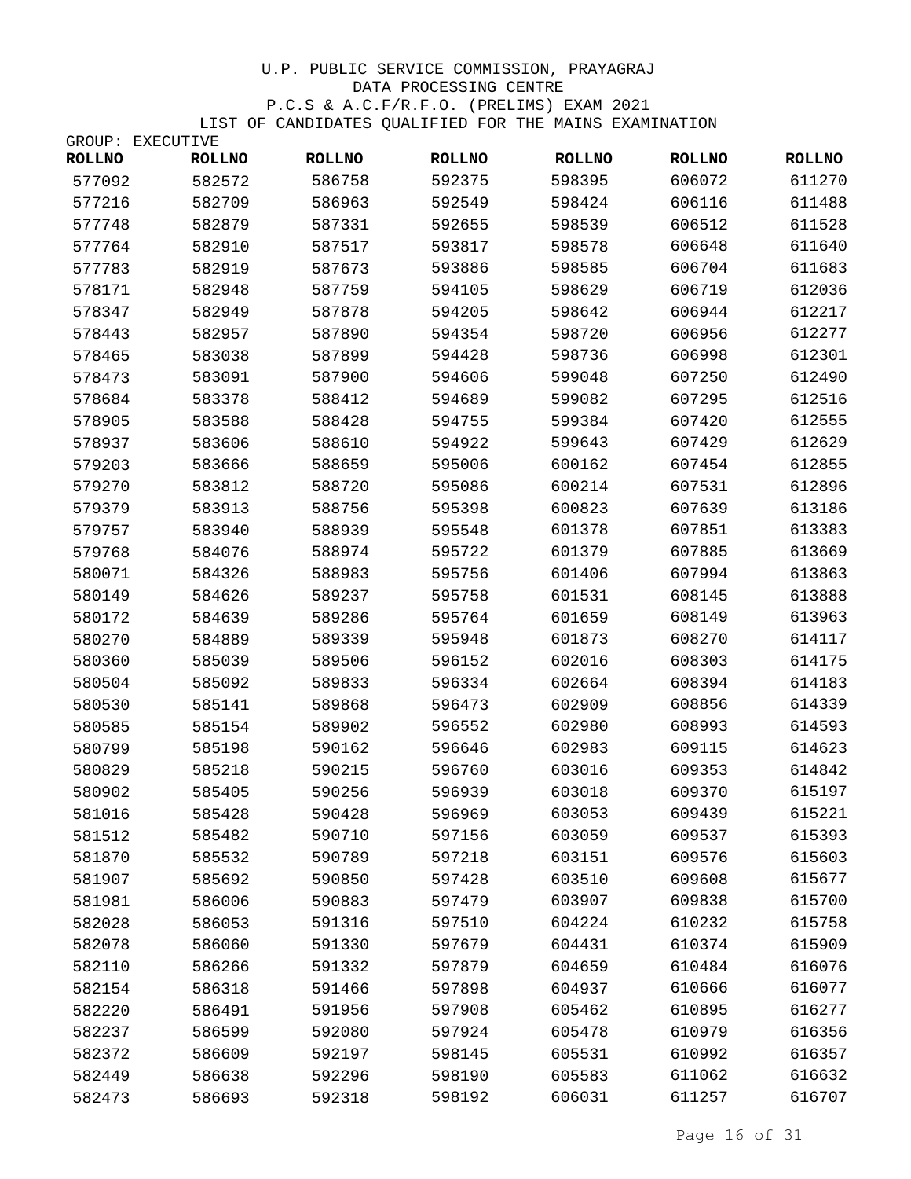U.P. PUBLIC SERVICE COMMISSION, PRAYAGRAJ

DATA PROCESSING CENTRE

P.C.S & A.C.F/R.F.O. (PRELIMS) EXAM 2021

LIST OF CANDIDATES QUALIFIED FOR THE MAINS EXAMINATION

GROUP: EXECUTIVE

| ROLLNO | ROLLNO | ROLLNO | ROLLNO | ROLLNO | ROLLNO | ROLLNO |
|---|---|---|---|---|---|---|
| 577092 | 582572 | 586758 | 592375 | 598395 | 606072 | 611270 |
| 577216 | 582709 | 586963 | 592549 | 598424 | 606116 | 611488 |
| 577748 | 582879 | 587331 | 592655 | 598539 | 606512 | 611528 |
| 577764 | 582910 | 587517 | 593817 | 598578 | 606648 | 611640 |
| 577783 | 582919 | 587673 | 593886 | 598585 | 606704 | 611683 |
| 578171 | 582948 | 587759 | 594105 | 598629 | 606719 | 612036 |
| 578347 | 582949 | 587878 | 594205 | 598642 | 606944 | 612217 |
| 578443 | 582957 | 587890 | 594354 | 598720 | 606956 | 612277 |
| 578465 | 583038 | 587899 | 594428 | 598736 | 606998 | 612301 |
| 578473 | 583091 | 587900 | 594606 | 599048 | 607250 | 612490 |
| 578684 | 583378 | 588412 | 594689 | 599082 | 607295 | 612516 |
| 578905 | 583588 | 588428 | 594755 | 599384 | 607420 | 612555 |
| 578937 | 583606 | 588610 | 594922 | 599643 | 607429 | 612629 |
| 579203 | 583666 | 588659 | 595006 | 600162 | 607454 | 612855 |
| 579270 | 583812 | 588720 | 595086 | 600214 | 607531 | 612896 |
| 579379 | 583913 | 588756 | 595398 | 600823 | 607639 | 613186 |
| 579757 | 583940 | 588939 | 595548 | 601378 | 607851 | 613383 |
| 579768 | 584076 | 588974 | 595722 | 601379 | 607885 | 613669 |
| 580071 | 584326 | 588983 | 595756 | 601406 | 607994 | 613863 |
| 580149 | 584626 | 589237 | 595758 | 601531 | 608145 | 613888 |
| 580172 | 584639 | 589286 | 595764 | 601659 | 608149 | 613963 |
| 580270 | 584889 | 589339 | 595948 | 601873 | 608270 | 614117 |
| 580360 | 585039 | 589506 | 596152 | 602016 | 608303 | 614175 |
| 580504 | 585092 | 589833 | 596334 | 602664 | 608394 | 614183 |
| 580530 | 585141 | 589868 | 596473 | 602909 | 608856 | 614339 |
| 580585 | 585154 | 589902 | 596552 | 602980 | 608993 | 614593 |
| 580799 | 585198 | 590162 | 596646 | 602983 | 609115 | 614623 |
| 580829 | 585218 | 590215 | 596760 | 603016 | 609353 | 614842 |
| 580902 | 585405 | 590256 | 596939 | 603018 | 609370 | 615197 |
| 581016 | 585428 | 590428 | 596969 | 603053 | 609439 | 615221 |
| 581512 | 585482 | 590710 | 597156 | 603059 | 609537 | 615393 |
| 581870 | 585532 | 590789 | 597218 | 603151 | 609576 | 615603 |
| 581907 | 585692 | 590850 | 597428 | 603510 | 609608 | 615677 |
| 581981 | 586006 | 590883 | 597479 | 603907 | 609838 | 615700 |
| 582028 | 586053 | 591316 | 597510 | 604224 | 610232 | 615758 |
| 582078 | 586060 | 591330 | 597679 | 604431 | 610374 | 615909 |
| 582110 | 586266 | 591332 | 597879 | 604659 | 610484 | 616076 |
| 582154 | 586318 | 591466 | 597898 | 604937 | 610666 | 616077 |
| 582220 | 586491 | 591956 | 597908 | 605462 | 610895 | 616277 |
| 582237 | 586599 | 592080 | 597924 | 605478 | 610979 | 616356 |
| 582372 | 586609 | 592197 | 598145 | 605531 | 610992 | 616357 |
| 582449 | 586638 | 592296 | 598190 | 605583 | 611062 | 616632 |
| 582473 | 586693 | 592318 | 598192 | 606031 | 611257 | 616707 |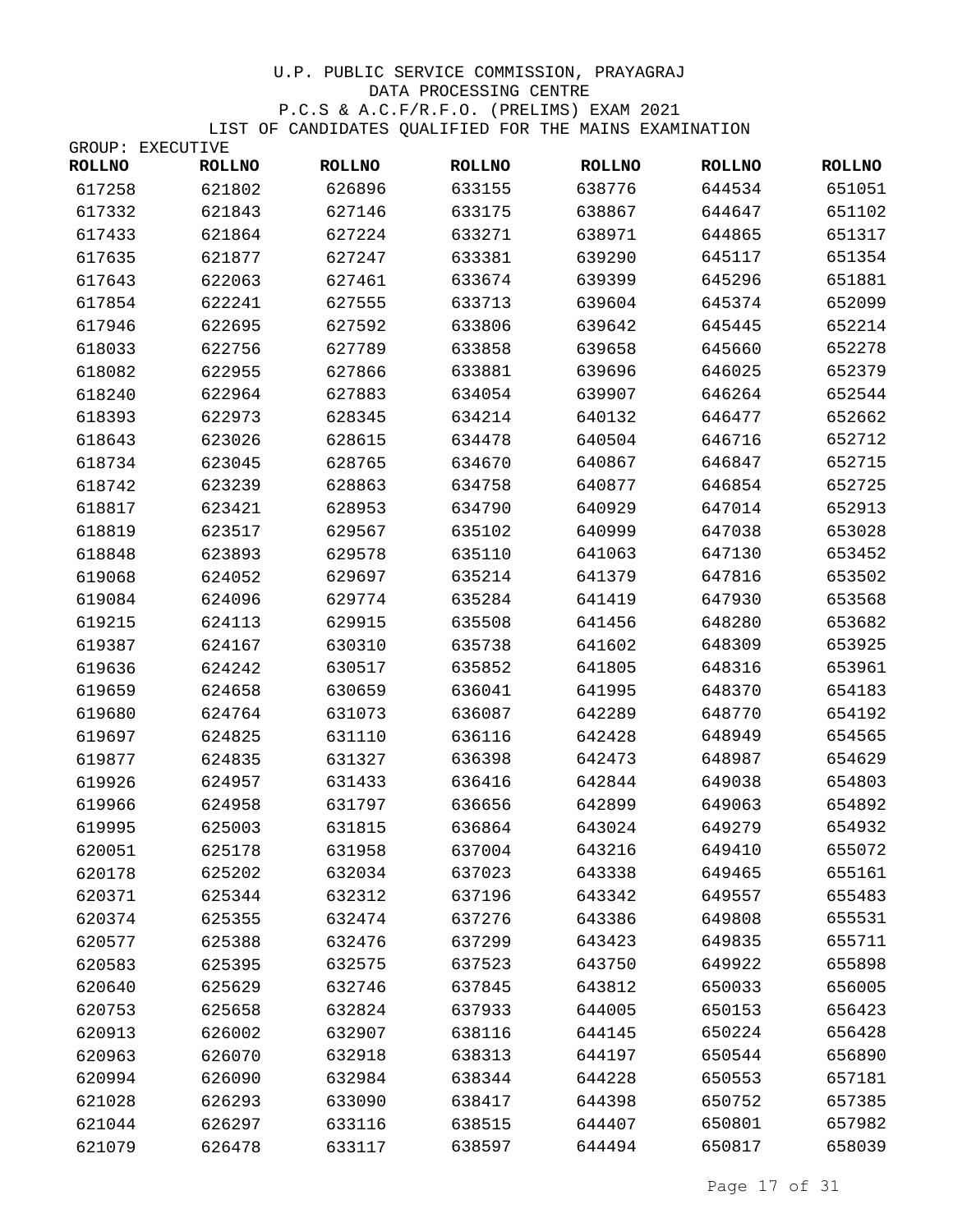U.P. PUBLIC SERVICE COMMISSION, PRAYAGRAJ
DATA PROCESSING CENTRE
P.C.S & A.C.F/R.F.O. (PRELIMS) EXAM 2021
LIST OF CANDIDATES QUALIFIED FOR THE MAINS EXAMINATION

GROUP: EXECUTIVE

| ROLLNO | ROLLNO | ROLLNO | ROLLNO | ROLLNO | ROLLNO | ROLLNO |
|---|---|---|---|---|---|---|
| 617258 | 621802 | 626896 | 633155 | 638776 | 644534 | 651051 |
| 617332 | 621843 | 627146 | 633175 | 638867 | 644647 | 651102 |
| 617433 | 621864 | 627224 | 633271 | 638971 | 644865 | 651317 |
| 617635 | 621877 | 627247 | 633381 | 639290 | 645117 | 651354 |
| 617643 | 622063 | 627461 | 633674 | 639399 | 645296 | 651881 |
| 617854 | 622241 | 627555 | 633713 | 639604 | 645374 | 652099 |
| 617946 | 622695 | 627592 | 633806 | 639642 | 645445 | 652214 |
| 618033 | 622756 | 627789 | 633858 | 639658 | 645660 | 652278 |
| 618082 | 622955 | 627866 | 633881 | 639696 | 646025 | 652379 |
| 618240 | 622964 | 627883 | 634054 | 639907 | 646264 | 652544 |
| 618393 | 622973 | 628345 | 634214 | 640132 | 646477 | 652662 |
| 618643 | 623026 | 628615 | 634478 | 640504 | 646716 | 652712 |
| 618734 | 623045 | 628765 | 634670 | 640867 | 646847 | 652715 |
| 618742 | 623239 | 628863 | 634758 | 640877 | 646854 | 652725 |
| 618817 | 623421 | 628953 | 634790 | 640929 | 647014 | 652913 |
| 618819 | 623517 | 629567 | 635102 | 640999 | 647038 | 653028 |
| 618848 | 623893 | 629578 | 635110 | 641063 | 647130 | 653452 |
| 619068 | 624052 | 629697 | 635214 | 641379 | 647816 | 653502 |
| 619084 | 624096 | 629774 | 635284 | 641419 | 647930 | 653568 |
| 619215 | 624113 | 629915 | 635508 | 641456 | 648280 | 653682 |
| 619387 | 624167 | 630310 | 635738 | 641602 | 648309 | 653925 |
| 619636 | 624242 | 630517 | 635852 | 641805 | 648316 | 653961 |
| 619659 | 624658 | 630659 | 636041 | 641995 | 648370 | 654183 |
| 619680 | 624764 | 631073 | 636087 | 642289 | 648770 | 654192 |
| 619697 | 624825 | 631110 | 636116 | 642428 | 648949 | 654565 |
| 619877 | 624835 | 631327 | 636398 | 642473 | 648987 | 654629 |
| 619926 | 624957 | 631433 | 636416 | 642844 | 649038 | 654803 |
| 619966 | 624958 | 631797 | 636656 | 642899 | 649063 | 654892 |
| 619995 | 625003 | 631815 | 636864 | 643024 | 649279 | 654932 |
| 620051 | 625178 | 631958 | 637004 | 643216 | 649410 | 655072 |
| 620178 | 625202 | 632034 | 637023 | 643338 | 649465 | 655161 |
| 620371 | 625344 | 632312 | 637196 | 643342 | 649557 | 655483 |
| 620374 | 625355 | 632474 | 637276 | 643386 | 649808 | 655531 |
| 620577 | 625388 | 632476 | 637299 | 643423 | 649835 | 655711 |
| 620583 | 625395 | 632575 | 637523 | 643750 | 649922 | 655898 |
| 620640 | 625629 | 632746 | 637845 | 643812 | 650033 | 656005 |
| 620753 | 625658 | 632824 | 637933 | 644005 | 650153 | 656423 |
| 620913 | 626002 | 632907 | 638116 | 644145 | 650224 | 656428 |
| 620963 | 626070 | 632918 | 638313 | 644197 | 650544 | 656890 |
| 620994 | 626090 | 632984 | 638344 | 644228 | 650553 | 657181 |
| 621028 | 626293 | 633090 | 638417 | 644398 | 650752 | 657385 |
| 621044 | 626297 | 633116 | 638515 | 644407 | 650801 | 657982 |
| 621079 | 626478 | 633117 | 638597 | 644494 | 650817 | 658039 |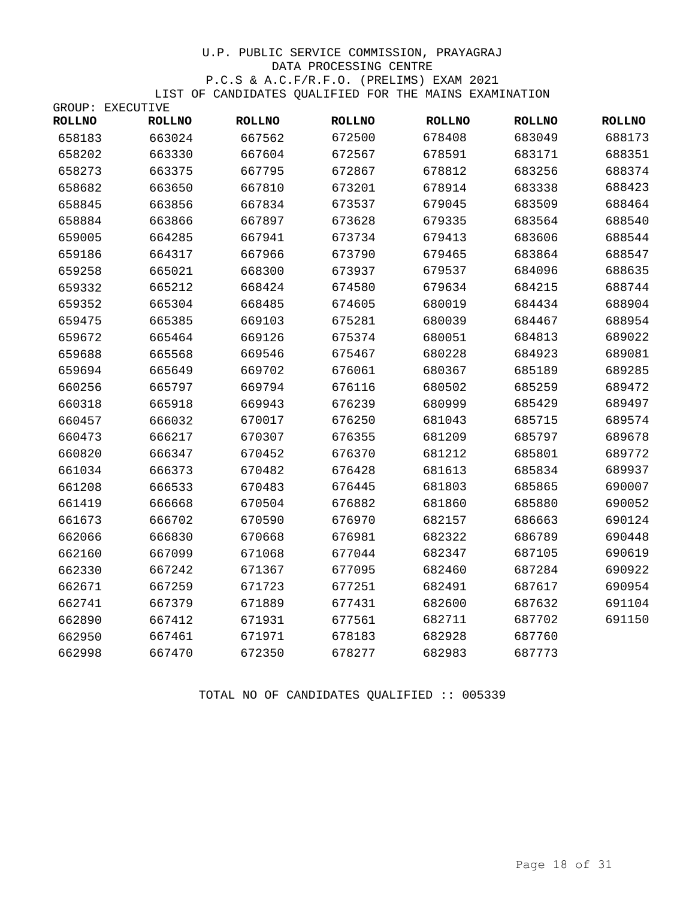U.P. PUBLIC SERVICE COMMISSION, PRAYAGRAJ
DATA PROCESSING CENTRE
P.C.S & A.C.F/R.F.O. (PRELIMS) EXAM 2021
LIST OF CANDIDATES QUALIFIED FOR THE MAINS EXAMINATION

GROUP: EXECUTIVE

| ROLLNO | ROLLNO | ROLLNO | ROLLNO | ROLLNO | ROLLNO | ROLLNO |
|---|---|---|---|---|---|---|
| 658183 | 663024 | 667562 | 672500 | 678408 | 683049 | 688173 |
| 658202 | 663330 | 667604 | 672567 | 678591 | 683171 | 688351 |
| 658273 | 663375 | 667795 | 672867 | 678812 | 683256 | 688374 |
| 658682 | 663650 | 667810 | 673201 | 678914 | 683338 | 688423 |
| 658845 | 663856 | 667834 | 673537 | 679045 | 683509 | 688464 |
| 658884 | 663866 | 667897 | 673628 | 679335 | 683564 | 688540 |
| 659005 | 664285 | 667941 | 673734 | 679413 | 683606 | 688544 |
| 659186 | 664317 | 667966 | 673790 | 679465 | 683864 | 688547 |
| 659258 | 665021 | 668300 | 673937 | 679537 | 684096 | 688635 |
| 659332 | 665212 | 668424 | 674580 | 679634 | 684215 | 688744 |
| 659352 | 665304 | 668485 | 674605 | 680019 | 684434 | 688904 |
| 659475 | 665385 | 669103 | 675281 | 680039 | 684467 | 688954 |
| 659672 | 665464 | 669126 | 675374 | 680051 | 684813 | 689022 |
| 659688 | 665568 | 669546 | 675467 | 680228 | 684923 | 689081 |
| 659694 | 665649 | 669702 | 676061 | 680367 | 685189 | 689285 |
| 660256 | 665797 | 669794 | 676116 | 680502 | 685259 | 689472 |
| 660318 | 665918 | 669943 | 676239 | 680999 | 685429 | 689497 |
| 660457 | 666032 | 670017 | 676250 | 681043 | 685715 | 689574 |
| 660473 | 666217 | 670307 | 676355 | 681209 | 685797 | 689678 |
| 660820 | 666347 | 670452 | 676370 | 681212 | 685801 | 689772 |
| 661034 | 666373 | 670482 | 676428 | 681613 | 685834 | 689937 |
| 661208 | 666533 | 670483 | 676445 | 681803 | 685865 | 690007 |
| 661419 | 666668 | 670504 | 676882 | 681860 | 685880 | 690052 |
| 661673 | 666702 | 670590 | 676970 | 682157 | 686663 | 690124 |
| 662066 | 666830 | 670668 | 676981 | 682322 | 686789 | 690448 |
| 662160 | 667099 | 671068 | 677044 | 682347 | 687105 | 690619 |
| 662330 | 667242 | 671367 | 677095 | 682460 | 687284 | 690922 |
| 662671 | 667259 | 671723 | 677251 | 682491 | 687617 | 690954 |
| 662741 | 667379 | 671889 | 677431 | 682600 | 687632 | 691104 |
| 662890 | 667412 | 671931 | 677561 | 682711 | 687702 | 691150 |
| 662950 | 667461 | 671971 | 678183 | 682928 | 687760 | |
| 662998 | 667470 | 672350 | 678277 | 682983 | 687773 | |

TOTAL NO OF CANDIDATES QUALIFIED :: 005339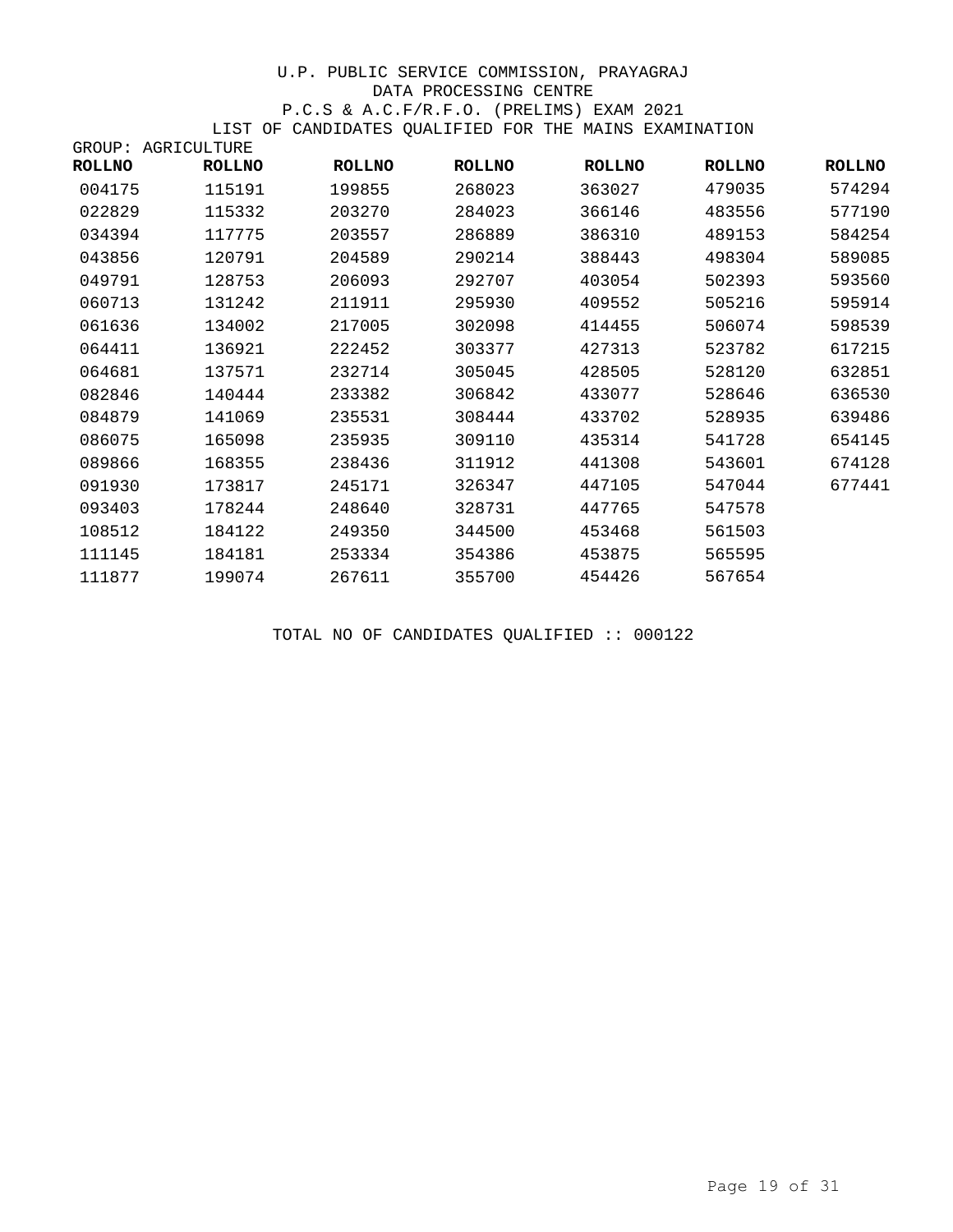U.P. PUBLIC SERVICE COMMISSION, PRAYAGRAJ

DATA PROCESSING CENTRE

P.C.S & A.C.F/R.F.O. (PRELIMS) EXAM 2021

LIST OF CANDIDATES QUALIFIED FOR THE MAINS EXAMINATION

GROUP: AGRICULTURE

| ROLLNO | ROLLNO | ROLLNO | ROLLNO | ROLLNO | ROLLNO | ROLLNO |
|---|---|---|---|---|---|---|
| 004175 | 115191 | 199855 | 268023 | 363027 | 479035 | 574294 |
| 022829 | 115332 | 203270 | 284023 | 366146 | 483556 | 577190 |
| 034394 | 117775 | 203557 | 286889 | 386310 | 489153 | 584254 |
| 043856 | 120791 | 204589 | 290214 | 388443 | 498304 | 589085 |
| 049791 | 128753 | 206093 | 292707 | 403054 | 502393 | 593560 |
| 060713 | 131242 | 211911 | 295930 | 409552 | 505216 | 595914 |
| 061636 | 134002 | 217005 | 302098 | 414455 | 506074 | 598539 |
| 064411 | 136921 | 222452 | 303377 | 427313 | 523782 | 617215 |
| 064681 | 137571 | 232714 | 305045 | 428505 | 528120 | 632851 |
| 082846 | 140444 | 233382 | 306842 | 433077 | 528646 | 636530 |
| 084879 | 141069 | 235531 | 308444 | 433702 | 528935 | 639486 |
| 086075 | 165098 | 235935 | 309110 | 435314 | 541728 | 654145 |
| 089866 | 168355 | 238436 | 311912 | 441308 | 543601 | 674128 |
| 091930 | 173817 | 245171 | 326347 | 447105 | 547044 | 677441 |
| 093403 | 178244 | 248640 | 328731 | 447765 | 547578 | |
| 108512 | 184122 | 249350 | 344500 | 453468 | 561503 | |
| 111145 | 184181 | 253334 | 354386 | 453875 | 565595 | |
| 111877 | 199074 | 267611 | 355700 | 454426 | 567654 | |

TOTAL NO OF CANDIDATES QUALIFIED :: 000122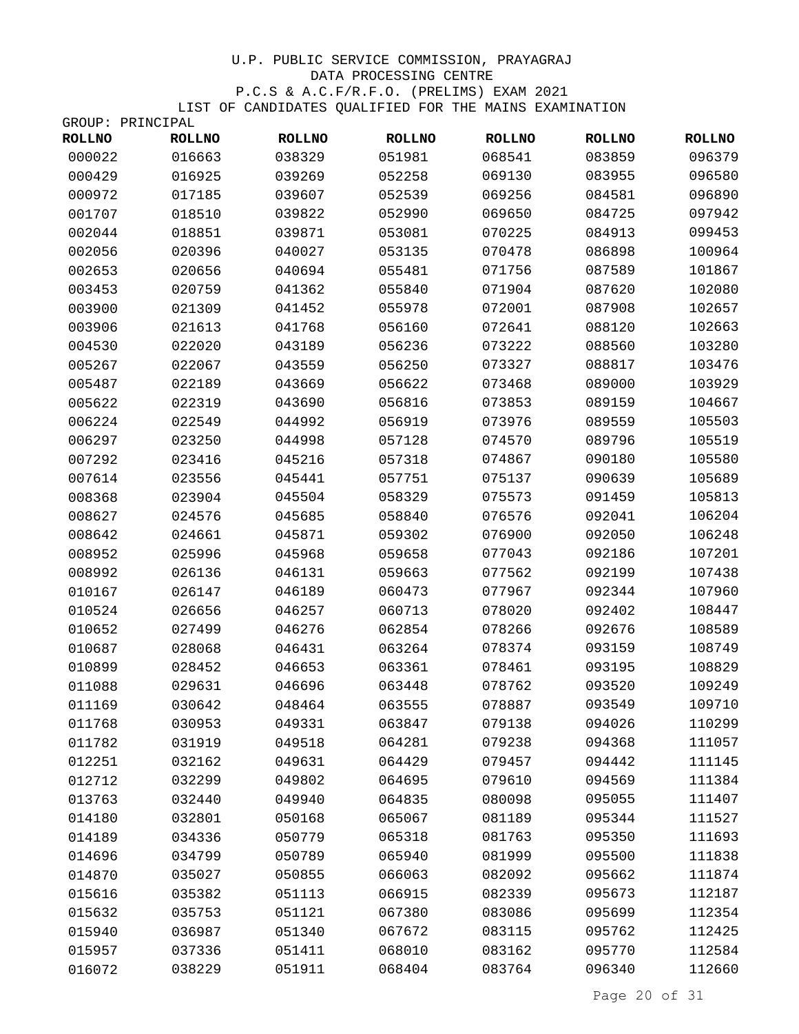U.P. PUBLIC SERVICE COMMISSION, PRAYAGRAJ
DATA PROCESSING CENTRE
P.C.S & A.C.F/R.F.O. (PRELIMS) EXAM 2021
LIST OF CANDIDATES QUALIFIED FOR THE MAINS EXAMINATION

GROUP: PRINCIPAL

| ROLLNO | ROLLNO | ROLLNO | ROLLNO | ROLLNO | ROLLNO | ROLLNO |
|---|---|---|---|---|---|---|
| 000022 | 016663 | 038329 | 051981 | 068541 | 083859 | 096379 |
| 000429 | 016925 | 039269 | 052258 | 069130 | 083955 | 096580 |
| 000972 | 017185 | 039607 | 052539 | 069256 | 084581 | 096890 |
| 001707 | 018510 | 039822 | 052990 | 069650 | 084725 | 097942 |
| 002044 | 018851 | 039871 | 053081 | 070225 | 084913 | 099453 |
| 002056 | 020396 | 040027 | 053135 | 070478 | 086898 | 100964 |
| 002653 | 020656 | 040694 | 055481 | 071756 | 087589 | 101867 |
| 003453 | 020759 | 041362 | 055840 | 071904 | 087620 | 102080 |
| 003900 | 021309 | 041452 | 055978 | 072001 | 087908 | 102657 |
| 003906 | 021613 | 041768 | 056160 | 072641 | 088120 | 102663 |
| 004530 | 022020 | 043189 | 056236 | 073222 | 088560 | 103280 |
| 005267 | 022067 | 043559 | 056250 | 073327 | 088817 | 103476 |
| 005487 | 022189 | 043669 | 056622 | 073468 | 089000 | 103929 |
| 005622 | 022319 | 043690 | 056816 | 073853 | 089159 | 104667 |
| 006224 | 022549 | 044992 | 056919 | 073976 | 089559 | 105503 |
| 006297 | 023250 | 044998 | 057128 | 074570 | 089796 | 105519 |
| 007292 | 023416 | 045216 | 057318 | 074867 | 090180 | 105580 |
| 007614 | 023556 | 045441 | 057751 | 075137 | 090639 | 105689 |
| 008368 | 023904 | 045504 | 058329 | 075573 | 091459 | 105813 |
| 008627 | 024576 | 045685 | 058840 | 076576 | 092041 | 106204 |
| 008642 | 024661 | 045871 | 059302 | 076900 | 092050 | 106248 |
| 008952 | 025996 | 045968 | 059658 | 077043 | 092186 | 107201 |
| 008992 | 026136 | 046131 | 059663 | 077562 | 092199 | 107438 |
| 010167 | 026147 | 046189 | 060473 | 077967 | 092344 | 107960 |
| 010524 | 026656 | 046257 | 060713 | 078020 | 092402 | 108447 |
| 010652 | 027499 | 046276 | 062854 | 078266 | 092676 | 108589 |
| 010687 | 028068 | 046431 | 063264 | 078374 | 093159 | 108749 |
| 010899 | 028452 | 046653 | 063361 | 078461 | 093195 | 108829 |
| 011088 | 029631 | 046696 | 063448 | 078762 | 093520 | 109249 |
| 011169 | 030642 | 048464 | 063555 | 078887 | 093549 | 109710 |
| 011768 | 030953 | 049331 | 063847 | 079138 | 094026 | 110299 |
| 011782 | 031919 | 049518 | 064281 | 079238 | 094368 | 111057 |
| 012251 | 032162 | 049631 | 064429 | 079457 | 094442 | 111145 |
| 012712 | 032299 | 049802 | 064695 | 079610 | 094569 | 111384 |
| 013763 | 032440 | 049940 | 064835 | 080098 | 095055 | 111407 |
| 014180 | 032801 | 050168 | 065067 | 081189 | 095344 | 111527 |
| 014189 | 034336 | 050779 | 065318 | 081763 | 095350 | 111693 |
| 014696 | 034799 | 050789 | 065940 | 081999 | 095500 | 111838 |
| 014870 | 035027 | 050855 | 066063 | 082092 | 095662 | 111874 |
| 015616 | 035382 | 051113 | 066915 | 082339 | 095673 | 112187 |
| 015632 | 035753 | 051121 | 067380 | 083086 | 095699 | 112354 |
| 015940 | 036987 | 051340 | 067672 | 083115 | 095762 | 112425 |
| 015957 | 037336 | 051411 | 068010 | 083162 | 095770 | 112584 |
| 016072 | 038229 | 051911 | 068404 | 083764 | 096340 | 112660 |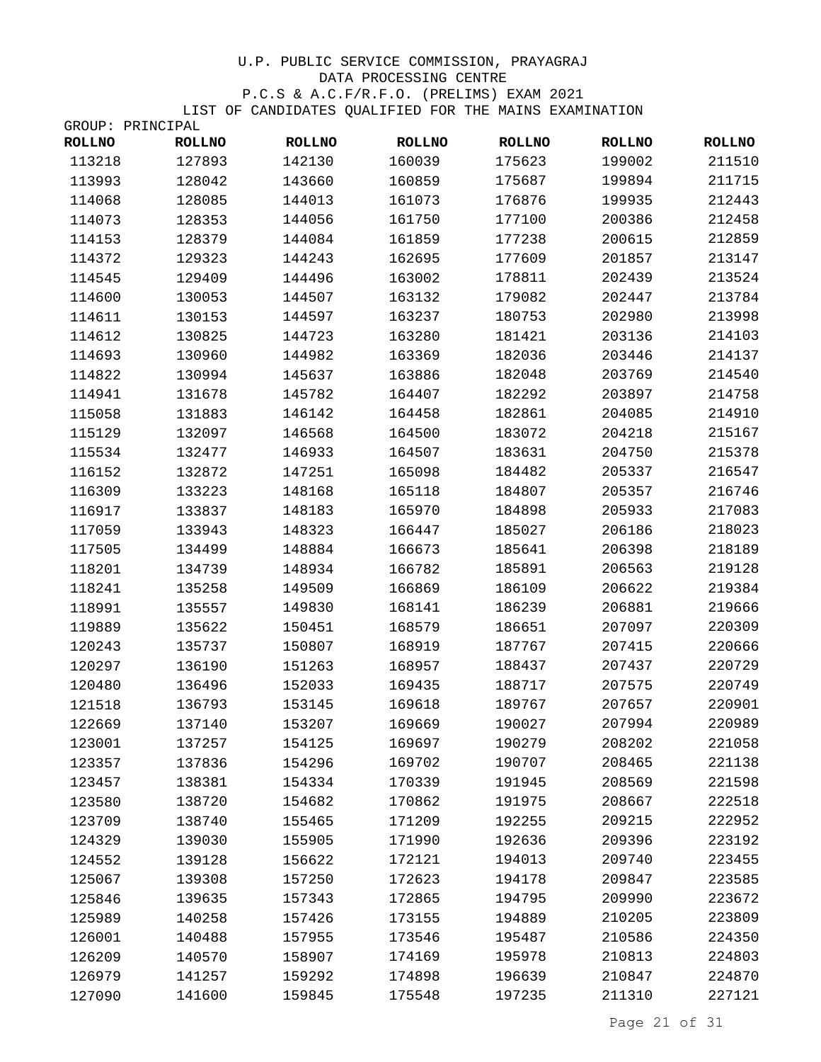U.P. PUBLIC SERVICE COMMISSION, PRAYAGRAJ
DATA PROCESSING CENTRE
P.C.S & A.C.F/R.F.O. (PRELIMS) EXAM 2021
LIST OF CANDIDATES QUALIFIED FOR THE MAINS EXAMINATION

GROUP: PRINCIPAL

| ROLLNO | ROLLNO | ROLLNO | ROLLNO | ROLLNO | ROLLNO | ROLLNO |
|---|---|---|---|---|---|---|
| 113218 | 127893 | 142130 | 160039 | 175623 | 199002 | 211510 |
| 113993 | 128042 | 143660 | 160859 | 175687 | 199894 | 211715 |
| 114068 | 128085 | 144013 | 161073 | 176876 | 199935 | 212443 |
| 114073 | 128353 | 144056 | 161750 | 177100 | 200386 | 212458 |
| 114153 | 128379 | 144084 | 161859 | 177238 | 200615 | 212859 |
| 114372 | 129323 | 144243 | 162695 | 177609 | 201857 | 213147 |
| 114545 | 129409 | 144496 | 163002 | 178811 | 202439 | 213524 |
| 114600 | 130053 | 144507 | 163132 | 179082 | 202447 | 213784 |
| 114611 | 130153 | 144597 | 163237 | 180753 | 202980 | 213998 |
| 114612 | 130825 | 144723 | 163280 | 181421 | 203136 | 214103 |
| 114693 | 130960 | 144982 | 163369 | 182036 | 203446 | 214137 |
| 114822 | 130994 | 145637 | 163886 | 182048 | 203769 | 214540 |
| 114941 | 131678 | 145782 | 164407 | 182292 | 203897 | 214758 |
| 115058 | 131883 | 146142 | 164458 | 182861 | 204085 | 214910 |
| 115129 | 132097 | 146568 | 164500 | 183072 | 204218 | 215167 |
| 115534 | 132477 | 146933 | 164507 | 183631 | 204750 | 215378 |
| 116152 | 132872 | 147251 | 165098 | 184482 | 205337 | 216547 |
| 116309 | 133223 | 148168 | 165118 | 184807 | 205357 | 216746 |
| 116917 | 133837 | 148183 | 165970 | 184898 | 205933 | 217083 |
| 117059 | 133943 | 148323 | 166447 | 185027 | 206186 | 218023 |
| 117505 | 134499 | 148884 | 166673 | 185641 | 206398 | 218189 |
| 118201 | 134739 | 148934 | 166782 | 185891 | 206563 | 219128 |
| 118241 | 135258 | 149509 | 166869 | 186109 | 206622 | 219384 |
| 118991 | 135557 | 149830 | 168141 | 186239 | 206881 | 219666 |
| 119889 | 135622 | 150451 | 168579 | 186651 | 207097 | 220309 |
| 120243 | 135737 | 150807 | 168919 | 187767 | 207415 | 220666 |
| 120297 | 136190 | 151263 | 168957 | 188437 | 207437 | 220729 |
| 120480 | 136496 | 152033 | 169435 | 188717 | 207575 | 220749 |
| 121518 | 136793 | 153145 | 169618 | 189767 | 207657 | 220901 |
| 122669 | 137140 | 153207 | 169669 | 190027 | 207994 | 220989 |
| 123001 | 137257 | 154125 | 169697 | 190279 | 208202 | 221058 |
| 123357 | 137836 | 154296 | 169702 | 190707 | 208465 | 221138 |
| 123457 | 138381 | 154334 | 170339 | 191945 | 208569 | 221598 |
| 123580 | 138720 | 154682 | 170862 | 191975 | 208667 | 222518 |
| 123709 | 138740 | 155465 | 171209 | 192255 | 209215 | 222952 |
| 124329 | 139030 | 155905 | 171990 | 192636 | 209396 | 223192 |
| 124552 | 139128 | 156622 | 172121 | 194013 | 209740 | 223455 |
| 125067 | 139308 | 157250 | 172623 | 194178 | 209847 | 223585 |
| 125846 | 139635 | 157343 | 172865 | 194795 | 209990 | 223672 |
| 125989 | 140258 | 157426 | 173155 | 194889 | 210205 | 223809 |
| 126001 | 140488 | 157955 | 173546 | 195487 | 210586 | 224350 |
| 126209 | 140570 | 158907 | 174169 | 195978 | 210813 | 224803 |
| 126979 | 141257 | 159292 | 174898 | 196639 | 210847 | 224870 |
| 127090 | 141600 | 159845 | 175548 | 197235 | 211310 | 227121 |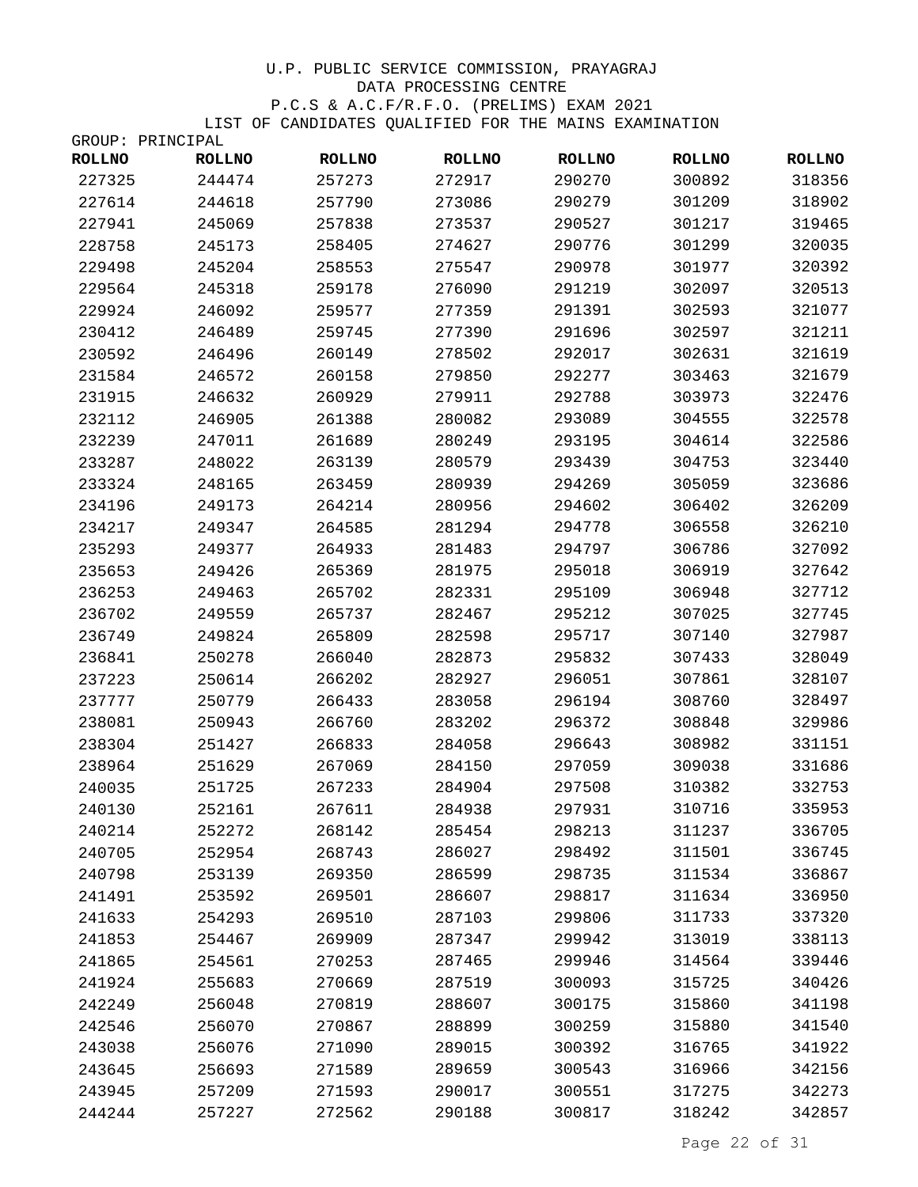U.P. PUBLIC SERVICE COMMISSION, PRAYAGRAJ
DATA PROCESSING CENTRE
P.C.S & A.C.F/R.F.O. (PRELIMS) EXAM 2021
LIST OF CANDIDATES QUALIFIED FOR THE MAINS EXAMINATION

GROUP: PRINCIPAL

| ROLLNO | ROLLNO | ROLLNO | ROLLNO | ROLLNO | ROLLNO | ROLLNO |
|---|---|---|---|---|---|---|
| 227325 | 244474 | 257273 | 272917 | 290270 | 300892 | 318356 |
| 227614 | 244618 | 257790 | 273086 | 290279 | 301209 | 318902 |
| 227941 | 245069 | 257838 | 273537 | 290527 | 301217 | 319465 |
| 228758 | 245173 | 258405 | 274627 | 290776 | 301299 | 320035 |
| 229498 | 245204 | 258553 | 275547 | 290978 | 301977 | 320392 |
| 229564 | 245318 | 259178 | 276090 | 291219 | 302097 | 320513 |
| 229924 | 246092 | 259577 | 277359 | 291391 | 302593 | 321077 |
| 230412 | 246489 | 259745 | 277390 | 291696 | 302597 | 321211 |
| 230592 | 246496 | 260149 | 278502 | 292017 | 302631 | 321619 |
| 231584 | 246572 | 260158 | 279850 | 292277 | 303463 | 321679 |
| 231915 | 246632 | 260929 | 279911 | 292788 | 303973 | 322476 |
| 232112 | 246905 | 261388 | 280082 | 293089 | 304555 | 322578 |
| 232239 | 247011 | 261689 | 280249 | 293195 | 304614 | 322586 |
| 233287 | 248022 | 263139 | 280579 | 293439 | 304753 | 323440 |
| 233324 | 248165 | 263459 | 280939 | 294269 | 305059 | 323686 |
| 234196 | 249173 | 264214 | 280956 | 294602 | 306402 | 326209 |
| 234217 | 249347 | 264585 | 281294 | 294778 | 306558 | 326210 |
| 235293 | 249377 | 264933 | 281483 | 294797 | 306786 | 327092 |
| 235653 | 249426 | 265369 | 281975 | 295018 | 306919 | 327642 |
| 236253 | 249463 | 265702 | 282331 | 295109 | 306948 | 327712 |
| 236702 | 249559 | 265737 | 282467 | 295212 | 307025 | 327745 |
| 236749 | 249824 | 265809 | 282598 | 295717 | 307140 | 327987 |
| 236841 | 250278 | 266040 | 282873 | 295832 | 307433 | 328049 |
| 237223 | 250614 | 266202 | 282927 | 296051 | 307861 | 328107 |
| 237777 | 250779 | 266433 | 283058 | 296194 | 308760 | 328497 |
| 238081 | 250943 | 266760 | 283202 | 296372 | 308848 | 329986 |
| 238304 | 251427 | 266833 | 284058 | 296643 | 308982 | 331151 |
| 238964 | 251629 | 267069 | 284150 | 297059 | 309038 | 331686 |
| 240035 | 251725 | 267233 | 284904 | 297508 | 310382 | 332753 |
| 240130 | 252161 | 267611 | 284938 | 297931 | 310716 | 335953 |
| 240214 | 252272 | 268142 | 285454 | 298213 | 311237 | 336705 |
| 240705 | 252954 | 268743 | 286027 | 298492 | 311501 | 336745 |
| 240798 | 253139 | 269350 | 286599 | 298735 | 311534 | 336867 |
| 241491 | 253592 | 269501 | 286607 | 298817 | 311634 | 336950 |
| 241633 | 254293 | 269510 | 287103 | 299806 | 311733 | 337320 |
| 241853 | 254467 | 269909 | 287347 | 299942 | 313019 | 338113 |
| 241865 | 254561 | 270253 | 287465 | 299946 | 314564 | 339446 |
| 241924 | 255683 | 270669 | 287519 | 300093 | 315725 | 340426 |
| 242249 | 256048 | 270819 | 288607 | 300175 | 315860 | 341198 |
| 242546 | 256070 | 270867 | 288899 | 300259 | 315880 | 341540 |
| 243038 | 256076 | 271090 | 289015 | 300392 | 316765 | 341922 |
| 243645 | 256693 | 271589 | 289659 | 300543 | 316966 | 342156 |
| 243945 | 257209 | 271593 | 290017 | 300551 | 317275 | 342273 |
| 244244 | 257227 | 272562 | 290188 | 300817 | 318242 | 342857 |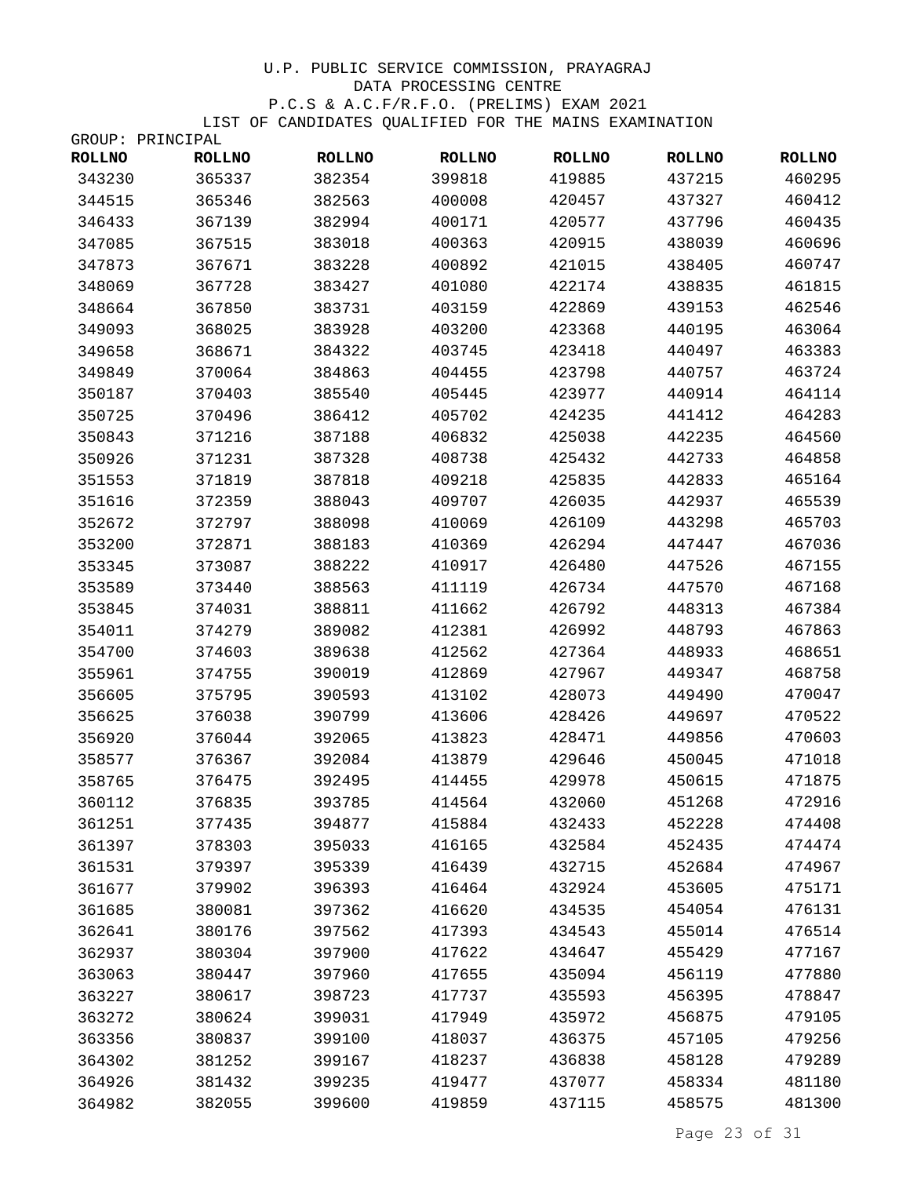U.P. PUBLIC SERVICE COMMISSION, PRAYAGRAJ
DATA PROCESSING CENTRE
P.C.S & A.C.F/R.F.O. (PRELIMS) EXAM 2021
LIST OF CANDIDATES QUALIFIED FOR THE MAINS EXAMINATION

GROUP: PRINCIPAL

| ROLLNO | ROLLNO | ROLLNO | ROLLNO | ROLLNO | ROLLNO | ROLLNO |
|---|---|---|---|---|---|---|
| 343230 | 365337 | 382354 | 399818 | 419885 | 437215 | 460295 |
| 344515 | 365346 | 382563 | 400008 | 420457 | 437327 | 460412 |
| 346433 | 367139 | 382994 | 400171 | 420577 | 437796 | 460435 |
| 347085 | 367515 | 383018 | 400363 | 420915 | 438039 | 460696 |
| 347873 | 367671 | 383228 | 400892 | 421015 | 438405 | 460747 |
| 348069 | 367728 | 383427 | 401080 | 422174 | 438835 | 461815 |
| 348664 | 367850 | 383731 | 403159 | 422869 | 439153 | 462546 |
| 349093 | 368025 | 383928 | 403200 | 423368 | 440195 | 463064 |
| 349658 | 368671 | 384322 | 403745 | 423418 | 440497 | 463383 |
| 349849 | 370064 | 384863 | 404455 | 423798 | 440757 | 463724 |
| 350187 | 370403 | 385540 | 405445 | 423977 | 440914 | 464114 |
| 350725 | 370496 | 386412 | 405702 | 424235 | 441412 | 464283 |
| 350843 | 371216 | 387188 | 406832 | 425038 | 442235 | 464560 |
| 350926 | 371231 | 387328 | 408738 | 425432 | 442733 | 464858 |
| 351553 | 371819 | 387818 | 409218 | 425835 | 442833 | 465164 |
| 351616 | 372359 | 388043 | 409707 | 426035 | 442937 | 465539 |
| 352672 | 372797 | 388098 | 410069 | 426109 | 443298 | 465703 |
| 353200 | 372871 | 388183 | 410369 | 426294 | 447447 | 467036 |
| 353345 | 373087 | 388222 | 410917 | 426480 | 447526 | 467155 |
| 353589 | 373440 | 388563 | 411119 | 426734 | 447570 | 467168 |
| 353845 | 374031 | 388811 | 411662 | 426792 | 448313 | 467384 |
| 354011 | 374279 | 389082 | 412381 | 426992 | 448793 | 467863 |
| 354700 | 374603 | 389638 | 412562 | 427364 | 448933 | 468651 |
| 355961 | 374755 | 390019 | 412869 | 427967 | 449347 | 468758 |
| 356605 | 375795 | 390593 | 413102 | 428073 | 449490 | 470047 |
| 356625 | 376038 | 390799 | 413606 | 428426 | 449697 | 470522 |
| 356920 | 376044 | 392065 | 413823 | 428471 | 449856 | 470603 |
| 358577 | 376367 | 392084 | 413879 | 429646 | 450045 | 471018 |
| 358765 | 376475 | 392495 | 414455 | 429978 | 450615 | 471875 |
| 360112 | 376835 | 393785 | 414564 | 432060 | 451268 | 472916 |
| 361251 | 377435 | 394877 | 415884 | 432433 | 452228 | 474408 |
| 361397 | 378303 | 395033 | 416165 | 432584 | 452435 | 474474 |
| 361531 | 379397 | 395339 | 416439 | 432715 | 452684 | 474967 |
| 361677 | 379902 | 396393 | 416464 | 432924 | 453605 | 475171 |
| 361685 | 380081 | 397362 | 416620 | 434535 | 454054 | 476131 |
| 362641 | 380176 | 397562 | 417393 | 434543 | 455014 | 476514 |
| 362937 | 380304 | 397900 | 417622 | 434647 | 455429 | 477167 |
| 363063 | 380447 | 397960 | 417655 | 435094 | 456119 | 477880 |
| 363227 | 380617 | 398723 | 417737 | 435593 | 456395 | 478847 |
| 363272 | 380624 | 399031 | 417949 | 435972 | 456875 | 479105 |
| 363356 | 380837 | 399100 | 418037 | 436375 | 457105 | 479256 |
| 364302 | 381252 | 399167 | 418237 | 436838 | 458128 | 479289 |
| 364926 | 381432 | 399235 | 419477 | 437077 | 458334 | 481180 |
| 364982 | 382055 | 399600 | 419859 | 437115 | 458575 | 481300 |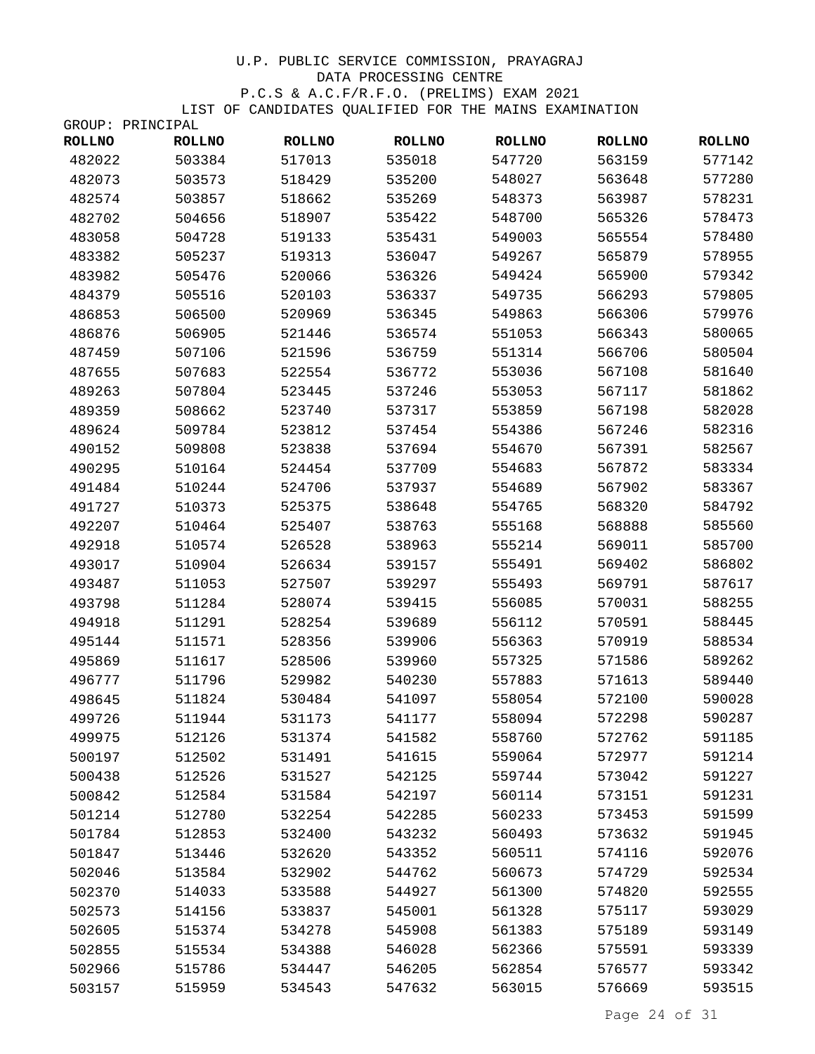U.P. PUBLIC SERVICE COMMISSION, PRAYAGRAJ
DATA PROCESSING CENTRE
P.C.S & A.C.F/R.F.O. (PRELIMS) EXAM 2021
LIST OF CANDIDATES QUALIFIED FOR THE MAINS EXAMINATION

GROUP: PRINCIPAL

| ROLLNO | ROLLNO | ROLLNO | ROLLNO | ROLLNO | ROLLNO | ROLLNO |
|---|---|---|---|---|---|---|
| 482022 | 503384 | 517013 | 535018 | 547720 | 563159 | 577142 |
| 482073 | 503573 | 518429 | 535200 | 548027 | 563648 | 577280 |
| 482574 | 503857 | 518662 | 535269 | 548373 | 563987 | 578231 |
| 482702 | 504656 | 518907 | 535422 | 548700 | 565326 | 578473 |
| 483058 | 504728 | 519133 | 535431 | 549003 | 565554 | 578480 |
| 483382 | 505237 | 519313 | 536047 | 549267 | 565879 | 578955 |
| 483982 | 505476 | 520066 | 536326 | 549424 | 565900 | 579342 |
| 484379 | 505516 | 520103 | 536337 | 549735 | 566293 | 579805 |
| 486853 | 506500 | 520969 | 536345 | 549863 | 566306 | 579976 |
| 486876 | 506905 | 521446 | 536574 | 551053 | 566343 | 580065 |
| 487459 | 507106 | 521596 | 536759 | 551314 | 566706 | 580504 |
| 487655 | 507683 | 522554 | 536772 | 553036 | 567108 | 581640 |
| 489263 | 507804 | 523445 | 537246 | 553053 | 567117 | 581862 |
| 489359 | 508662 | 523740 | 537317 | 553859 | 567198 | 582028 |
| 489624 | 509784 | 523812 | 537454 | 554386 | 567246 | 582316 |
| 490152 | 509808 | 523838 | 537694 | 554670 | 567391 | 582567 |
| 490295 | 510164 | 524454 | 537709 | 554683 | 567872 | 583334 |
| 491484 | 510244 | 524706 | 537937 | 554689 | 567902 | 583367 |
| 491727 | 510373 | 525375 | 538648 | 554765 | 568320 | 584792 |
| 492207 | 510464 | 525407 | 538763 | 555168 | 568888 | 585560 |
| 492918 | 510574 | 526528 | 538963 | 555214 | 569011 | 585700 |
| 493017 | 510904 | 526634 | 539157 | 555491 | 569402 | 586802 |
| 493487 | 511053 | 527507 | 539297 | 555493 | 569791 | 587617 |
| 493798 | 511284 | 528074 | 539415 | 556085 | 570031 | 588255 |
| 494918 | 511291 | 528254 | 539689 | 556112 | 570591 | 588445 |
| 495144 | 511571 | 528356 | 539906 | 556363 | 570919 | 588534 |
| 495869 | 511617 | 528506 | 539960 | 557325 | 571586 | 589262 |
| 496777 | 511796 | 529982 | 540230 | 557883 | 571613 | 589440 |
| 498645 | 511824 | 530484 | 541097 | 558054 | 572100 | 590028 |
| 499726 | 511944 | 531173 | 541177 | 558094 | 572298 | 590287 |
| 499975 | 512126 | 531374 | 541582 | 558760 | 572762 | 591185 |
| 500197 | 512502 | 531491 | 541615 | 559064 | 572977 | 591214 |
| 500438 | 512526 | 531527 | 542125 | 559744 | 573042 | 591227 |
| 500842 | 512584 | 531584 | 542197 | 560114 | 573151 | 591231 |
| 501214 | 512780 | 532254 | 542285 | 560233 | 573453 | 591599 |
| 501784 | 512853 | 532400 | 543232 | 560493 | 573632 | 591945 |
| 501847 | 513446 | 532620 | 543352 | 560511 | 574116 | 592076 |
| 502046 | 513584 | 532902 | 544762 | 560673 | 574729 | 592534 |
| 502370 | 514033 | 533588 | 544927 | 561300 | 574820 | 592555 |
| 502573 | 514156 | 533837 | 545001 | 561328 | 575117 | 593029 |
| 502605 | 515374 | 534278 | 545908 | 561383 | 575189 | 593149 |
| 502855 | 515534 | 534388 | 546028 | 562366 | 575591 | 593339 |
| 502966 | 515786 | 534447 | 546205 | 562854 | 576577 | 593342 |
| 503157 | 515959 | 534543 | 547632 | 563015 | 576669 | 593515 |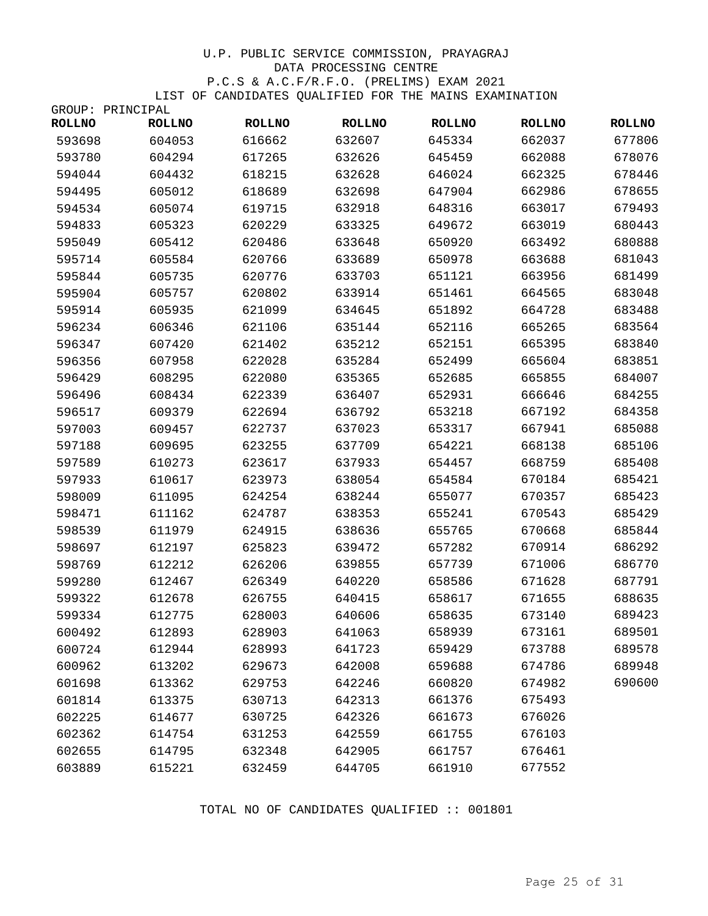U.P. PUBLIC SERVICE COMMISSION, PRAYAGRAJ

DATA PROCESSING CENTRE

P.C.S & A.C.F/R.F.O. (PRELIMS) EXAM 2021

LIST OF CANDIDATES QUALIFIED FOR THE MAINS EXAMINATION

GROUP: PRINCIPAL

| ROLLNO | ROLLNO | ROLLNO | ROLLNO | ROLLNO | ROLLNO | ROLLNO |
|---|---|---|---|---|---|---|
| 593698 | 604053 | 616662 | 632607 | 645334 | 662037 | 677806 |
| 593780 | 604294 | 617265 | 632626 | 645459 | 662088 | 678076 |
| 594044 | 604432 | 618215 | 632628 | 646024 | 662325 | 678446 |
| 594495 | 605012 | 618689 | 632698 | 647904 | 662986 | 678655 |
| 594534 | 605074 | 619715 | 632918 | 648316 | 663017 | 679493 |
| 594833 | 605323 | 620229 | 633325 | 649672 | 663019 | 680443 |
| 595049 | 605412 | 620486 | 633648 | 650920 | 663492 | 680888 |
| 595714 | 605584 | 620766 | 633689 | 650978 | 663688 | 681043 |
| 595844 | 605735 | 620776 | 633703 | 651121 | 663956 | 681499 |
| 595904 | 605757 | 620802 | 633914 | 651461 | 664565 | 683048 |
| 595914 | 605935 | 621099 | 634645 | 651892 | 664728 | 683488 |
| 596234 | 606346 | 621106 | 635144 | 652116 | 665265 | 683564 |
| 596347 | 607420 | 621402 | 635212 | 652151 | 665395 | 683840 |
| 596356 | 607958 | 622028 | 635284 | 652499 | 665604 | 683851 |
| 596429 | 608295 | 622080 | 635365 | 652685 | 665855 | 684007 |
| 596496 | 608434 | 622339 | 636407 | 652931 | 666646 | 684255 |
| 596517 | 609379 | 622694 | 636792 | 653218 | 667192 | 684358 |
| 597003 | 609457 | 622737 | 637023 | 653317 | 667941 | 685088 |
| 597188 | 609695 | 623255 | 637709 | 654221 | 668138 | 685106 |
| 597589 | 610273 | 623617 | 637933 | 654457 | 668759 | 685408 |
| 597933 | 610617 | 623973 | 638054 | 654584 | 670184 | 685421 |
| 598009 | 611095 | 624254 | 638244 | 655077 | 670357 | 685423 |
| 598471 | 611162 | 624787 | 638353 | 655241 | 670543 | 685429 |
| 598539 | 611979 | 624915 | 638636 | 655765 | 670668 | 685844 |
| 598697 | 612197 | 625823 | 639472 | 657282 | 670914 | 686292 |
| 598769 | 612212 | 626206 | 639855 | 657739 | 671006 | 686770 |
| 599280 | 612467 | 626349 | 640220 | 658586 | 671628 | 687791 |
| 599322 | 612678 | 626755 | 640415 | 658617 | 671655 | 688635 |
| 599334 | 612775 | 628003 | 640606 | 658635 | 673140 | 689423 |
| 600492 | 612893 | 628903 | 641063 | 658939 | 673161 | 689501 |
| 600724 | 612944 | 628993 | 641723 | 659429 | 673788 | 689578 |
| 600962 | 613202 | 629673 | 642008 | 659688 | 674786 | 689948 |
| 601698 | 613362 | 629753 | 642246 | 660820 | 674982 | 690600 |
| 601814 | 613375 | 630713 | 642313 | 661376 | 675493 | |
| 602225 | 614677 | 630725 | 642326 | 661673 | 676026 | |
| 602362 | 614754 | 631253 | 642559 | 661755 | 676103 | |
| 602655 | 614795 | 632348 | 642905 | 661757 | 676461 | |
| 603889 | 615221 | 632459 | 644705 | 661910 | 677552 | |

TOTAL NO OF CANDIDATES QUALIFIED :: 001801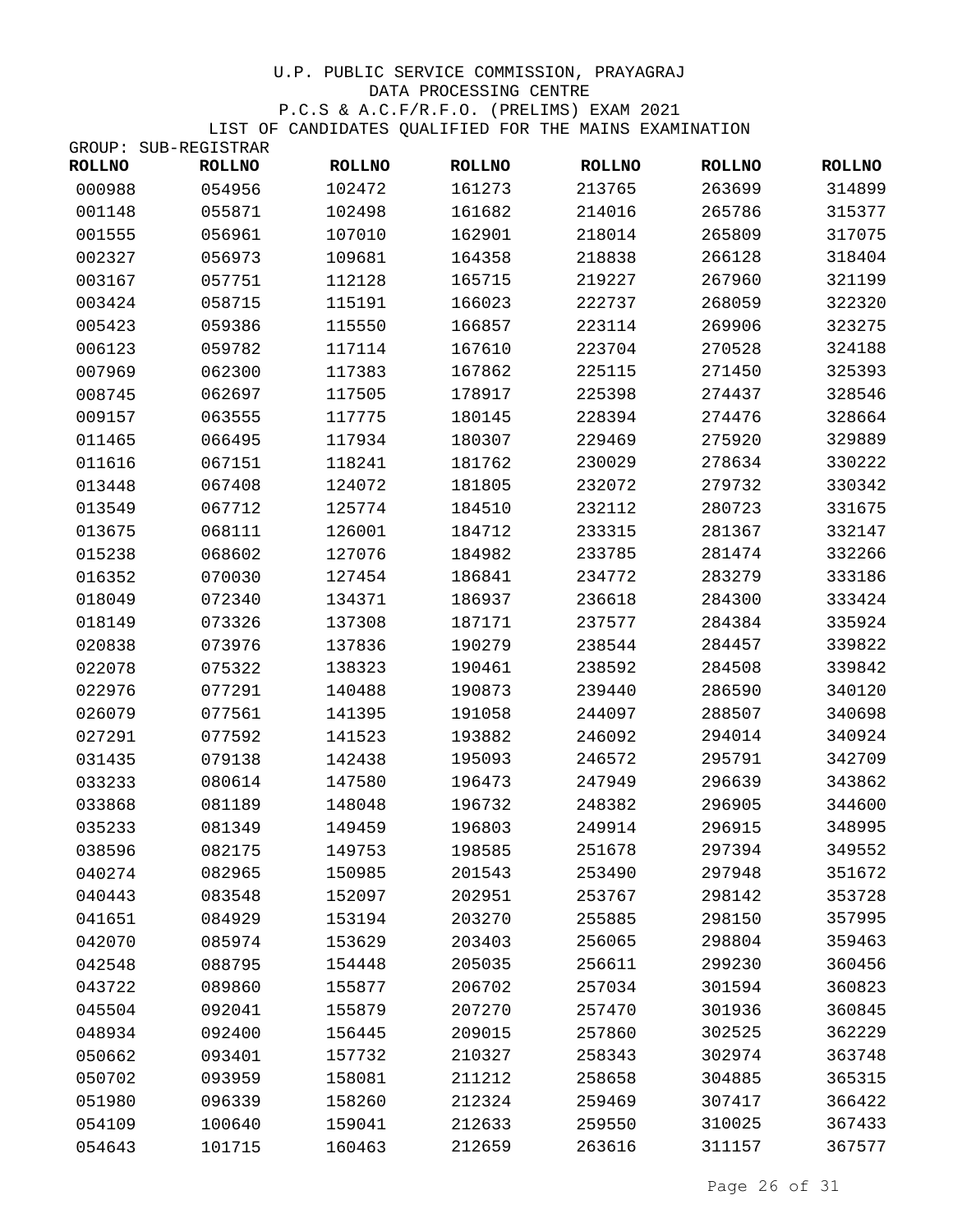U.P. PUBLIC SERVICE COMMISSION, PRAYAGRAJ

DATA PROCESSING CENTRE

P.C.S & A.C.F/R.F.O. (PRELIMS) EXAM 2021

LIST OF CANDIDATES QUALIFIED FOR THE MAINS EXAMINATION

GROUP: SUB-REGISTRAR

| ROLLNO | ROLLNO | ROLLNO | ROLLNO | ROLLNO | ROLLNO | ROLLNO |
|---|---|---|---|---|---|---|
| 000988 | 054956 | 102472 | 161273 | 213765 | 263699 | 314899 |
| 001148 | 055871 | 102498 | 161682 | 214016 | 265786 | 315377 |
| 001555 | 056961 | 107010 | 162901 | 218014 | 265809 | 317075 |
| 002327 | 056973 | 109681 | 164358 | 218838 | 266128 | 318404 |
| 003167 | 057751 | 112128 | 165715 | 219227 | 267960 | 321199 |
| 003424 | 058715 | 115191 | 166023 | 222737 | 268059 | 322320 |
| 005423 | 059386 | 115550 | 166857 | 223114 | 269906 | 323275 |
| 006123 | 059782 | 117114 | 167610 | 223704 | 270528 | 324188 |
| 007969 | 062300 | 117383 | 167862 | 225115 | 271450 | 325393 |
| 008745 | 062697 | 117505 | 178917 | 225398 | 274437 | 328546 |
| 009157 | 063555 | 117775 | 180145 | 228394 | 274476 | 328664 |
| 011465 | 066495 | 117934 | 180307 | 229469 | 275920 | 329889 |
| 011616 | 067151 | 118241 | 181762 | 230029 | 278634 | 330222 |
| 013448 | 067408 | 124072 | 181805 | 232072 | 279732 | 330342 |
| 013549 | 067712 | 125774 | 184510 | 232112 | 280723 | 331675 |
| 013675 | 068111 | 126001 | 184712 | 233315 | 281367 | 332147 |
| 015238 | 068602 | 127076 | 184982 | 233785 | 281474 | 332266 |
| 016352 | 070030 | 127454 | 186841 | 234772 | 283279 | 333186 |
| 018049 | 072340 | 134371 | 186937 | 236618 | 284300 | 333424 |
| 018149 | 073326 | 137308 | 187171 | 237577 | 284384 | 335924 |
| 020838 | 073976 | 137836 | 190279 | 238544 | 284457 | 339822 |
| 022078 | 075322 | 138323 | 190461 | 238592 | 284508 | 339842 |
| 022976 | 077291 | 140488 | 190873 | 239440 | 286590 | 340120 |
| 026079 | 077561 | 141395 | 191058 | 244097 | 288507 | 340698 |
| 027291 | 077592 | 141523 | 193882 | 246092 | 294014 | 340924 |
| 031435 | 079138 | 142438 | 195093 | 246572 | 295791 | 342709 |
| 033233 | 080614 | 147580 | 196473 | 247949 | 296639 | 343862 |
| 033868 | 081189 | 148048 | 196732 | 248382 | 296905 | 344600 |
| 035233 | 081349 | 149459 | 196803 | 249914 | 296915 | 348995 |
| 038596 | 082175 | 149753 | 198585 | 251678 | 297394 | 349552 |
| 040274 | 082965 | 150985 | 201543 | 253490 | 297948 | 351672 |
| 040443 | 083548 | 152097 | 202951 | 253767 | 298142 | 353728 |
| 041651 | 084929 | 153194 | 203270 | 255885 | 298150 | 357995 |
| 042070 | 085974 | 153629 | 203403 | 256065 | 298804 | 359463 |
| 042548 | 088795 | 154448 | 205035 | 256611 | 299230 | 360456 |
| 043722 | 089860 | 155877 | 206702 | 257034 | 301594 | 360823 |
| 045504 | 092041 | 155879 | 207270 | 257470 | 301936 | 360845 |
| 048934 | 092400 | 156445 | 209015 | 257860 | 302525 | 362229 |
| 050662 | 093401 | 157732 | 210327 | 258343 | 302974 | 363748 |
| 050702 | 093959 | 158081 | 211212 | 258658 | 304885 | 365315 |
| 051980 | 096339 | 158260 | 212324 | 259469 | 307417 | 366422 |
| 054109 | 100640 | 159041 | 212633 | 259550 | 310025 | 367433 |
| 054643 | 101715 | 160463 | 212659 | 263616 | 311157 | 367577 |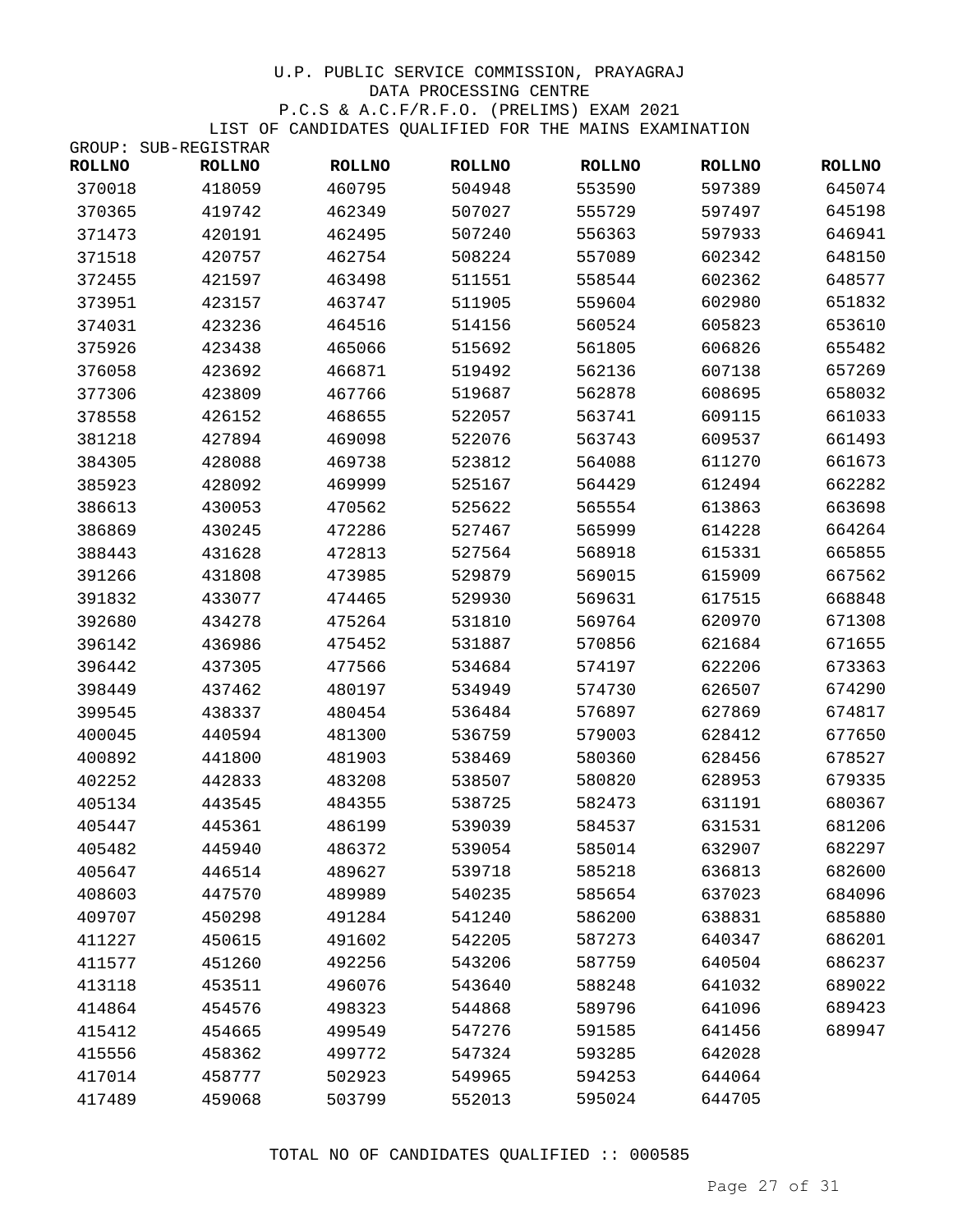U.P. PUBLIC SERVICE COMMISSION, PRAYAGRAJ

DATA PROCESSING CENTRE

P.C.S & A.C.F/R.F.O. (PRELIMS) EXAM 2021

LIST OF CANDIDATES QUALIFIED FOR THE MAINS EXAMINATION

GROUP: SUB-REGISTRAR

| ROLLNO | ROLLNO | ROLLNO | ROLLNO | ROLLNO | ROLLNO | ROLLNO |
|---|---|---|---|---|---|---|
| 370018 | 418059 | 460795 | 504948 | 553590 | 597389 | 645074 |
| 370365 | 419742 | 462349 | 507027 | 555729 | 597497 | 645198 |
| 371473 | 420191 | 462495 | 507240 | 556363 | 597933 | 646941 |
| 371518 | 420757 | 462754 | 508224 | 557089 | 602342 | 648150 |
| 372455 | 421597 | 463498 | 511551 | 558544 | 602362 | 648577 |
| 373951 | 423157 | 463747 | 511905 | 559604 | 602980 | 651832 |
| 374031 | 423236 | 464516 | 514156 | 560524 | 605823 | 653610 |
| 375926 | 423438 | 465066 | 515692 | 561805 | 606826 | 655482 |
| 376058 | 423692 | 466871 | 519492 | 562136 | 607138 | 657269 |
| 377306 | 423809 | 467766 | 519687 | 562878 | 608695 | 658032 |
| 378558 | 426152 | 468655 | 522057 | 563741 | 609115 | 661033 |
| 381218 | 427894 | 469098 | 522076 | 563743 | 609537 | 661493 |
| 384305 | 428088 | 469738 | 523812 | 564088 | 611270 | 661673 |
| 385923 | 428092 | 469999 | 525167 | 564429 | 612494 | 662282 |
| 386613 | 430053 | 470562 | 525622 | 565554 | 613863 | 663698 |
| 386869 | 430245 | 472286 | 527467 | 565999 | 614228 | 664264 |
| 388443 | 431628 | 472813 | 527564 | 568918 | 615331 | 665855 |
| 391266 | 431808 | 473985 | 529879 | 569015 | 615909 | 667562 |
| 391832 | 433077 | 474465 | 529930 | 569631 | 617515 | 668848 |
| 392680 | 434278 | 475264 | 531810 | 569764 | 620970 | 671308 |
| 396142 | 436986 | 475452 | 531887 | 570856 | 621684 | 671655 |
| 396442 | 437305 | 477566 | 534684 | 574197 | 622206 | 673363 |
| 398449 | 437462 | 480197 | 534949 | 574730 | 626507 | 674290 |
| 399545 | 438337 | 480454 | 536484 | 576897 | 627869 | 674817 |
| 400045 | 440594 | 481300 | 536759 | 579003 | 628412 | 677650 |
| 400892 | 441800 | 481903 | 538469 | 580360 | 628456 | 678527 |
| 402252 | 442833 | 483208 | 538507 | 580820 | 628953 | 679335 |
| 405134 | 443545 | 484355 | 538725 | 582473 | 631191 | 680367 |
| 405447 | 445361 | 486199 | 539039 | 584537 | 631531 | 681206 |
| 405482 | 445940 | 486372 | 539054 | 585014 | 632907 | 682297 |
| 405647 | 446514 | 489627 | 539718 | 585218 | 636813 | 682600 |
| 408603 | 447570 | 489989 | 540235 | 585654 | 637023 | 684096 |
| 409707 | 450298 | 491284 | 541240 | 586200 | 638831 | 685880 |
| 411227 | 450615 | 491602 | 542205 | 587273 | 640347 | 686201 |
| 411577 | 451260 | 492256 | 543206 | 587759 | 640504 | 686237 |
| 413118 | 453511 | 496076 | 543640 | 588248 | 641032 | 689022 |
| 414864 | 454576 | 498323 | 544868 | 589796 | 641096 | 689423 |
| 415412 | 454665 | 499549 | 547276 | 591585 | 641456 | 689947 |
| 415556 | 458362 | 499772 | 547324 | 593285 | 642028 | |
| 417014 | 458777 | 502923 | 549965 | 594253 | 644064 | |
| 417489 | 459068 | 503799 | 552013 | 595024 | 644705 | |

TOTAL NO OF CANDIDATES QUALIFIED :: 000585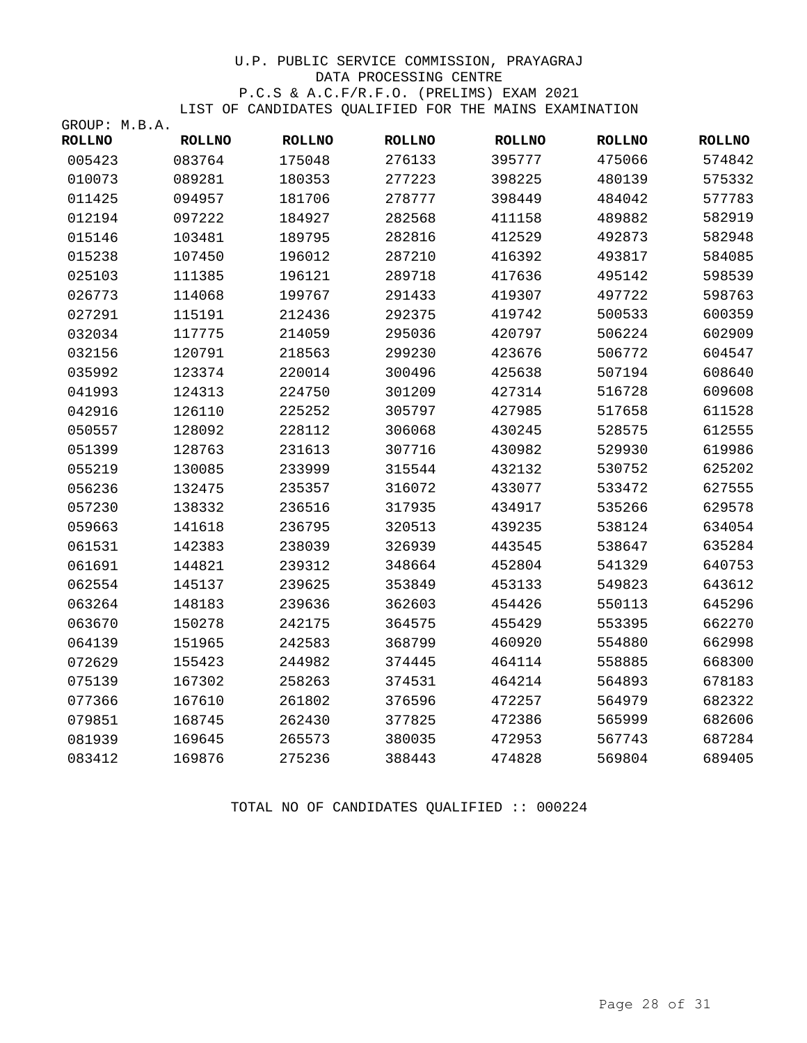U.P. PUBLIC SERVICE COMMISSION, PRAYAGRAJ
DATA PROCESSING CENTRE
P.C.S & A.C.F/R.F.O. (PRELIMS) EXAM 2021
LIST OF CANDIDATES QUALIFIED FOR THE MAINS EXAMINATION

GROUP: M.B.A.

| ROLLNO | ROLLNO | ROLLNO | ROLLNO | ROLLNO | ROLLNO | ROLLNO |
|---|---|---|---|---|---|---|
| 005423 | 083764 | 175048 | 276133 | 395777 | 475066 | 574842 |
| 010073 | 089281 | 180353 | 277223 | 398225 | 480139 | 575332 |
| 011425 | 094957 | 181706 | 278777 | 398449 | 484042 | 577783 |
| 012194 | 097222 | 184927 | 282568 | 411158 | 489882 | 582919 |
| 015146 | 103481 | 189795 | 282816 | 412529 | 492873 | 582948 |
| 015238 | 107450 | 196012 | 287210 | 416392 | 493817 | 584085 |
| 025103 | 111385 | 196121 | 289718 | 417636 | 495142 | 598539 |
| 026773 | 114068 | 199767 | 291433 | 419307 | 497722 | 598763 |
| 027291 | 115191 | 212436 | 292375 | 419742 | 500533 | 600359 |
| 032034 | 117775 | 214059 | 295036 | 420797 | 506224 | 602909 |
| 032156 | 120791 | 218563 | 299230 | 423676 | 506772 | 604547 |
| 035992 | 123374 | 220014 | 300496 | 425638 | 507194 | 608640 |
| 041993 | 124313 | 224750 | 301209 | 427314 | 516728 | 609608 |
| 042916 | 126110 | 225252 | 305797 | 427985 | 517658 | 611528 |
| 050557 | 128092 | 228112 | 306068 | 430245 | 528575 | 612555 |
| 051399 | 128763 | 231613 | 307716 | 430982 | 529930 | 619986 |
| 055219 | 130085 | 233999 | 315544 | 432132 | 530752 | 625202 |
| 056236 | 132475 | 235357 | 316072 | 433077 | 533472 | 627555 |
| 057230 | 138332 | 236516 | 317935 | 434917 | 535266 | 629578 |
| 059663 | 141618 | 236795 | 320513 | 439235 | 538124 | 634054 |
| 061531 | 142383 | 238039 | 326939 | 443545 | 538647 | 635284 |
| 061691 | 144821 | 239312 | 348664 | 452804 | 541329 | 640753 |
| 062554 | 145137 | 239625 | 353849 | 453133 | 549823 | 643612 |
| 063264 | 148183 | 239636 | 362603 | 454426 | 550113 | 645296 |
| 063670 | 150278 | 242175 | 364575 | 455429 | 553395 | 662270 |
| 064139 | 151965 | 242583 | 368799 | 460920 | 554880 | 662998 |
| 072629 | 155423 | 244982 | 374445 | 464114 | 558885 | 668300 |
| 075139 | 167302 | 258263 | 374531 | 464214 | 564893 | 678183 |
| 077366 | 167610 | 261802 | 376596 | 472257 | 564979 | 682322 |
| 079851 | 168745 | 262430 | 377825 | 472386 | 565999 | 682606 |
| 081939 | 169645 | 265573 | 380035 | 472953 | 567743 | 687284 |
| 083412 | 169876 | 275236 | 388443 | 474828 | 569804 | 689405 |

TOTAL NO OF CANDIDATES QUALIFIED :: 000224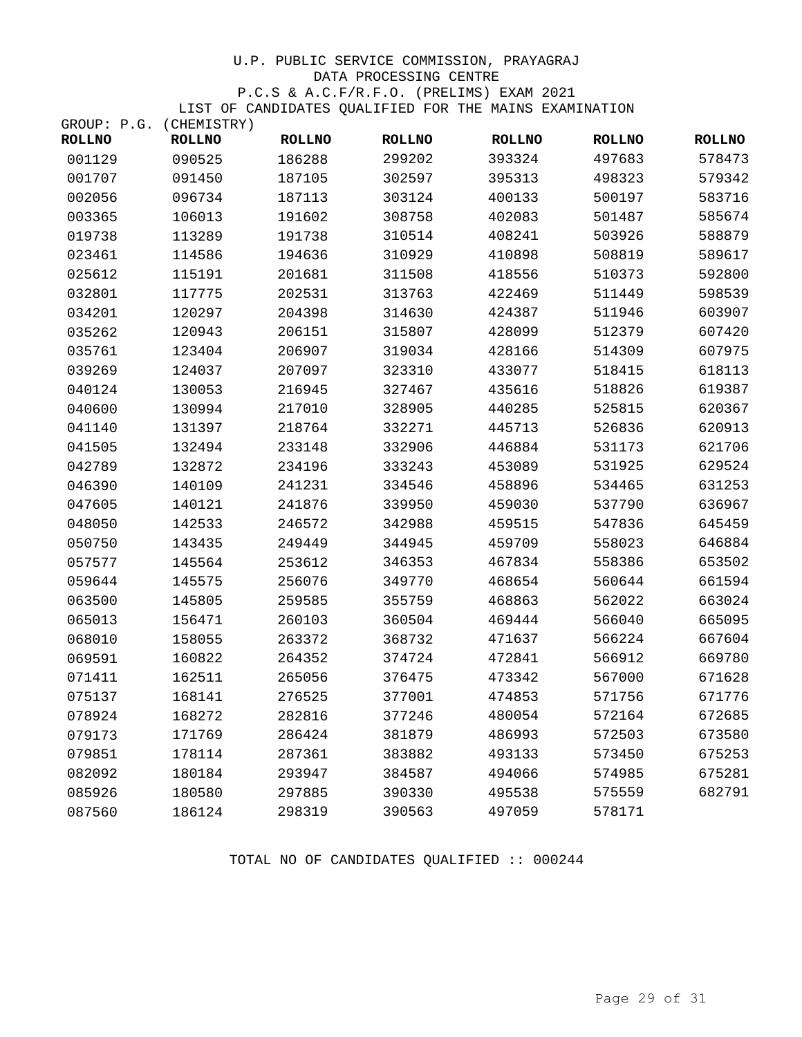U.P. PUBLIC SERVICE COMMISSION, PRAYAGRAJ

DATA PROCESSING CENTRE

P.C.S & A.C.F/R.F.O. (PRELIMS) EXAM 2021

LIST OF CANDIDATES QUALIFIED FOR THE MAINS EXAMINATION

GROUP: P.G. (CHEMISTRY)

| ROLLNO | ROLLNO | ROLLNO | ROLLNO | ROLLNO | ROLLNO | ROLLNO |
|---|---|---|---|---|---|---|
| 001129 | 090525 | 186288 | 299202 | 393324 | 497683 | 578473 |
| 001707 | 091450 | 187105 | 302597 | 395313 | 498323 | 579342 |
| 002056 | 096734 | 187113 | 303124 | 400133 | 500197 | 583716 |
| 003365 | 106013 | 191602 | 308758 | 402083 | 501487 | 585674 |
| 019738 | 113289 | 191738 | 310514 | 408241 | 503926 | 588879 |
| 023461 | 114586 | 194636 | 310929 | 410898 | 508819 | 589617 |
| 025612 | 115191 | 201681 | 311508 | 418556 | 510373 | 592800 |
| 032801 | 117775 | 202531 | 313763 | 422469 | 511449 | 598539 |
| 034201 | 120297 | 204398 | 314630 | 424387 | 511946 | 603907 |
| 035262 | 120943 | 206151 | 315807 | 428099 | 512379 | 607420 |
| 035761 | 123404 | 206907 | 319034 | 428166 | 514309 | 607975 |
| 039269 | 124037 | 207097 | 323310 | 433077 | 518415 | 618113 |
| 040124 | 130053 | 216945 | 327467 | 435616 | 518826 | 619387 |
| 040600 | 130994 | 217010 | 328905 | 440285 | 525815 | 620367 |
| 041140 | 131397 | 218764 | 332271 | 445713 | 526836 | 620913 |
| 041505 | 132494 | 233148 | 332906 | 446884 | 531173 | 621706 |
| 042789 | 132872 | 234196 | 333243 | 453089 | 531925 | 629524 |
| 046390 | 140109 | 241231 | 334546 | 458896 | 534465 | 631253 |
| 047605 | 140121 | 241876 | 339950 | 459030 | 537790 | 636967 |
| 048050 | 142533 | 246572 | 342988 | 459515 | 547836 | 645459 |
| 050750 | 143435 | 249449 | 344945 | 459709 | 558023 | 646884 |
| 057577 | 145564 | 253612 | 346353 | 467834 | 558386 | 653502 |
| 059644 | 145575 | 256076 | 349770 | 468654 | 560644 | 661594 |
| 063500 | 145805 | 259585 | 355759 | 468863 | 562022 | 663024 |
| 065013 | 156471 | 260103 | 360504 | 469444 | 566040 | 665095 |
| 068010 | 158055 | 263372 | 368732 | 471637 | 566224 | 667604 |
| 069591 | 160822 | 264352 | 374724 | 472841 | 566912 | 669780 |
| 071411 | 162511 | 265056 | 376475 | 473342 | 567000 | 671628 |
| 075137 | 168141 | 276525 | 377001 | 474853 | 571756 | 671776 |
| 078924 | 168272 | 282816 | 377246 | 480054 | 572164 | 672685 |
| 079173 | 171769 | 286424 | 381879 | 486993 | 572503 | 673580 |
| 079851 | 178114 | 287361 | 383882 | 493133 | 573450 | 675253 |
| 082092 | 180184 | 293947 | 384587 | 494066 | 574985 | 675281 |
| 085926 | 180580 | 297885 | 390330 | 495538 | 575559 | 682791 |
| 087560 | 186124 | 298319 | 390563 | 497059 | 578171 | |

TOTAL NO OF CANDIDATES QUALIFIED :: 000244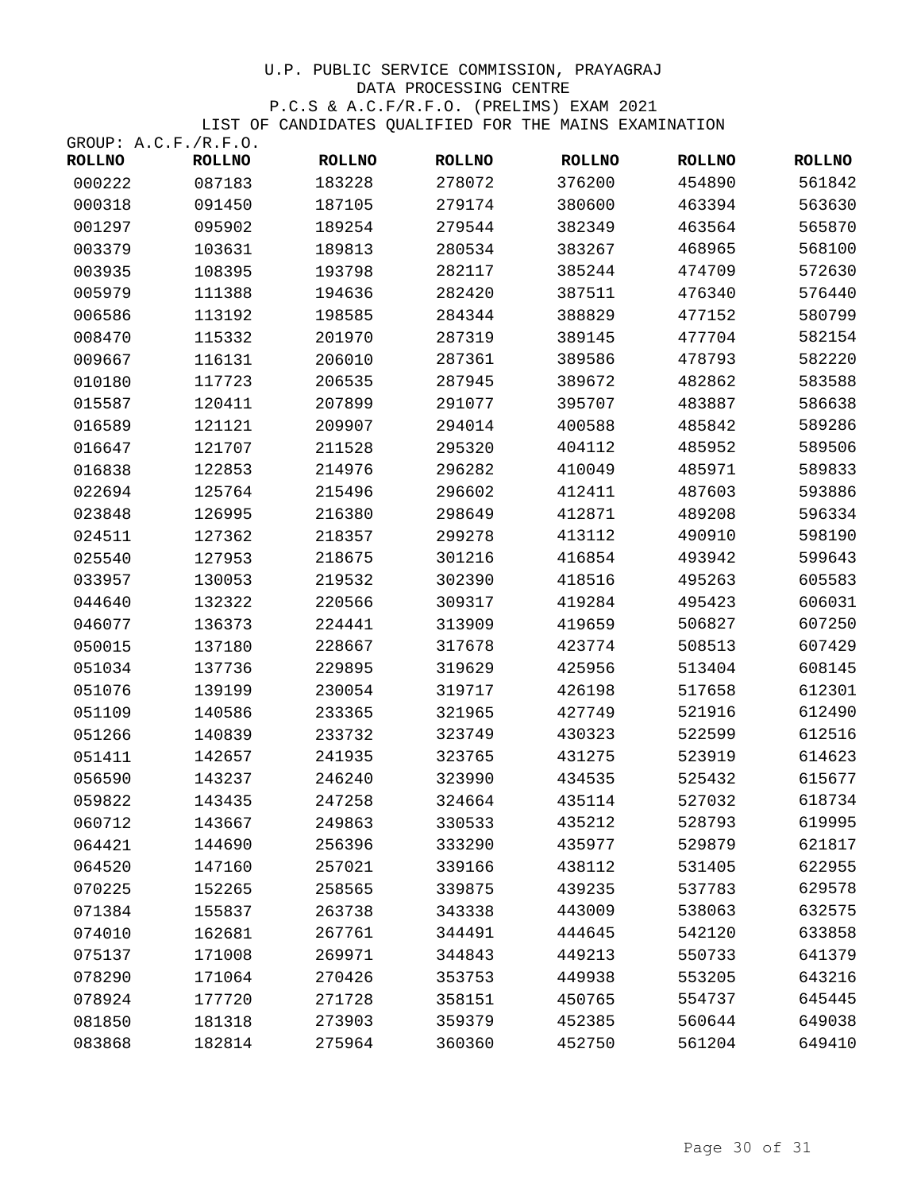U.P. PUBLIC SERVICE COMMISSION, PRAYAGRAJ

DATA PROCESSING CENTRE

P.C.S & A.C.F/R.F.O. (PRELIMS) EXAM 2021

LIST OF CANDIDATES QUALIFIED FOR THE MAINS EXAMINATION

GROUP: A.C.F./R.F.O.

| ROLLNO | ROLLNO | ROLLNO | ROLLNO | ROLLNO | ROLLNO | ROLLNO |
|---|---|---|---|---|---|---|
| 000222 | 087183 | 183228 | 278072 | 376200 | 454890 | 561842 |
| 000318 | 091450 | 187105 | 279174 | 380600 | 463394 | 563630 |
| 001297 | 095902 | 189254 | 279544 | 382349 | 463564 | 565870 |
| 003379 | 103631 | 189813 | 280534 | 383267 | 468965 | 568100 |
| 003935 | 108395 | 193798 | 282117 | 385244 | 474709 | 572630 |
| 005979 | 111388 | 194636 | 282420 | 387511 | 476340 | 576440 |
| 006586 | 113192 | 198585 | 284344 | 388829 | 477152 | 580799 |
| 008470 | 115332 | 201970 | 287319 | 389145 | 477704 | 582154 |
| 009667 | 116131 | 206010 | 287361 | 389586 | 478793 | 582220 |
| 010180 | 117723 | 206535 | 287945 | 389672 | 482862 | 583588 |
| 015587 | 120411 | 207899 | 291077 | 395707 | 483887 | 586638 |
| 016589 | 121121 | 209907 | 294014 | 400588 | 485842 | 589286 |
| 016647 | 121707 | 211528 | 295320 | 404112 | 485952 | 589506 |
| 016838 | 122853 | 214976 | 296282 | 410049 | 485971 | 589833 |
| 022694 | 125764 | 215496 | 296602 | 412411 | 487603 | 593886 |
| 023848 | 126995 | 216380 | 298649 | 412871 | 489208 | 596334 |
| 024511 | 127362 | 218357 | 299278 | 413112 | 490910 | 598190 |
| 025540 | 127953 | 218675 | 301216 | 416854 | 493942 | 599643 |
| 033957 | 130053 | 219532 | 302390 | 418516 | 495263 | 605583 |
| 044640 | 132322 | 220566 | 309317 | 419284 | 495423 | 606031 |
| 046077 | 136373 | 224441 | 313909 | 419659 | 506827 | 607250 |
| 050015 | 137180 | 228667 | 317678 | 423774 | 508513 | 607429 |
| 051034 | 137736 | 229895 | 319629 | 425956 | 513404 | 608145 |
| 051076 | 139199 | 230054 | 319717 | 426198 | 517658 | 612301 |
| 051109 | 140586 | 233365 | 321965 | 427749 | 521916 | 612490 |
| 051266 | 140839 | 233732 | 323749 | 430323 | 522599 | 612516 |
| 051411 | 142657 | 241935 | 323765 | 431275 | 523919 | 614623 |
| 056590 | 143237 | 246240 | 323990 | 434535 | 525432 | 615677 |
| 059822 | 143435 | 247258 | 324664 | 435114 | 527032 | 618734 |
| 060712 | 143667 | 249863 | 330533 | 435212 | 528793 | 619995 |
| 064421 | 144690 | 256396 | 333290 | 435977 | 529879 | 621817 |
| 064520 | 147160 | 257021 | 339166 | 438112 | 531405 | 622955 |
| 070225 | 152265 | 258565 | 339875 | 439235 | 537783 | 629578 |
| 071384 | 155837 | 263738 | 343338 | 443009 | 538063 | 632575 |
| 074010 | 162681 | 267761 | 344491 | 444645 | 542120 | 633858 |
| 075137 | 171008 | 269971 | 344843 | 449213 | 550733 | 641379 |
| 078290 | 171064 | 270426 | 353753 | 449938 | 553205 | 643216 |
| 078924 | 177720 | 271728 | 358151 | 450765 | 554737 | 645445 |
| 081850 | 181318 | 273903 | 359379 | 452385 | 560644 | 649038 |
| 083868 | 182814 | 275964 | 360360 | 452750 | 561204 | 649410 |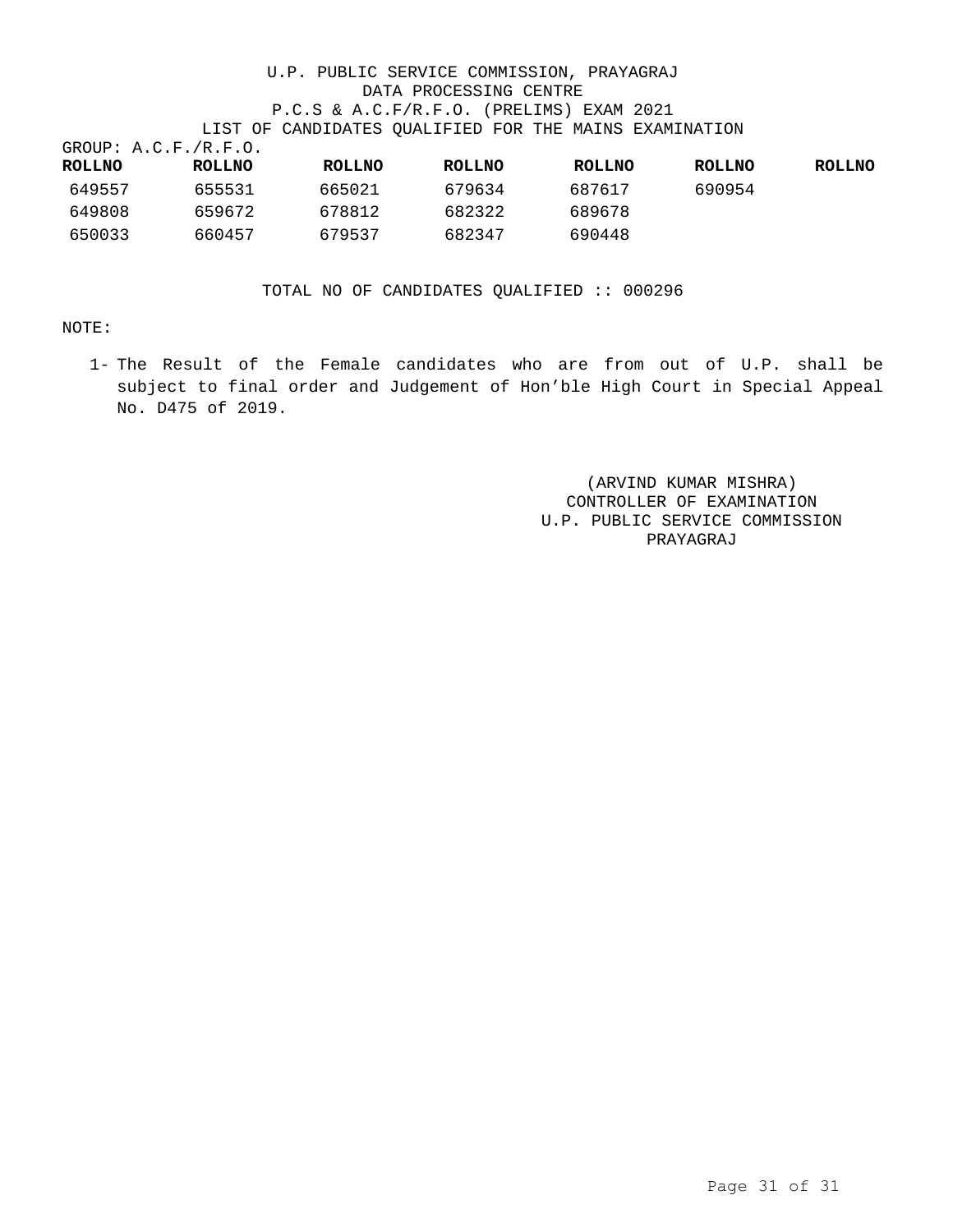U.P. PUBLIC SERVICE COMMISSION, PRAYAGRAJ
DATA PROCESSING CENTRE
P.C.S & A.C.F/R.F.O. (PRELIMS) EXAM 2021
LIST OF CANDIDATES QUALIFIED FOR THE MAINS EXAMINATION

GROUP: A.C.F./R.F.O.

| **ROLLNO** | **ROLLNO** | **ROLLNO** | **ROLLNO** | **ROLLNO** | **ROLLNO** | **ROLLNO** |
|---|---|---|---|---|---|---|
| 649557 | 655531 | 665021 | 679634 | 687617 | 690954 | |
| 649808 | 659672 | 678812 | 682322 | 689678 | | |
| 650033 | 660457 | 679537 | 682347 | 690448 | | |

TOTAL NO OF CANDIDATES QUALIFIED :: 000296

NOTE:

1- The Result of the Female candidates who are from out of U.P. shall be subject to final order and Judgement of Hon'ble High Court in Special Appeal No. D475 of 2019.

(ARVIND KUMAR MISHRA)
CONTROLLER OF EXAMINATION
U.P. PUBLIC SERVICE COMMISSION
PRAYAGRAJ